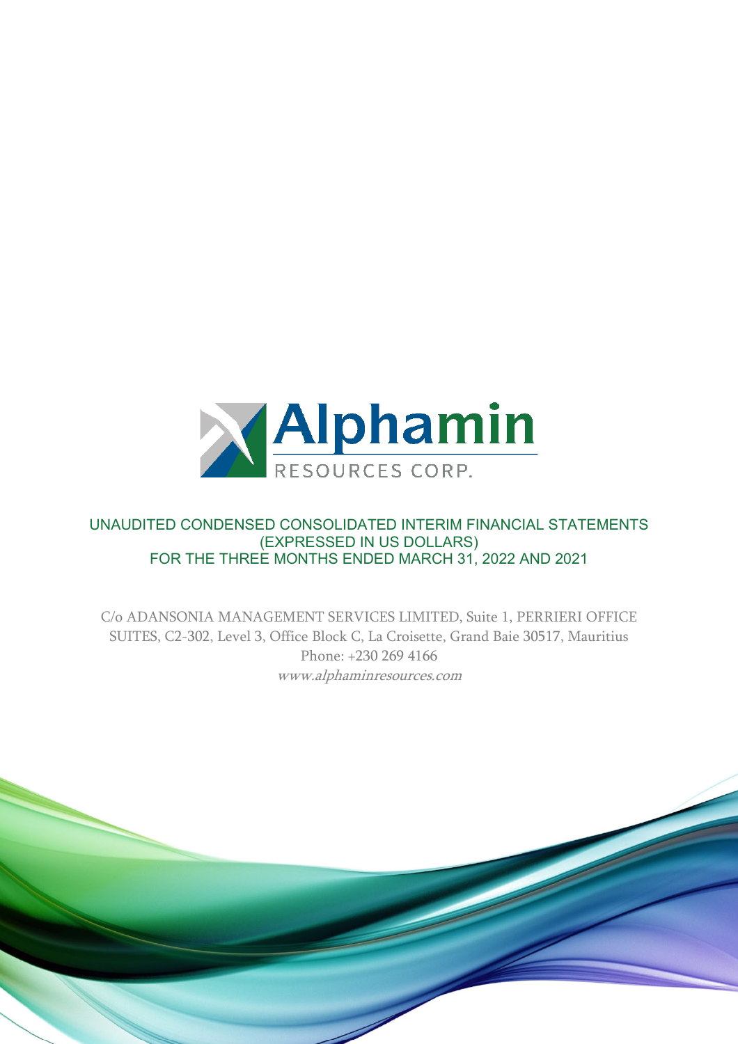Alphamin

RESOURCES CORP.

UNAUDITED CONDENSED CONSOLIDATED INTERIM FINANCIAL STATEMENTS
(EXPRESSED IN US DOLLARS)
FOR THE THREE MONTHS ENDED MARCH 31, 2022 AND 2021

C/o ADANSONIA MANAGEMENT SERVICES LIMITED, Suite 1, PERRIERI OFFICE SUITES, C2-302, Level 3, Office Block C, La Croisette, Grand Baie 30517, Mauritius
Phone: +230 269 4166
*www.alphaminresources.com*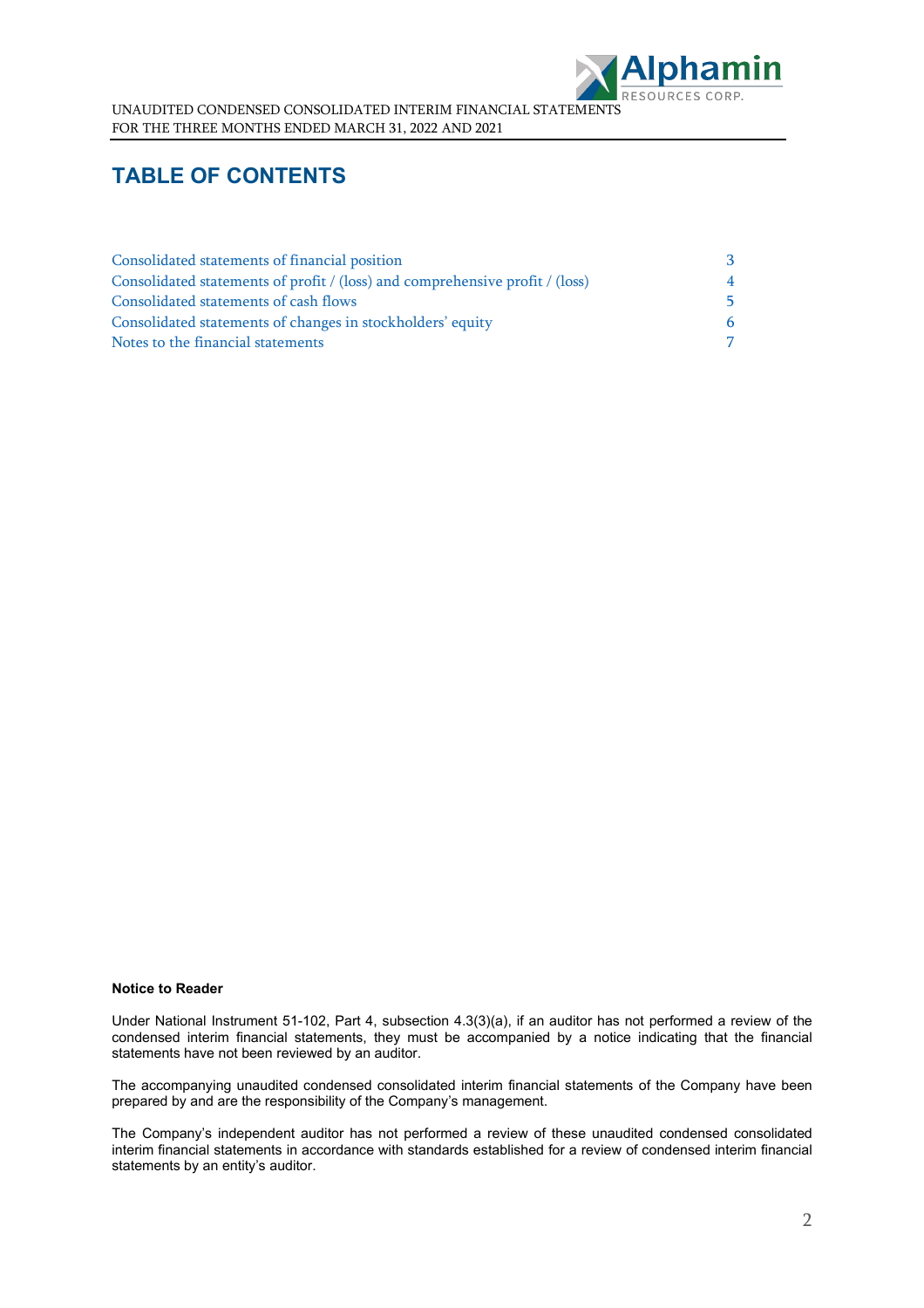# TABLE OF CONTENTS

| | |
|---|---|
| Consolidated statements of financial position | 3 |
| Consolidated statements of profit / (loss) and comprehensive profit / (loss) | 4 |
| Consolidated statements of cash flows | 5 |
| Consolidated statements of changes in stockholders' equity | 6 |
| Notes to the financial statements | 7 |

**Notice to Reader**

Under National Instrument 51-102, Part 4, subsection 4.3(3)(a), if an auditor has not performed a review of the condensed interim financial statements, they must be accompanied by a notice indicating that the financial statements have not been reviewed by an auditor.

The accompanying unaudited condensed consolidated interim financial statements of the Company have been prepared by and are the responsibility of the Company's management.

The Company's independent auditor has not performed a review of these unaudited condensed consolidated interim financial statements in accordance with standards established for a review of condensed interim financial statements by an entity's auditor.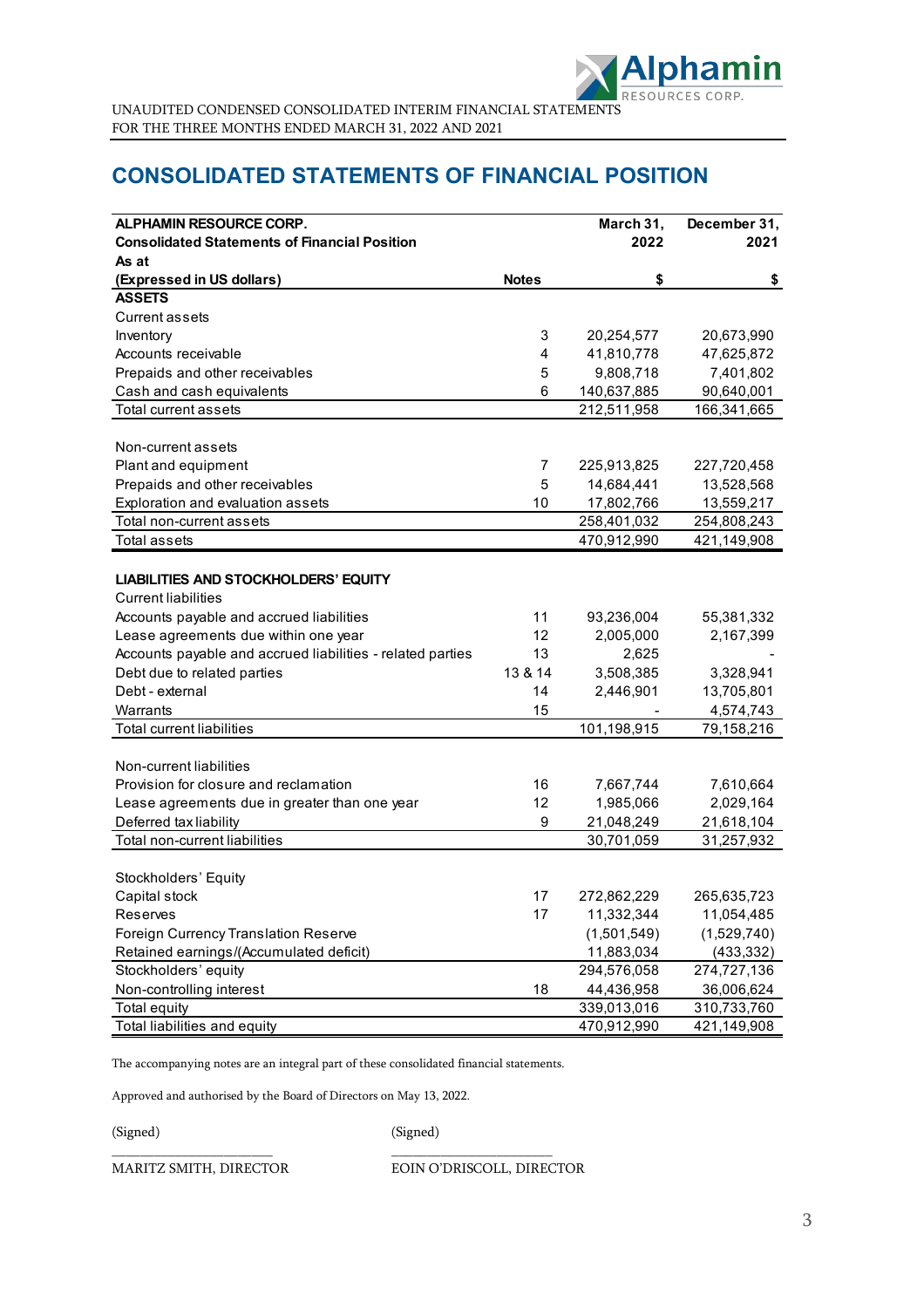# CONSOLIDATED STATEMENTS OF FINANCIAL POSITION

| ALPHAMIN RESOURCE CORP.<br>Consolidated Statements of Financial Position<br>As at<br>(Expressed in US dollars) | Notes | March 31, 2022<br>$ | December 31, 2021<br>$ |
|---|---|---|---|
| **ASSETS** | | | |
| Current assets | | | |
| Inventory | 3 | 20,254,577 | 20,673,990 |
| Accounts receivable | 4 | 41,810,778 | 47,625,872 |
| Prepaids and other receivables | 5 | 9,808,718 | 7,401,802 |
| Cash and cash equivalents | 6 | 140,637,885 | 90,640,001 |
| Total current assets | | 212,511,958 | 166,341,665 |
| | | | |
| Non-current assets | | | |
| Plant and equipment | 7 | 225,913,825 | 227,720,458 |
| Prepaids and other receivables | 5 | 14,684,441 | 13,528,568 |
| Exploration and evaluation assets | 10 | 17,802,766 | 13,559,217 |
| Total non-current assets | | 258,401,032 | 254,808,243 |
| Total assets | | 470,912,990 | 421,149,908 |
| | | | |
| **LIABILITIES AND STOCKHOLDERS' EQUITY** | | | |
| Current liabilities | | | |
| Accounts payable and accrued liabilities | 11 | 93,236,004 | 55,381,332 |
| Lease agreements due within one year | 12 | 2,005,000 | 2,167,399 |
| Accounts payable and accrued liabilities - related parties | 13 | 2,625 | - |
| Debt due to related parties | 13 & 14 | 3,508,385 | 3,328,941 |
| Debt - external | 14 | 2,446,901 | 13,705,801 |
| Warrants | 15 | - | 4,574,743 |
| Total current liabilities | | 101,198,915 | 79,158,216 |
| | | | |
| Non-current liabilities | | | |
| Provision for closure and reclamation | 16 | 7,667,744 | 7,610,664 |
| Lease agreements due in greater than one year | 12 | 1,985,066 | 2,029,164 |
| Deferred tax liability | 9 | 21,048,249 | 21,618,104 |
| Total non-current liabilities | | 30,701,059 | 31,257,932 |
| | | | |
| Stockholders' Equity | | | |
| Capital stock | 17 | 272,862,229 | 265,635,723 |
| Reserves | 17 | 11,332,344 | 11,054,485 |
| Foreign Currency Translation Reserve | | (1,501,549) | (1,529,740) |
| Retained earnings/(Accumulated deficit) | | 11,883,034 | (433,332) |
| Stockholders' equity | | 294,576,058 | 274,727,136 |
| Non-controlling interest | 18 | 44,436,958 | 36,006,624 |
| Total equity | | 339,013,016 | 310,733,760 |
| Total liabilities and equity | | 470,912,990 | 421,149,908 |

The accompanying notes are an integral part of these consolidated financial statements.

Approved and authorised by the Board of Directors on May 13, 2022.

| (Signed) | (Signed) |
|---|---|
| MARITZ SMITH, DIRECTOR | EOIN O'DRISCOLL, DIRECTOR |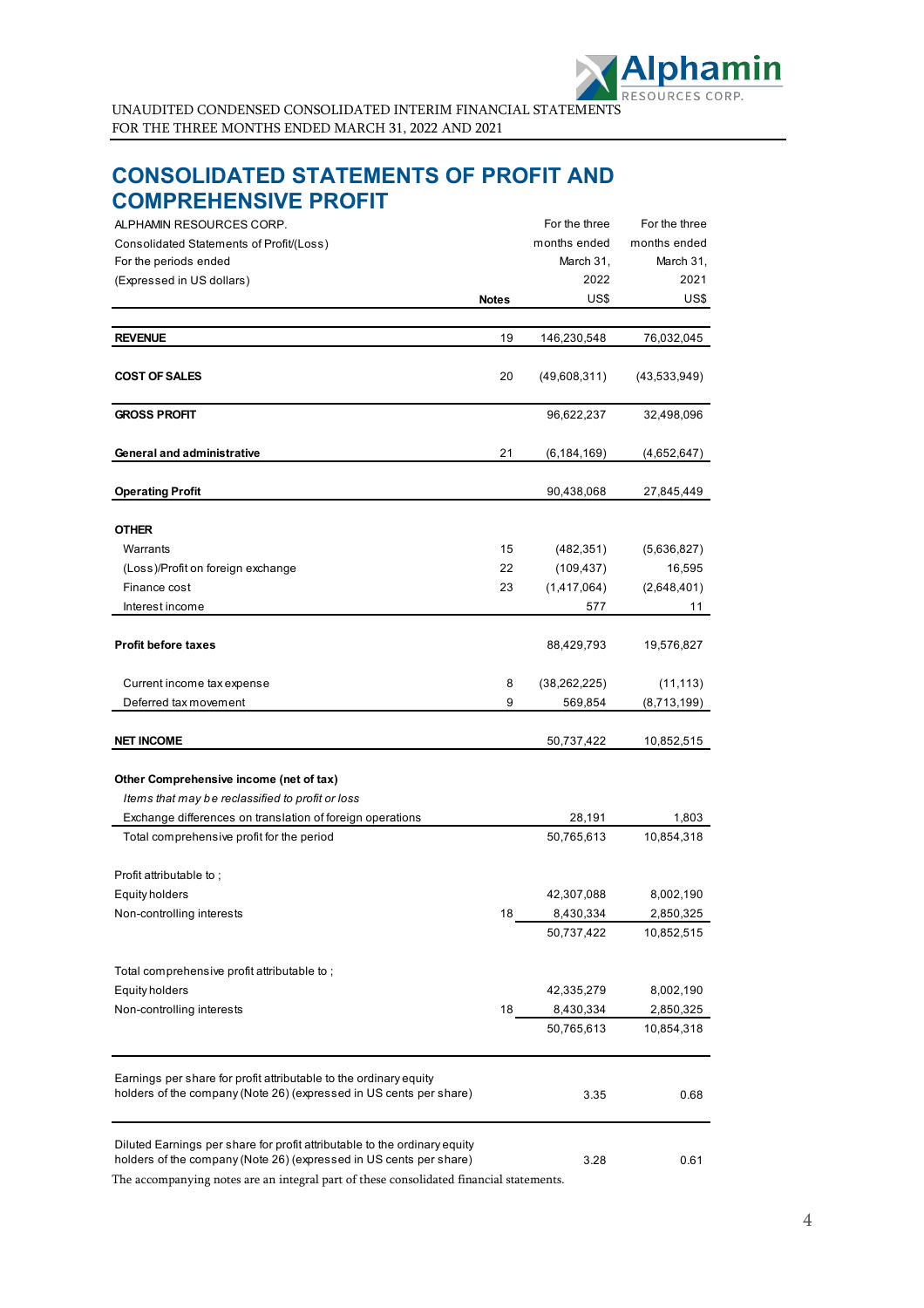UNAUDITED CONDENSED CONSOLIDATED INTERIM FINANCIAL STATEMENTS
FOR THE THREE MONTHS ENDED MARCH 31, 2022 AND 2021

# CONSOLIDATED STATEMENTS OF PROFIT AND COMPREHENSIVE PROFIT

| ALPHAMIN RESOURCES CORP.<br>Consolidated Statements of Profit/(Loss)<br>For the periods ended<br>(Expressed in US dollars) | Notes | For the three months ended March 31, 2022<br>US$ | For the three months ended March 31, 2021<br>US$ |
|---|---|---|---|
| **REVENUE** | 19 | 146,230,548 | 76,032,045 |
| **COST OF SALES** | 20 | (49,608,311) | (43,533,949) |
| **GROSS PROFIT** | | 96,622,237 | 32,498,096 |
| **General and administrative** | 21 | (6,184,169) | (4,652,647) |
| **Operating Profit** | | 90,438,068 | 27,845,449 |
| **OTHER** | | | |
| Warrants | 15 | (482,351) | (5,636,827) |
| (Loss)/Profit on foreign exchange | 22 | (109,437) | 16,595 |
| Finance cost | 23 | (1,417,064) | (2,648,401) |
| Interest income | | 577 | 11 |
| **Profit before taxes** | | 88,429,793 | 19,576,827 |
| Current income tax expense | 8 | (38,262,225) | (11,113) |
| Deferred tax movement | 9 | 569,854 | (8,713,199) |
| **NET INCOME** | | 50,737,422 | 10,852,515 |
| **Other Comprehensive income (net of tax)** | | | |
| *Items that may be reclassified to profit or loss* | | | |
| Exchange differences on translation of foreign operations | | 28,191 | 1,803 |
| Total comprehensive profit for the period | | 50,765,613 | 10,854,318 |
| Profit attributable to ; | | | |
| Equity holders | | 42,307,088 | 8,002,190 |
| Non-controlling interests | 18 | 8,430,334 | 2,850,325 |
| | | 50,737,422 | 10,852,515 |
| Total comprehensive profit attributable to ; | | | |
| Equity holders | | 42,335,279 | 8,002,190 |
| Non-controlling interests | 18 | 8,430,334 | 2,850,325 |
| | | 50,765,613 | 10,854,318 |
| Earnings per share for profit attributable to the ordinary equity holders of the company (Note 26) (expressed in US cents per share) | | 3.35 | 0.68 |
| Diluted Earnings per share for profit attributable to the ordinary equity holders of the company (Note 26) (expressed in US cents per share) | | 3.28 | 0.61 |

The accompanying notes are an integral part of these consolidated financial statements.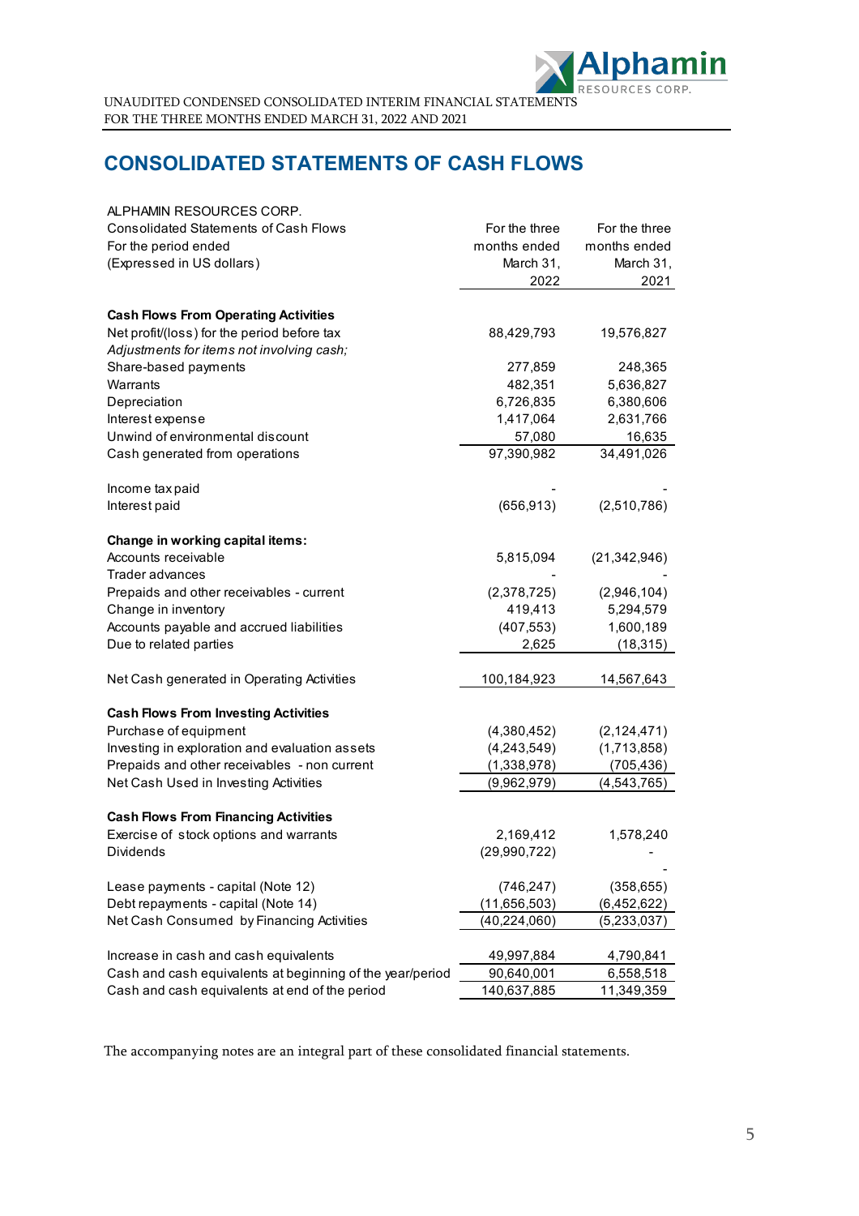# CONSOLIDATED STATEMENTS OF CASH FLOWS

| ALPHAMIN RESOURCES CORP.<br>Consolidated Statements of Cash Flows<br>For the period ended<br>(Expressed in US dollars) | For the three months ended March 31, 2022 | For the three months ended March 31, 2021 |
|---|---|---|
| **Cash Flows From Operating Activities** | | |
| Net profit/(loss) for the period before tax | 88,429,793 | 19,576,827 |
| *Adjustments for items not involving cash;* | | |
| Share-based payments | 277,859 | 248,365 |
| Warrants | 482,351 | 5,636,827 |
| Depreciation | 6,726,835 | 6,380,606 |
| Interest expense | 1,417,064 | 2,631,766 |
| Unwind of environmental discount | 57,080 | 16,635 |
| Cash generated from operations | 97,390,982 | 34,491,026 |
| | | |
| Income tax paid | - | - |
| Interest paid | (656,913) | (2,510,786) |
| | | |
| **Change in working capital items:** | | |
| Accounts receivable | 5,815,094 | (21,342,946) |
| Trader advances | - | - |
| Prepaids and other receivables - current | (2,378,725) | (2,946,104) |
| Change in inventory | 419,413 | 5,294,579 |
| Accounts payable and accrued liabilities | (407,553) | 1,600,189 |
| Due to related parties | 2,625 | (18,315) |
| | | |
| Net Cash generated in Operating Activities | 100,184,923 | 14,567,643 |
| | | |
| **Cash Flows From Investing Activities** | | |
| Purchase of equipment | (4,380,452) | (2,124,471) |
| Investing in exploration and evaluation assets | (4,243,549) | (1,713,858) |
| Prepaids and other receivables - non current | (1,338,978) | (705,436) |
| Net Cash Used in Investing Activities | (9,962,979) | (4,543,765) |
| | | |
| **Cash Flows From Financing Activities** | | |
| Exercise of stock options and warrants | 2,169,412 | 1,578,240 |
| Dividends | (29,990,722) | - |
| | | |
| Lease payments - capital (Note 12) | (746,247) | (358,655) |
| Debt repayments - capital (Note 14) | (11,656,503) | (6,452,622) |
| Net Cash Consumed by Financing Activities | (40,224,060) | (5,233,037) |
| | | |
| Increase in cash and cash equivalents | 49,997,884 | 4,790,841 |
| Cash and cash equivalents at beginning of the year/period | 90,640,001 | 6,558,518 |
| Cash and cash equivalents at end of the period | 140,637,885 | 11,349,359 |

The accompanying notes are an integral part of these consolidated financial statements.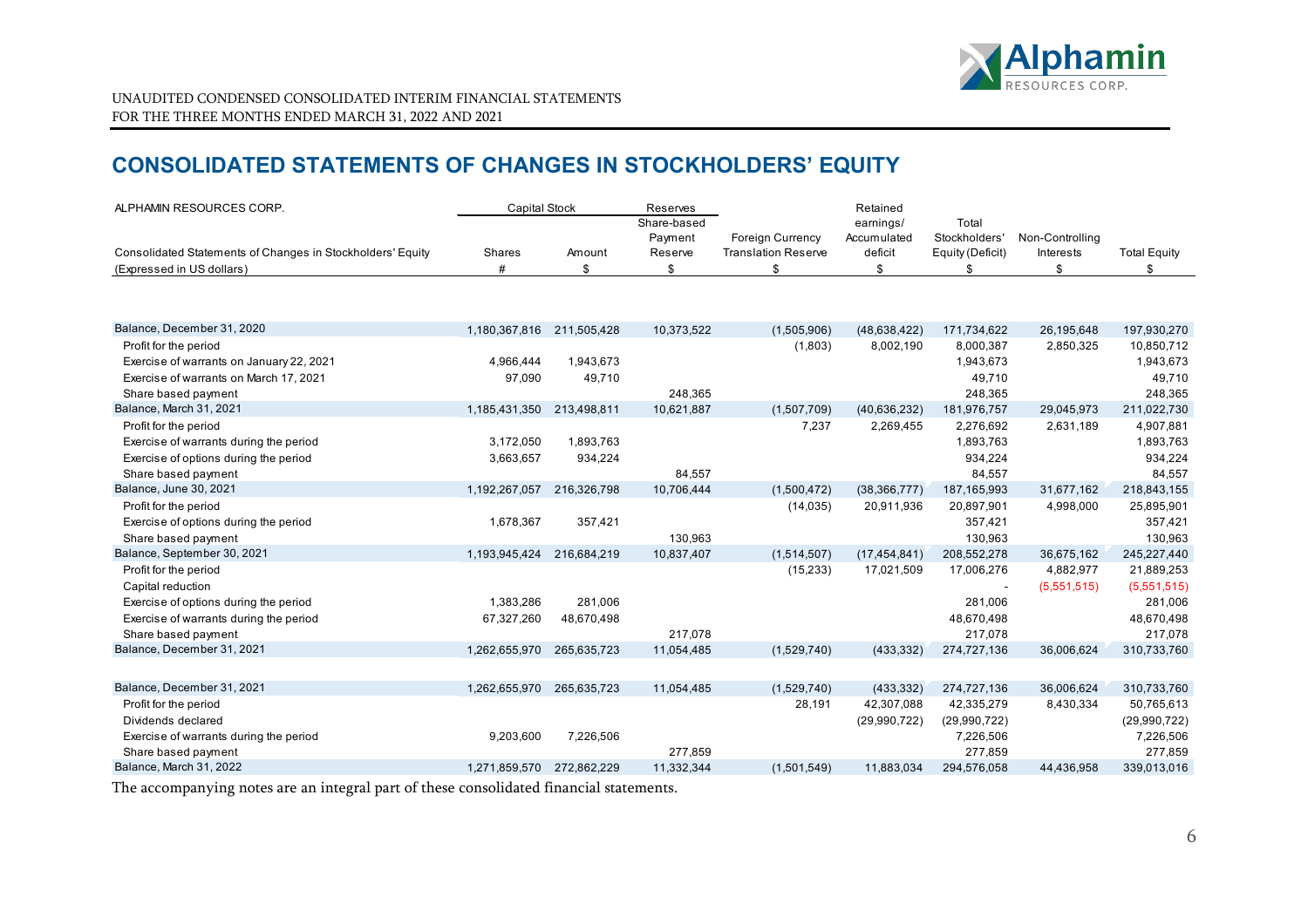UNAUDITED CONDENSED CONSOLIDATED INTERIM FINANCIAL STATEMENTS
FOR THE THREE MONTHS ENDED MARCH 31, 2022 AND 2021

# CONSOLIDATED STATEMENTS OF CHANGES IN STOCKHOLDERS' EQUITY

| ALPHAMIN RESOURCES CORP. | Capital Stock | | Reserves | | | | | |
|---|---|---|---|---|---|---|---|---|
| Consolidated Statements of Changes in Stockholders' Equity | Shares | Amount | Share-based Payment Reserve | Foreign Currency Translation Reserve | Retained earnings/ Accumulated deficit | Total Stockholders' Equity (Deficit) | Non-Controlling Interests | Total Equity |
| (Expressed in US dollars) | # | $ | $ | $ | $ | $ | $ | $ |
| Balance, December 31, 2020 | 1,180,367,816 | 211,505,428 | 10,373,522 | (1,505,906) | (48,638,422) | 171,734,622 | 26,195,648 | 197,930,270 |
| Profit for the period | | | | (1,803) | 8,002,190 | 8,000,387 | 2,850,325 | 10,850,712 |
| Exercise of warrants on January 22, 2021 | 4,966,444 | 1,943,673 | | | | 1,943,673 | | 1,943,673 |
| Exercise of warrants on March 17, 2021 | 97,090 | 49,710 | | | | 49,710 | | 49,710 |
| Share based payment | | | 248,365 | | | 248,365 | | 248,365 |
| Balance, March 31, 2021 | 1,185,431,350 | 213,498,811 | 10,621,887 | (1,507,709) | (40,636,232) | 181,976,757 | 29,045,973 | 211,022,730 |
| Profit for the period | | | | 7,237 | 2,269,455 | 2,276,692 | 2,631,189 | 4,907,881 |
| Exercise of warrants during the period | 3,172,050 | 1,893,763 | | | | 1,893,763 | | 1,893,763 |
| Exercise of options during the period | 3,663,657 | 934,224 | | | | 934,224 | | 934,224 |
| Share based payment | | | 84,557 | | | 84,557 | | 84,557 |
| Balance, June 30, 2021 | 1,192,267,057 | 216,326,798 | 10,706,444 | (1,500,472) | (38,366,777) | 187,165,993 | 31,677,162 | 218,843,155 |
| Profit for the period | | | | (14,035) | 20,911,936 | 20,897,901 | 4,998,000 | 25,895,901 |
| Exercise of options during the period | 1,678,367 | 357,421 | | | | 357,421 | | 357,421 |
| Share based payment | | | 130,963 | | | 130,963 | | 130,963 |
| Balance, September 30, 2021 | 1,193,945,424 | 216,684,219 | 10,837,407 | (1,514,507) | (17,454,841) | 208,552,278 | 36,675,162 | 245,227,440 |
| Profit for the period | | | | (15,233) | 17,021,509 | 17,006,276 | 4,882,977 | 21,889,253 |
| Capital reduction | | | | | | - | (5,551,515) | (5,551,515) |
| Exercise of options during the period | 1,383,286 | 281,006 | | | | 281,006 | | 281,006 |
| Exercise of warrants during the period | 67,327,260 | 48,670,498 | | | | 48,670,498 | | 48,670,498 |
| Share based payment | | | 217,078 | | | 217,078 | | 217,078 |
| Balance, December 31, 2021 | 1,262,655,970 | 265,635,723 | 11,054,485 | (1,529,740) | (433,332) | 274,727,136 | 36,006,624 | 310,733,760 |
| | | | | | | | | |
| Balance, December 31, 2021 | 1,262,655,970 | 265,635,723 | 11,054,485 | (1,529,740) | (433,332) | 274,727,136 | 36,006,624 | 310,733,760 |
| Profit for the period | | | | 28,191 | 42,307,088 | 42,335,279 | 8,430,334 | 50,765,613 |
| Dividends declared | | | | | (29,990,722) | (29,990,722) | | (29,990,722) |
| Exercise of warrants during the period | 9,203,600 | 7,226,506 | | | | 7,226,506 | | 7,226,506 |
| Share based payment | | | 277,859 | | | 277,859 | | 277,859 |
| Balance, March 31, 2022 | 1,271,859,570 | 272,862,229 | 11,332,344 | (1,501,549) | 11,883,034 | 294,576,058 | 44,436,958 | 339,013,016 |

The accompanying notes are an integral part of these consolidated financial statements.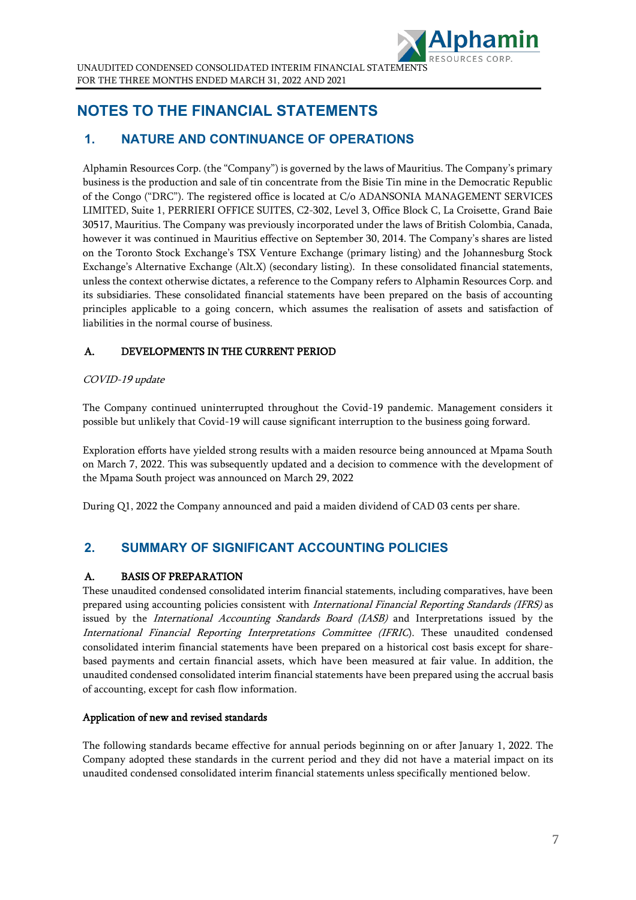# NOTES TO THE FINANCIAL STATEMENTS

## 1. NATURE AND CONTINUANCE OF OPERATIONS

Alphamin Resources Corp. (the "Company") is governed by the laws of Mauritius. The Company's primary business is the production and sale of tin concentrate from the Bisie Tin mine in the Democratic Republic of the Congo ("DRC"). The registered office is located at C/o ADANSONIA MANAGEMENT SERVICES LIMITED, Suite 1, PERRIERI OFFICE SUITES, C2-302, Level 3, Office Block C, La Croisette, Grand Baie 30517, Mauritius. The Company was previously incorporated under the laws of British Colombia, Canada, however it was continued in Mauritius effective on September 30, 2014. The Company's shares are listed on the Toronto Stock Exchange's TSX Venture Exchange (primary listing) and the Johannesburg Stock Exchange's Alternative Exchange (Alt.X) (secondary listing). In these consolidated financial statements, unless the context otherwise dictates, a reference to the Company refers to Alphamin Resources Corp. and its subsidiaries. These consolidated financial statements have been prepared on the basis of accounting principles applicable to a going concern, which assumes the realisation of assets and satisfaction of liabilities in the normal course of business.

### A. DEVELOPMENTS IN THE CURRENT PERIOD

*COVID-19 update*

The Company continued uninterrupted throughout the Covid-19 pandemic. Management considers it possible but unlikely that Covid-19 will cause significant interruption to the business going forward.

Exploration efforts have yielded strong results with a maiden resource being announced at Mpama South on March 7, 2022. This was subsequently updated and a decision to commence with the development of the Mpama South project was announced on March 29, 2022

During Q1, 2022 the Company announced and paid a maiden dividend of CAD 03 cents per share.

## 2. SUMMARY OF SIGNIFICANT ACCOUNTING POLICIES

### A. BASIS OF PREPARATION

These unaudited condensed consolidated interim financial statements, including comparatives, have been prepared using accounting policies consistent with *International Financial Reporting Standards (IFRS)* as issued by the *International Accounting Standards Board (IASB)* and Interpretations issued by the *International Financial Reporting Interpretations Committee (IFRIC*). These unaudited condensed consolidated interim financial statements have been prepared on a historical cost basis except for share-based payments and certain financial assets, which have been measured at fair value. In addition, the unaudited condensed consolidated interim financial statements have been prepared using the accrual basis of accounting, except for cash flow information.

**Application of new and revised standards**

The following standards became effective for annual periods beginning on or after January 1, 2022. The Company adopted these standards in the current period and they did not have a material impact on its unaudited condensed consolidated interim financial statements unless specifically mentioned below.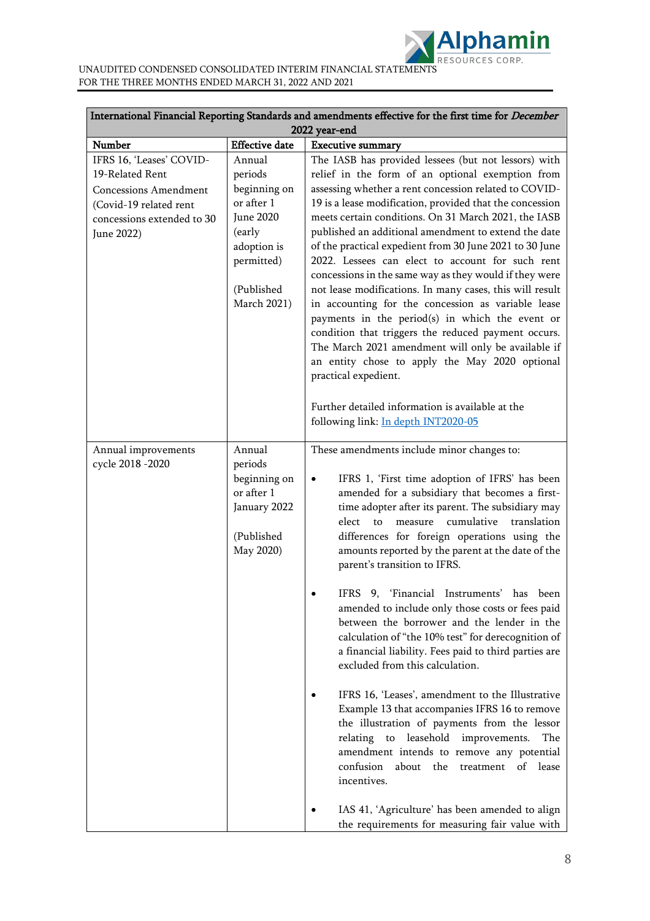| International Financial Reporting Standards and amendments effective for the first time for *December 2022* year-end | | |
|---|---|---|
| **Number** | **Effective date** | **Executive summary** |
| IFRS 16, 'Leases' COVID-19-Related Rent Concessions Amendment (Covid-19 related rent concessions extended to 30 June 2022) | Annual periods beginning on or after 1 June 2020 (early adoption is permitted)<br><br>(Published March 2021) | The IASB has provided lessees (but not lessors) with relief in the form of an optional exemption from assessing whether a rent concession related to COVID-19 is a lease modification, provided that the concession meets certain conditions. On 31 March 2021, the IASB published an additional amendment to extend the date of the practical expedient from 30 June 2021 to 30 June 2022. Lessees can elect to account for such rent concessions in the same way as they would if they were not lease modifications. In many cases, this will result in accounting for the concession as variable lease payments in the period(s) in which the event or condition that triggers the reduced payment occurs. The March 2021 amendment will only be available if an entity chose to apply the May 2020 optional practical expedient.<br><br>Further detailed information is available at the following link: [In depth INT2020-05]() |
| Annual improvements cycle 2018 -2020 | Annual periods beginning on or after 1 January 2022<br><br>(Published May 2020) | These amendments include minor changes to:<br><br>• IFRS 1, 'First time adoption of IFRS' has been amended for a subsidiary that becomes a first-time adopter after its parent. The subsidiary may elect to measure cumulative translation differences for foreign operations using the amounts reported by the parent at the date of the parent's transition to IFRS.<br><br>• IFRS 9, 'Financial Instruments' has been amended to include only those costs or fees paid between the borrower and the lender in the calculation of "the 10% test" for derecognition of a financial liability. Fees paid to third parties are excluded from this calculation.<br><br>• IFRS 16, 'Leases', amendment to the Illustrative Example 13 that accompanies IFRS 16 to remove the illustration of payments from the lessor relating to leasehold improvements. The amendment intends to remove any potential confusion about the treatment of lease incentives.<br><br>• IAS 41, 'Agriculture' has been amended to align the requirements for measuring fair value with |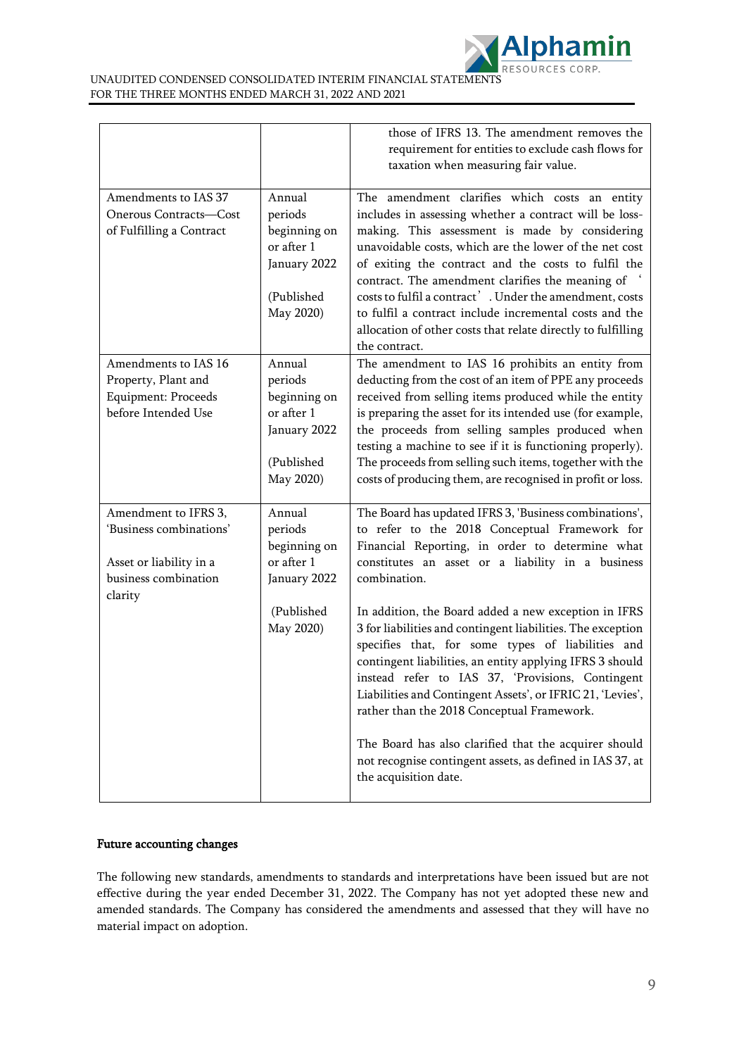| | | |
|---|---|---|
| | | those of IFRS 13. The amendment removes the requirement for entities to exclude cash flows for taxation when measuring fair value. |
| Amendments to IAS 37 Onerous Contracts—Cost of Fulfilling a Contract | Annual periods beginning on or after 1 January 2022<br><br>(Published May 2020) | The amendment clarifies which costs an entity includes in assessing whether a contract will be loss-making. This assessment is made by considering unavoidable costs, which are the lower of the net cost of exiting the contract and the costs to fulfil the contract. The amendment clarifies the meaning of 'costs to fulfil a contract'. Under the amendment, costs to fulfil a contract include incremental costs and the allocation of other costs that relate directly to fulfilling the contract. |
| Amendments to IAS 16 Property, Plant and Equipment: Proceeds before Intended Use | Annual periods beginning on or after 1 January 2022<br><br>(Published May 2020) | The amendment to IAS 16 prohibits an entity from deducting from the cost of an item of PPE any proceeds received from selling items produced while the entity is preparing the asset for its intended use (for example, the proceeds from selling samples produced when testing a machine to see if it is functioning properly). The proceeds from selling such items, together with the costs of producing them, are recognised in profit or loss. |
| Amendment to IFRS 3, 'Business combinations'<br><br>Asset or liability in a business combination clarity | Annual periods beginning on or after 1 January 2022<br><br>(Published May 2020) | The Board has updated IFRS 3, 'Business combinations', to refer to the 2018 Conceptual Framework for Financial Reporting, in order to determine what constitutes an asset or a liability in a business combination.<br><br>In addition, the Board added a new exception in IFRS 3 for liabilities and contingent liabilities. The exception specifies that, for some types of liabilities and contingent liabilities, an entity applying IFRS 3 should instead refer to IAS 37, 'Provisions, Contingent Liabilities and Contingent Assets', or IFRIC 21, 'Levies', rather than the 2018 Conceptual Framework.<br><br>The Board has also clarified that the acquirer should not recognise contingent assets, as defined in IAS 37, at the acquisition date. |

**Future accounting changes**

The following new standards, amendments to standards and interpretations have been issued but are not effective during the year ended December 31, 2022. The Company has not yet adopted these new and amended standards. The Company has considered the amendments and assessed that they will have no material impact on adoption.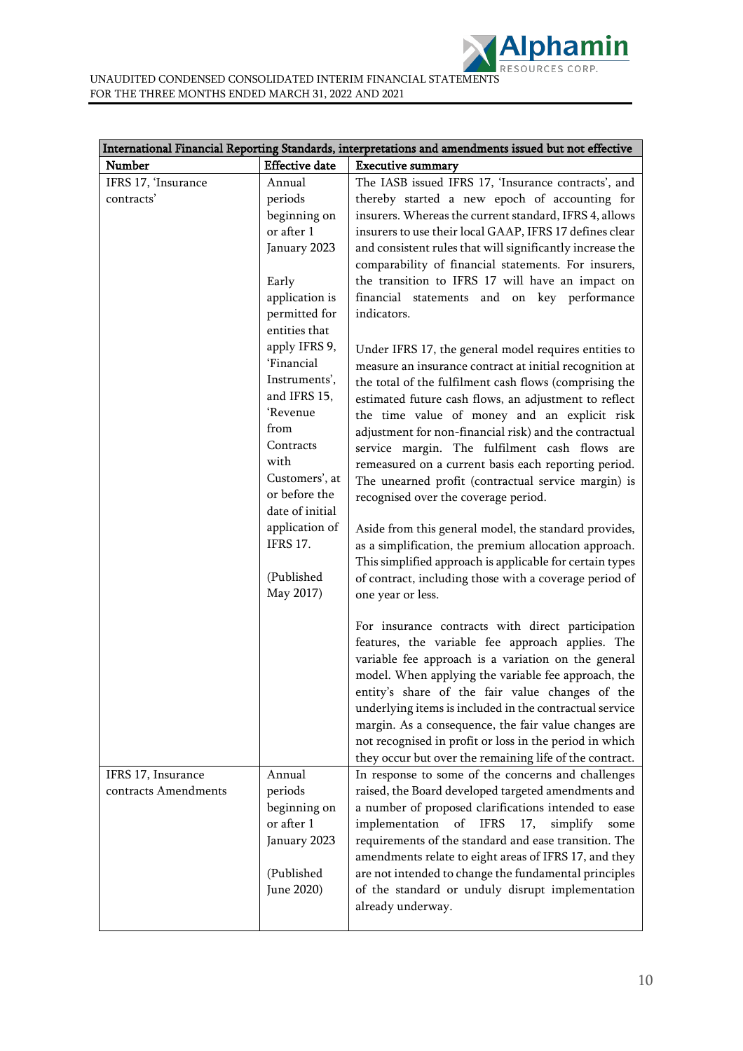| International Financial Reporting Standards, interpretations and amendments issued but not effective | | |
|---|---|---|
| **Number** | **Effective date** | **Executive summary** |
| IFRS 17, 'Insurance contracts' | Annual periods beginning on or after 1 January 2023<br><br>Early application is permitted for entities that apply IFRS 9, 'Financial Instruments', and IFRS 15, 'Revenue from Contracts with Customers', at or before the date of initial application of IFRS 17.<br><br>(Published May 2017) | The IASB issued IFRS 17, 'Insurance contracts', and thereby started a new epoch of accounting for insurers. Whereas the current standard, IFRS 4, allows insurers to use their local GAAP, IFRS 17 defines clear and consistent rules that will significantly increase the comparability of financial statements. For insurers, the transition to IFRS 17 will have an impact on financial statements and on key performance indicators.<br><br>Under IFRS 17, the general model requires entities to measure an insurance contract at initial recognition at the total of the fulfilment cash flows (comprising the estimated future cash flows, an adjustment to reflect the time value of money and an explicit risk adjustment for non-financial risk) and the contractual service margin. The fulfilment cash flows are remeasured on a current basis each reporting period. The unearned profit (contractual service margin) is recognised over the coverage period.<br><br>Aside from this general model, the standard provides, as a simplification, the premium allocation approach. This simplified approach is applicable for certain types of contract, including those with a coverage period of one year or less.<br><br>For insurance contracts with direct participation features, the variable fee approach applies. The variable fee approach is a variation on the general model. When applying the variable fee approach, the entity's share of the fair value changes of the underlying items is included in the contractual service margin. As a consequence, the fair value changes are not recognised in profit or loss in the period in which they occur but over the remaining life of the contract. |
| IFRS 17, Insurance contracts Amendments | Annual periods beginning on or after 1 January 2023<br><br>(Published June 2020) | In response to some of the concerns and challenges raised, the Board developed targeted amendments and a number of proposed clarifications intended to ease implementation of IFRS 17, simplify some requirements of the standard and ease transition. The amendments relate to eight areas of IFRS 17, and they are not intended to change the fundamental principles of the standard or unduly disrupt implementation already underway. |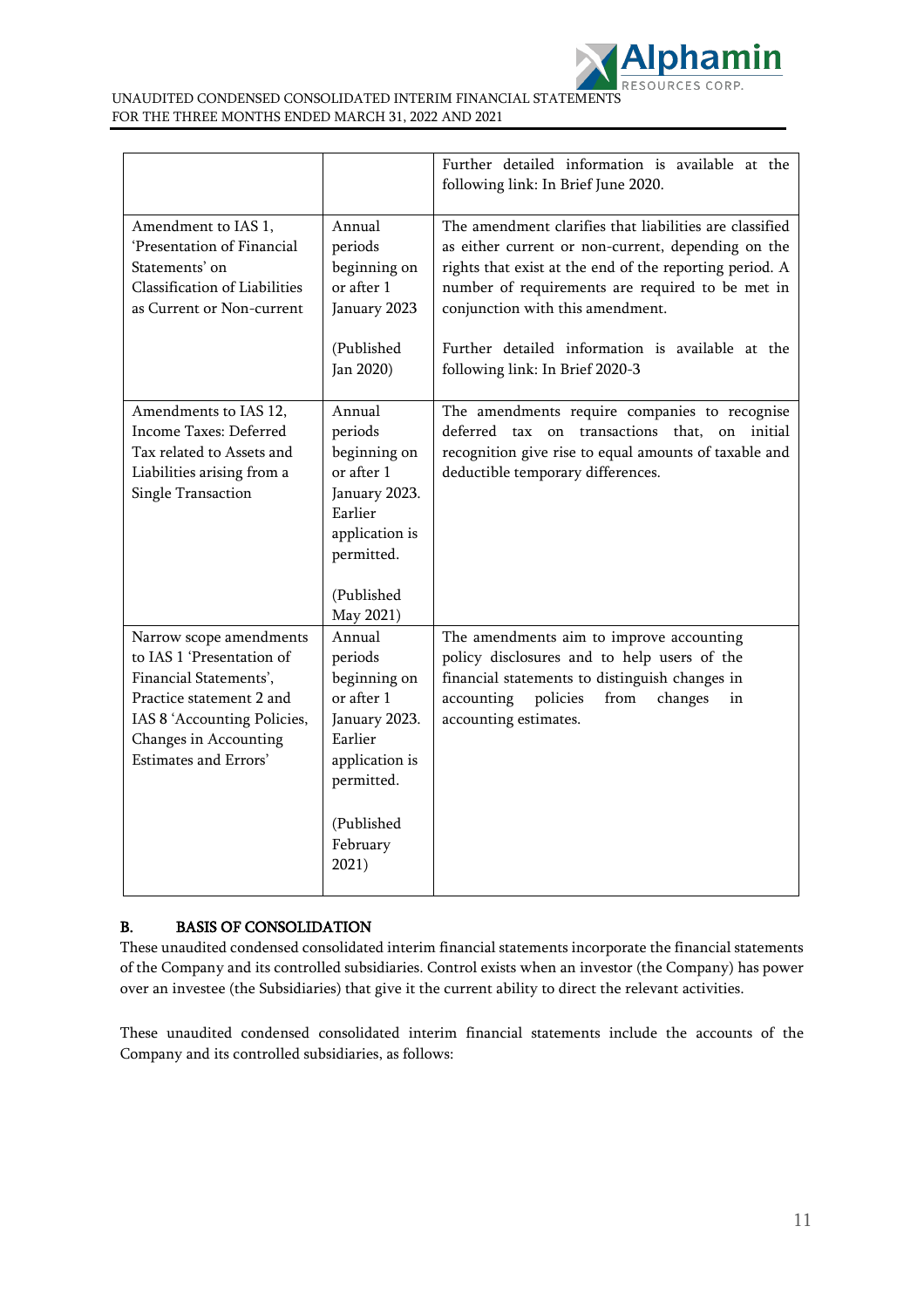| | | |
|---|---|---|
| | | Further detailed information is available at the following link: In Brief June 2020. |
| Amendment to IAS 1, 'Presentation of Financial Statements' on Classification of Liabilities as Current or Non-current | Annual periods beginning on or after 1 January 2023<br><br>(Published Jan 2020) | The amendment clarifies that liabilities are classified as either current or non-current, depending on the rights that exist at the end of the reporting period. A number of requirements are required to be met in conjunction with this amendment.<br><br>Further detailed information is available at the following link: In Brief 2020-3 |
| Amendments to IAS 12, Income Taxes: Deferred Tax related to Assets and Liabilities arising from a Single Transaction | Annual periods beginning on or after 1 January 2023. Earlier application is permitted.<br><br>(Published May 2021) | The amendments require companies to recognise deferred tax on transactions that, on initial recognition give rise to equal amounts of taxable and deductible temporary differences. |
| Narrow scope amendments to IAS 1 'Presentation of Financial Statements', Practice statement 2 and IAS 8 'Accounting Policies, Changes in Accounting Estimates and Errors' | Annual periods beginning on or after 1 January 2023. Earlier application is permitted.<br><br>(Published February 2021) | The amendments aim to improve accounting policy disclosures and to help users of the financial statements to distinguish changes in accounting policies from changes in accounting estimates. |

## B. BASIS OF CONSOLIDATION

These unaudited condensed consolidated interim financial statements incorporate the financial statements of the Company and its controlled subsidiaries. Control exists when an investor (the Company) has power over an investee (the Subsidiaries) that give it the current ability to direct the relevant activities.

These unaudited condensed consolidated interim financial statements include the accounts of the Company and its controlled subsidiaries, as follows: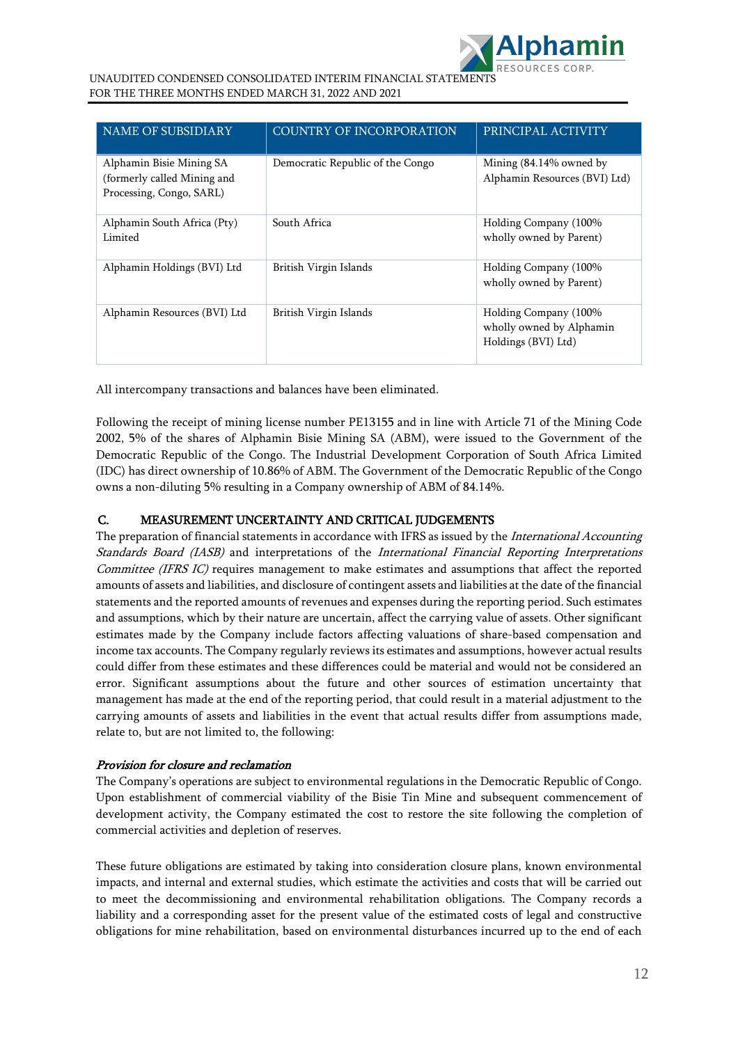| NAME OF SUBSIDIARY | COUNTRY OF INCORPORATION | PRINCIPAL ACTIVITY |
|---|---|---|
| Alphamin Bisie Mining SA (formerly called Mining and Processing, Congo, SARL) | Democratic Republic of the Congo | Mining (84.14% owned by Alphamin Resources (BVI) Ltd) |
| Alphamin South Africa (Pty) Limited | South Africa | Holding Company (100% wholly owned by Parent) |
| Alphamin Holdings (BVI) Ltd | British Virgin Islands | Holding Company (100% wholly owned by Parent) |
| Alphamin Resources (BVI) Ltd | British Virgin Islands | Holding Company (100% wholly owned by Alphamin Holdings (BVI) Ltd) |

All intercompany transactions and balances have been eliminated.

Following the receipt of mining license number PE13155 and in line with Article 71 of the Mining Code 2002, 5% of the shares of Alphamin Bisie Mining SA (ABM), were issued to the Government of the Democratic Republic of the Congo. The Industrial Development Corporation of South Africa Limited (IDC) has direct ownership of 10.86% of ABM. The Government of the Democratic Republic of the Congo owns a non-diluting 5% resulting in a Company ownership of ABM of 84.14%.

## C. MEASUREMENT UNCERTAINTY AND CRITICAL JUDGEMENTS

The preparation of financial statements in accordance with IFRS as issued by the *International Accounting Standards Board (IASB)* and interpretations of the *International Financial Reporting Interpretations Committee (IFRS IC)* requires management to make estimates and assumptions that affect the reported amounts of assets and liabilities, and disclosure of contingent assets and liabilities at the date of the financial statements and the reported amounts of revenues and expenses during the reporting period. Such estimates and assumptions, which by their nature are uncertain, affect the carrying value of assets. Other significant estimates made by the Company include factors affecting valuations of share-based compensation and income tax accounts. The Company regularly reviews its estimates and assumptions, however actual results could differ from these estimates and these differences could be material and would not be considered an error. Significant assumptions about the future and other sources of estimation uncertainty that management has made at the end of the reporting period, that could result in a material adjustment to the carrying amounts of assets and liabilities in the event that actual results differ from assumptions made, relate to, but are not limited to, the following:

*Provision for closure and reclamation*

The Company's operations are subject to environmental regulations in the Democratic Republic of Congo. Upon establishment of commercial viability of the Bisie Tin Mine and subsequent commencement of development activity, the Company estimated the cost to restore the site following the completion of commercial activities and depletion of reserves.

These future obligations are estimated by taking into consideration closure plans, known environmental impacts, and internal and external studies, which estimate the activities and costs that will be carried out to meet the decommissioning and environmental rehabilitation obligations. The Company records a liability and a corresponding asset for the present value of the estimated costs of legal and constructive obligations for mine rehabilitation, based on environmental disturbances incurred up to the end of each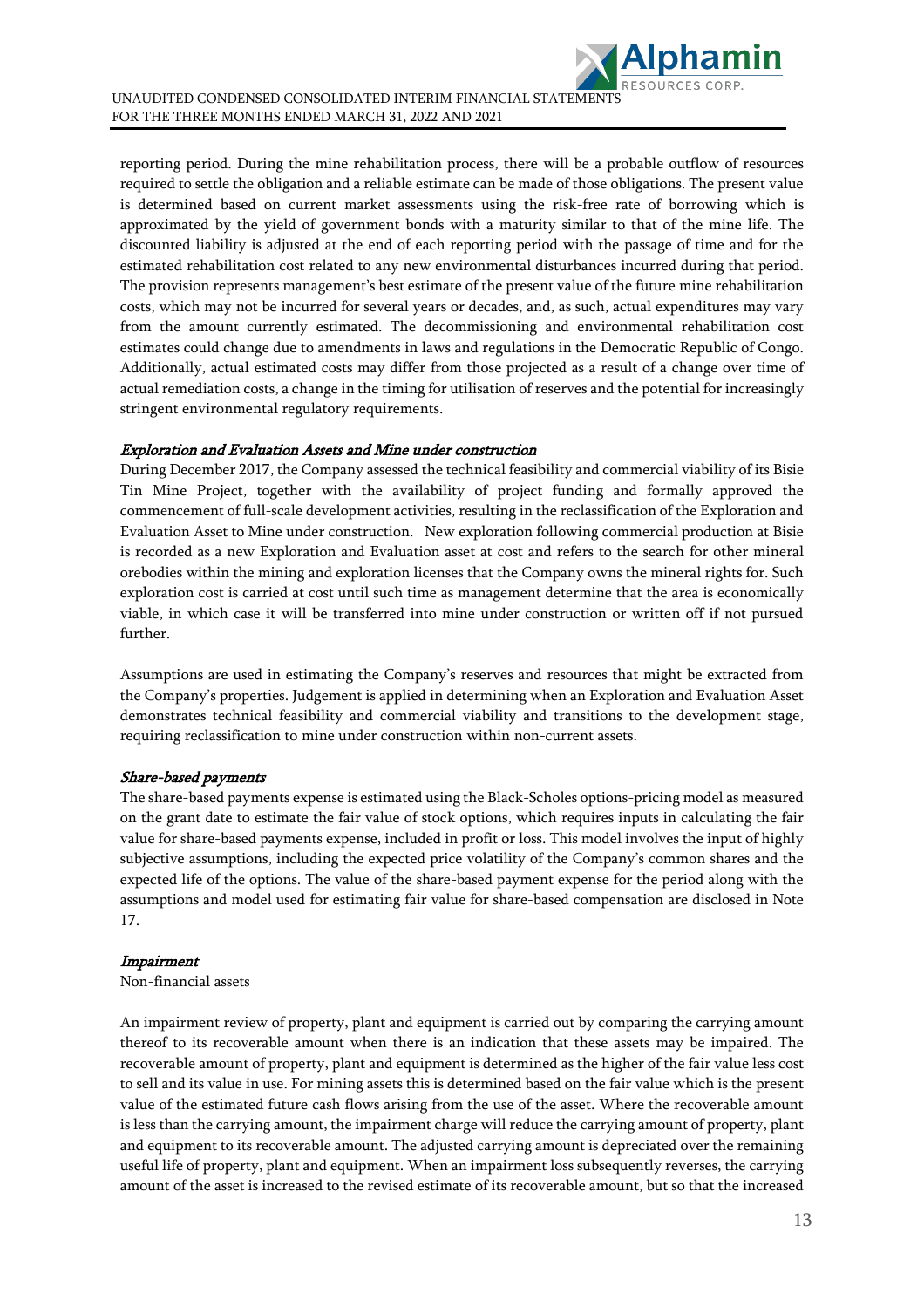reporting period. During the mine rehabilitation process, there will be a probable outflow of resources required to settle the obligation and a reliable estimate can be made of those obligations. The present value is determined based on current market assessments using the risk-free rate of borrowing which is approximated by the yield of government bonds with a maturity similar to that of the mine life. The discounted liability is adjusted at the end of each reporting period with the passage of time and for the estimated rehabilitation cost related to any new environmental disturbances incurred during that period. The provision represents management's best estimate of the present value of the future mine rehabilitation costs, which may not be incurred for several years or decades, and, as such, actual expenditures may vary from the amount currently estimated. The decommissioning and environmental rehabilitation cost estimates could change due to amendments in laws and regulations in the Democratic Republic of Congo. Additionally, actual estimated costs may differ from those projected as a result of a change over time of actual remediation costs, a change in the timing for utilisation of reserves and the potential for increasingly stringent environmental regulatory requirements.

***Exploration and Evaluation Assets and Mine under construction***

During December 2017, the Company assessed the technical feasibility and commercial viability of its Bisie Tin Mine Project, together with the availability of project funding and formally approved the commencement of full-scale development activities, resulting in the reclassification of the Exploration and Evaluation Asset to Mine under construction. New exploration following commercial production at Bisie is recorded as a new Exploration and Evaluation asset at cost and refers to the search for other mineral orebodies within the mining and exploration licenses that the Company owns the mineral rights for. Such exploration cost is carried at cost until such time as management determine that the area is economically viable, in which case it will be transferred into mine under construction or written off if not pursued further.

Assumptions are used in estimating the Company's reserves and resources that might be extracted from the Company's properties. Judgement is applied in determining when an Exploration and Evaluation Asset demonstrates technical feasibility and commercial viability and transitions to the development stage, requiring reclassification to mine under construction within non-current assets.

***Share-based payments***

The share-based payments expense is estimated using the Black-Scholes options-pricing model as measured on the grant date to estimate the fair value of stock options, which requires inputs in calculating the fair value for share-based payments expense, included in profit or loss. This model involves the input of highly subjective assumptions, including the expected price volatility of the Company's common shares and the expected life of the options. The value of the share-based payment expense for the period along with the assumptions and model used for estimating fair value for share-based compensation are disclosed in Note 17.

***Impairment***

Non-financial assets

An impairment review of property, plant and equipment is carried out by comparing the carrying amount thereof to its recoverable amount when there is an indication that these assets may be impaired. The recoverable amount of property, plant and equipment is determined as the higher of the fair value less cost to sell and its value in use. For mining assets this is determined based on the fair value which is the present value of the estimated future cash flows arising from the use of the asset. Where the recoverable amount is less than the carrying amount, the impairment charge will reduce the carrying amount of property, plant and equipment to its recoverable amount. The adjusted carrying amount is depreciated over the remaining useful life of property, plant and equipment. When an impairment loss subsequently reverses, the carrying amount of the asset is increased to the revised estimate of its recoverable amount, but so that the increased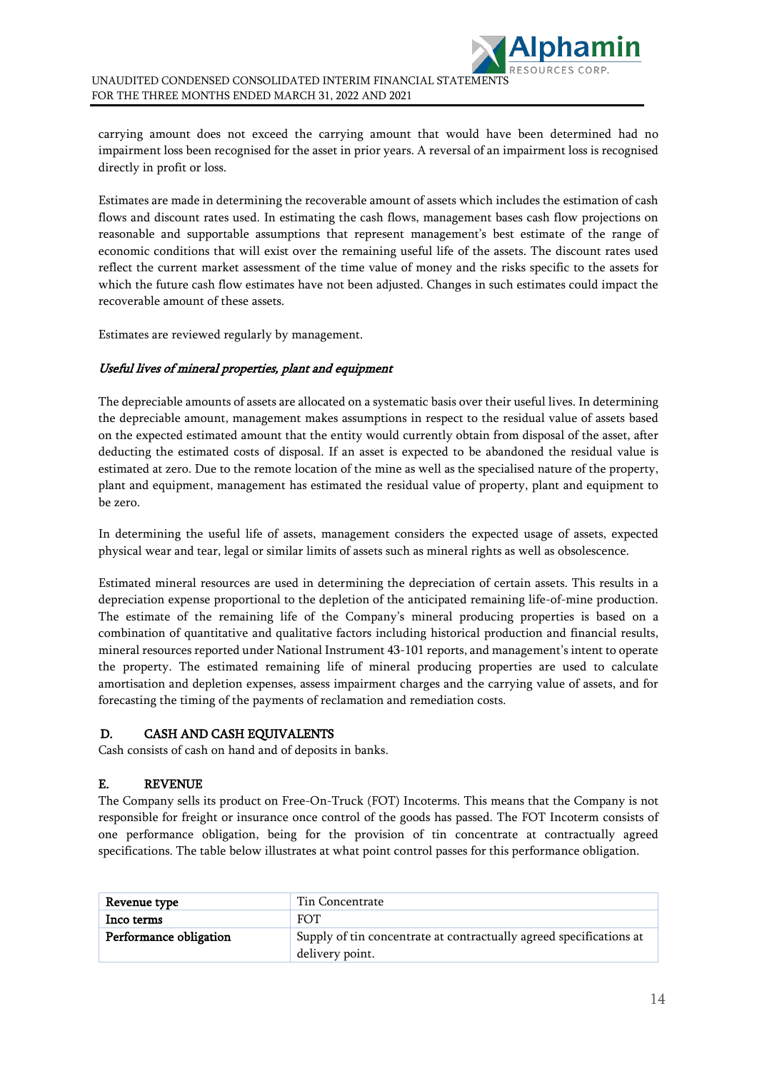carrying amount does not exceed the carrying amount that would have been determined had no impairment loss been recognised for the asset in prior years. A reversal of an impairment loss is recognised directly in profit or loss.

Estimates are made in determining the recoverable amount of assets which includes the estimation of cash flows and discount rates used. In estimating the cash flows, management bases cash flow projections on reasonable and supportable assumptions that represent management's best estimate of the range of economic conditions that will exist over the remaining useful life of the assets. The discount rates used reflect the current market assessment of the time value of money and the risks specific to the assets for which the future cash flow estimates have not been adjusted. Changes in such estimates could impact the recoverable amount of these assets.

Estimates are reviewed regularly by management.

*Useful lives of mineral properties, plant and equipment*

The depreciable amounts of assets are allocated on a systematic basis over their useful lives. In determining the depreciable amount, management makes assumptions in respect to the residual value of assets based on the expected estimated amount that the entity would currently obtain from disposal of the asset, after deducting the estimated costs of disposal. If an asset is expected to be abandoned the residual value is estimated at zero. Due to the remote location of the mine as well as the specialised nature of the property, plant and equipment, management has estimated the residual value of property, plant and equipment to be zero.

In determining the useful life of assets, management considers the expected usage of assets, expected physical wear and tear, legal or similar limits of assets such as mineral rights as well as obsolescence.

Estimated mineral resources are used in determining the depreciation of certain assets. This results in a depreciation expense proportional to the depletion of the anticipated remaining life-of-mine production. The estimate of the remaining life of the Company's mineral producing properties is based on a combination of quantitative and qualitative factors including historical production and financial results, mineral resources reported under National Instrument 43-101 reports, and management's intent to operate the property. The estimated remaining life of mineral producing properties are used to calculate amortisation and depletion expenses, assess impairment charges and the carrying value of assets, and for forecasting the timing of the payments of reclamation and remediation costs.

## D. CASH AND CASH EQUIVALENTS

Cash consists of cash on hand and of deposits in banks.

## E. REVENUE

The Company sells its product on Free-On-Truck (FOT) Incoterms. This means that the Company is not responsible for freight or insurance once control of the goods has passed. The FOT Incoterm consists of one performance obligation, being for the provision of tin concentrate at contractually agreed specifications. The table below illustrates at what point control passes for this performance obligation.

| **Revenue type** | Tin Concentrate |
|---|---|
| **Inco terms** | FOT |
| **Performance obligation** | Supply of tin concentrate at contractually agreed specifications at delivery point. |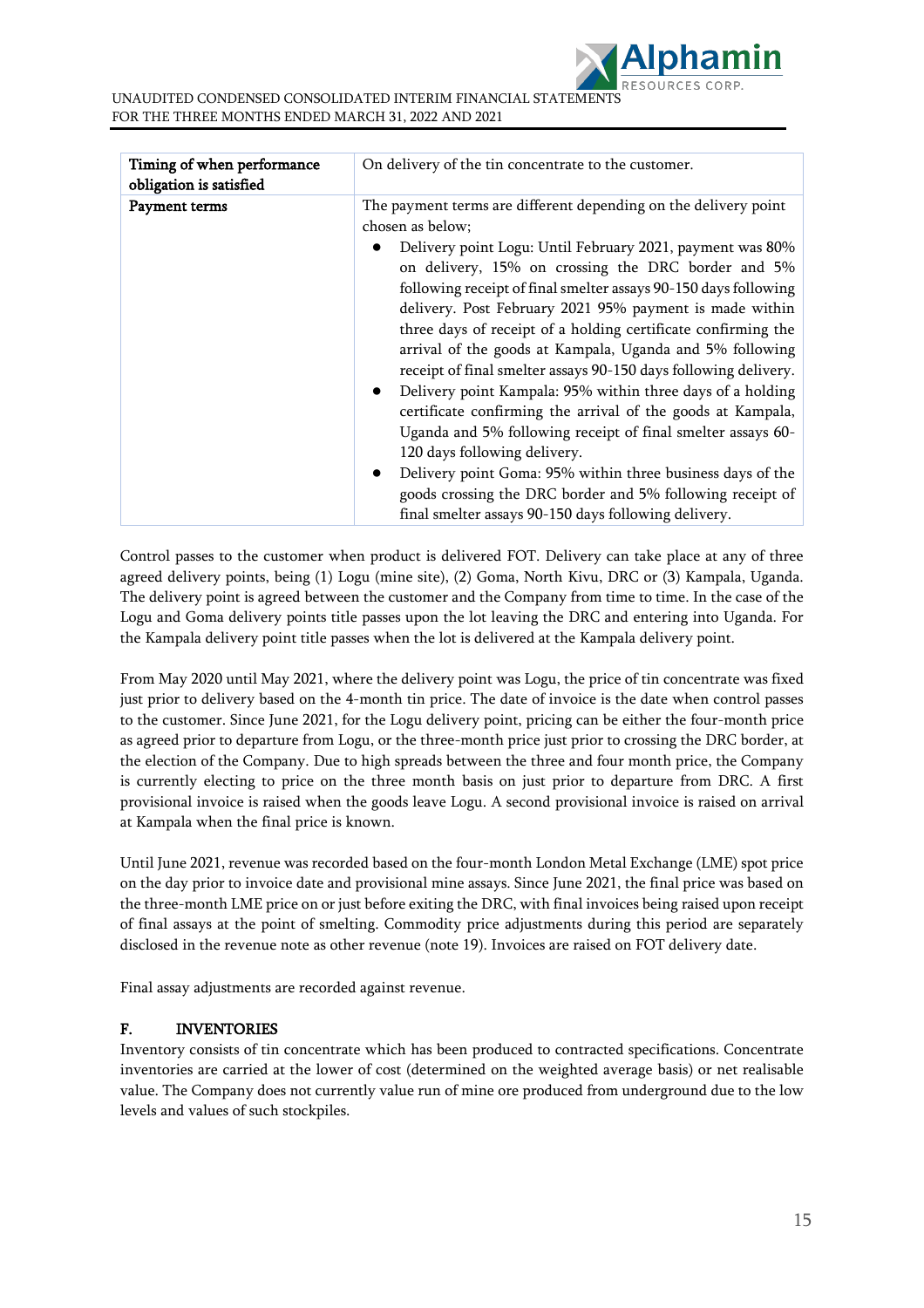| Timing of when performance obligation is satisfied | On delivery of the tin concentrate to the customer. |
| --- | --- |
| Payment terms | The payment terms are different depending on the delivery point chosen as below;<br>• Delivery point Logu: Until February 2021, payment was 80% on delivery, 15% on crossing the DRC border and 5% following receipt of final smelter assays 90-150 days following delivery. Post February 2021 95% payment is made within three days of receipt of a holding certificate confirming the arrival of the goods at Kampala, Uganda and 5% following receipt of final smelter assays 90-150 days following delivery.<br>• Delivery point Kampala: 95% within three days of a holding certificate confirming the arrival of the goods at Kampala, Uganda and 5% following receipt of final smelter assays 60-120 days following delivery.<br>• Delivery point Goma: 95% within three business days of the goods crossing the DRC border and 5% following receipt of final smelter assays 90-150 days following delivery. |

Control passes to the customer when product is delivered FOT. Delivery can take place at any of three agreed delivery points, being (1) Logu (mine site), (2) Goma, North Kivu, DRC or (3) Kampala, Uganda. The delivery point is agreed between the customer and the Company from time to time. In the case of the Logu and Goma delivery points title passes upon the lot leaving the DRC and entering into Uganda. For the Kampala delivery point title passes when the lot is delivered at the Kampala delivery point.

From May 2020 until May 2021, where the delivery point was Logu, the price of tin concentrate was fixed just prior to delivery based on the 4-month tin price. The date of invoice is the date when control passes to the customer. Since June 2021, for the Logu delivery point, pricing can be either the four-month price as agreed prior to departure from Logu, or the three-month price just prior to crossing the DRC border, at the election of the Company. Due to high spreads between the three and four month price, the Company is currently electing to price on the three month basis on just prior to departure from DRC. A first provisional invoice is raised when the goods leave Logu. A second provisional invoice is raised on arrival at Kampala when the final price is known.

Until June 2021, revenue was recorded based on the four-month London Metal Exchange (LME) spot price on the day prior to invoice date and provisional mine assays. Since June 2021, the final price was based on the three-month LME price on or just before exiting the DRC, with final invoices being raised upon receipt of final assays at the point of smelting. Commodity price adjustments during this period are separately disclosed in the revenue note as other revenue (note 19). Invoices are raised on FOT delivery date.

Final assay adjustments are recorded against revenue.

## F. INVENTORIES

Inventory consists of tin concentrate which has been produced to contracted specifications. Concentrate inventories are carried at the lower of cost (determined on the weighted average basis) or net realisable value. The Company does not currently value run of mine ore produced from underground due to the low levels and values of such stockpiles.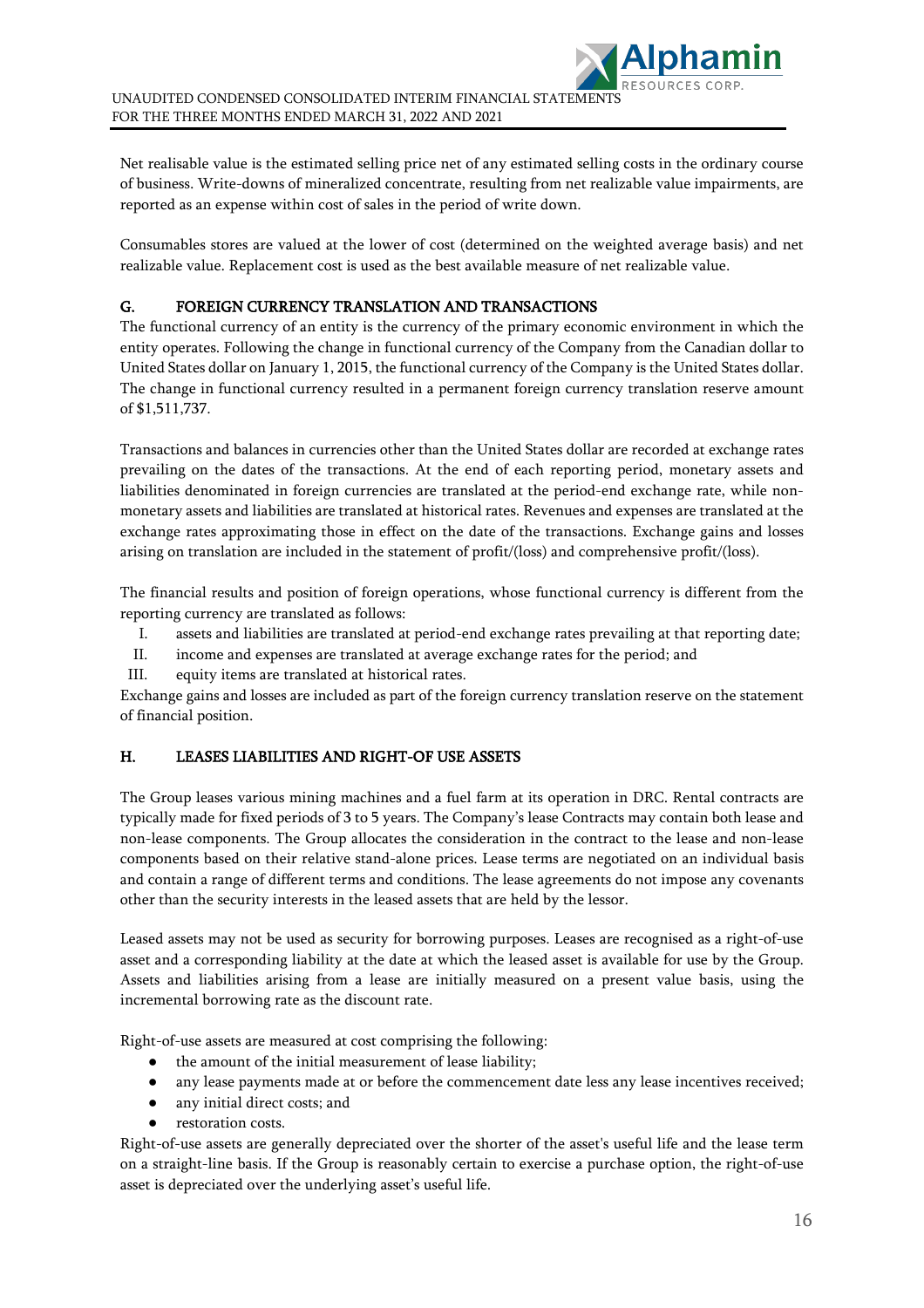Net realisable value is the estimated selling price net of any estimated selling costs in the ordinary course of business. Write-downs of mineralized concentrate, resulting from net realizable value impairments, are reported as an expense within cost of sales in the period of write down.

Consumables stores are valued at the lower of cost (determined on the weighted average basis) and net realizable value. Replacement cost is used as the best available measure of net realizable value.

### G. FOREIGN CURRENCY TRANSLATION AND TRANSACTIONS

The functional currency of an entity is the currency of the primary economic environment in which the entity operates. Following the change in functional currency of the Company from the Canadian dollar to United States dollar on January 1, 2015, the functional currency of the Company is the United States dollar. The change in functional currency resulted in a permanent foreign currency translation reserve amount of $1,511,737.

Transactions and balances in currencies other than the United States dollar are recorded at exchange rates prevailing on the dates of the transactions. At the end of each reporting period, monetary assets and liabilities denominated in foreign currencies are translated at the period-end exchange rate, while non-monetary assets and liabilities are translated at historical rates. Revenues and expenses are translated at the exchange rates approximating those in effect on the date of the transactions. Exchange gains and losses arising on translation are included in the statement of profit/(loss) and comprehensive profit/(loss).

The financial results and position of foreign operations, whose functional currency is different from the reporting currency are translated as follows:

I. assets and liabilities are translated at period-end exchange rates prevailing at that reporting date;
II. income and expenses are translated at average exchange rates for the period; and
III. equity items are translated at historical rates.

Exchange gains and losses are included as part of the foreign currency translation reserve on the statement of financial position.

### H. LEASES LIABILITIES AND RIGHT-OF USE ASSETS

The Group leases various mining machines and a fuel farm at its operation in DRC. Rental contracts are typically made for fixed periods of 3 to 5 years. The Company's lease Contracts may contain both lease and non-lease components. The Group allocates the consideration in the contract to the lease and non-lease components based on their relative stand-alone prices. Lease terms are negotiated on an individual basis and contain a range of different terms and conditions. The lease agreements do not impose any covenants other than the security interests in the leased assets that are held by the lessor.

Leased assets may not be used as security for borrowing purposes. Leases are recognised as a right-of-use asset and a corresponding liability at the date at which the leased asset is available for use by the Group. Assets and liabilities arising from a lease are initially measured on a present value basis, using the incremental borrowing rate as the discount rate.

Right-of-use assets are measured at cost comprising the following:

- the amount of the initial measurement of lease liability;
- any lease payments made at or before the commencement date less any lease incentives received;
- any initial direct costs; and
- restoration costs.

Right-of-use assets are generally depreciated over the shorter of the asset's useful life and the lease term on a straight-line basis. If the Group is reasonably certain to exercise a purchase option, the right-of-use asset is depreciated over the underlying asset's useful life.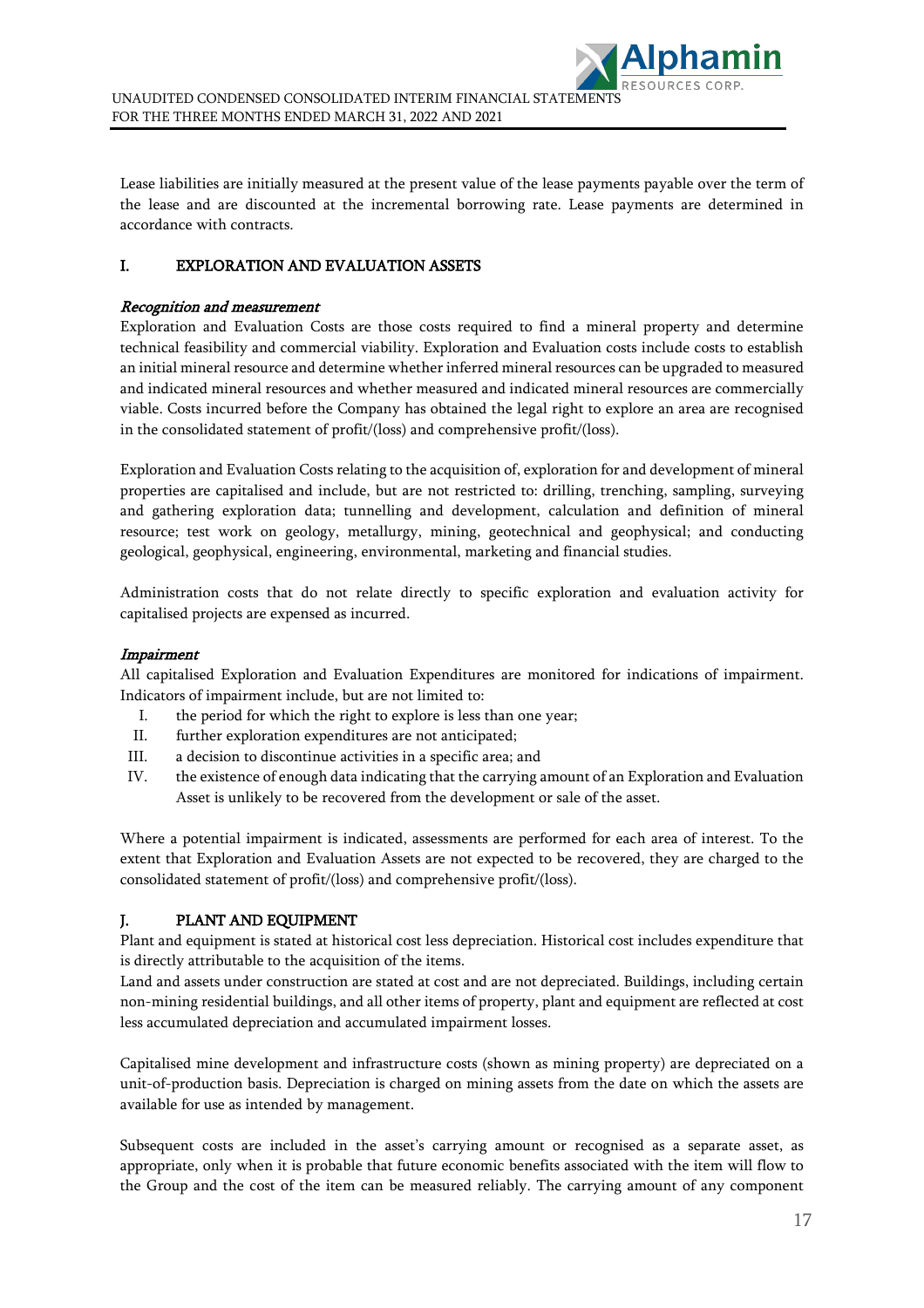Lease liabilities are initially measured at the present value of the lease payments payable over the term of the lease and are discounted at the incremental borrowing rate. Lease payments are determined in accordance with contracts.

## I. EXPLORATION AND EVALUATION ASSETS

***Recognition and measurement***

Exploration and Evaluation Costs are those costs required to find a mineral property and determine technical feasibility and commercial viability. Exploration and Evaluation costs include costs to establish an initial mineral resource and determine whether inferred mineral resources can be upgraded to measured and indicated mineral resources and whether measured and indicated mineral resources are commercially viable. Costs incurred before the Company has obtained the legal right to explore an area are recognised in the consolidated statement of profit/(loss) and comprehensive profit/(loss).

Exploration and Evaluation Costs relating to the acquisition of, exploration for and development of mineral properties are capitalised and include, but are not restricted to: drilling, trenching, sampling, surveying and gathering exploration data; tunnelling and development, calculation and definition of mineral resource; test work on geology, metallurgy, mining, geotechnical and geophysical; and conducting geological, geophysical, engineering, environmental, marketing and financial studies.

Administration costs that do not relate directly to specific exploration and evaluation activity for capitalised projects are expensed as incurred.

***Impairment***

All capitalised Exploration and Evaluation Expenditures are monitored for indications of impairment. Indicators of impairment include, but are not limited to:

I. the period for which the right to explore is less than one year;
II. further exploration expenditures are not anticipated;
III. a decision to discontinue activities in a specific area; and
IV. the existence of enough data indicating that the carrying amount of an Exploration and Evaluation Asset is unlikely to be recovered from the development or sale of the asset.

Where a potential impairment is indicated, assessments are performed for each area of interest. To the extent that Exploration and Evaluation Assets are not expected to be recovered, they are charged to the consolidated statement of profit/(loss) and comprehensive profit/(loss).

## J. PLANT AND EQUIPMENT

Plant and equipment is stated at historical cost less depreciation. Historical cost includes expenditure that is directly attributable to the acquisition of the items.

Land and assets under construction are stated at cost and are not depreciated. Buildings, including certain non-mining residential buildings, and all other items of property, plant and equipment are reflected at cost less accumulated depreciation and accumulated impairment losses.

Capitalised mine development and infrastructure costs (shown as mining property) are depreciated on a unit-of-production basis. Depreciation is charged on mining assets from the date on which the assets are available for use as intended by management.

Subsequent costs are included in the asset's carrying amount or recognised as a separate asset, as appropriate, only when it is probable that future economic benefits associated with the item will flow to the Group and the cost of the item can be measured reliably. The carrying amount of any component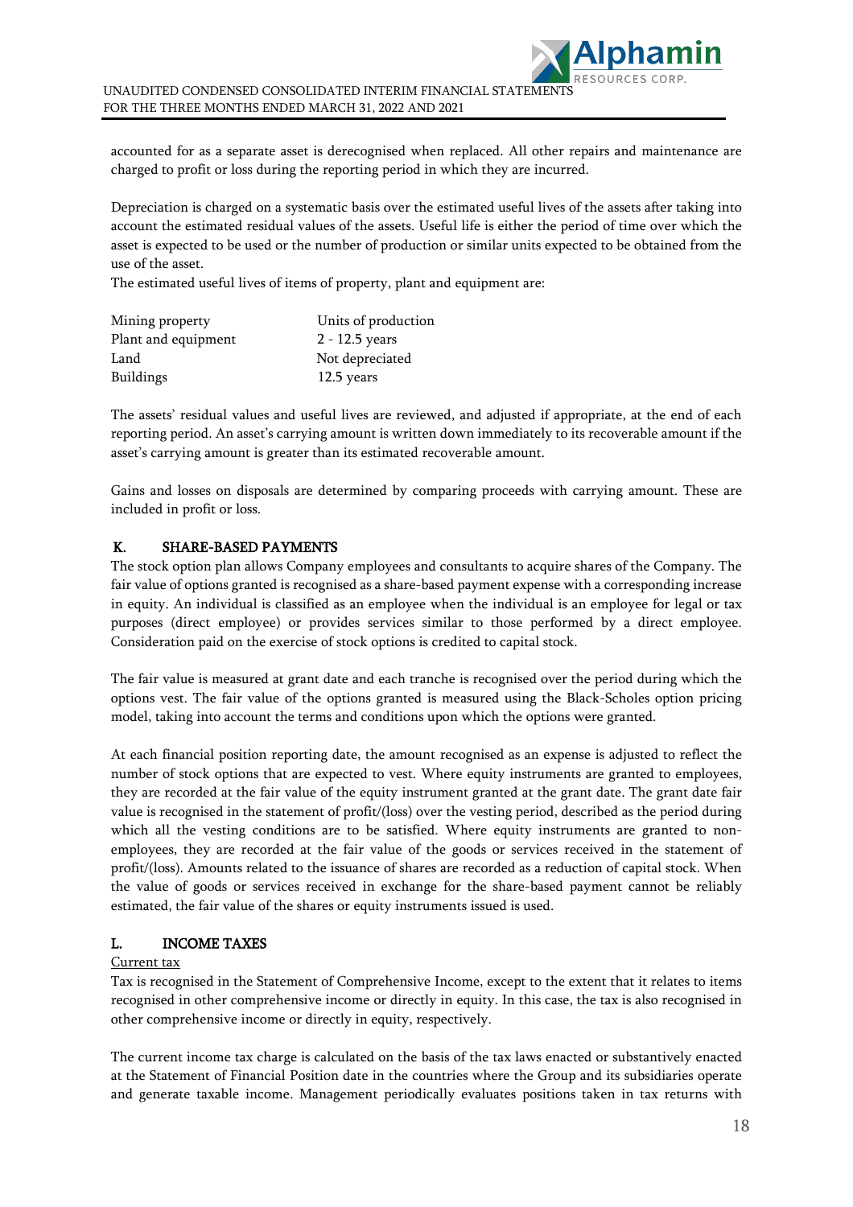accounted for as a separate asset is derecognised when replaced. All other repairs and maintenance are charged to profit or loss during the reporting period in which they are incurred.

Depreciation is charged on a systematic basis over the estimated useful lives of the assets after taking into account the estimated residual values of the assets. Useful life is either the period of time over which the asset is expected to be used or the number of production or similar units expected to be obtained from the use of the asset.
The estimated useful lives of items of property, plant and equipment are:

| | |
|---|---|
| Mining property | Units of production |
| Plant and equipment | 2 - 12.5 years |
| Land | Not depreciated |
| Buildings | 12.5 years |

The assets' residual values and useful lives are reviewed, and adjusted if appropriate, at the end of each reporting period. An asset's carrying amount is written down immediately to its recoverable amount if the asset's carrying amount is greater than its estimated recoverable amount.

Gains and losses on disposals are determined by comparing proceeds with carrying amount. These are included in profit or loss.

## K. SHARE-BASED PAYMENTS

The stock option plan allows Company employees and consultants to acquire shares of the Company. The fair value of options granted is recognised as a share-based payment expense with a corresponding increase in equity. An individual is classified as an employee when the individual is an employee for legal or tax purposes (direct employee) or provides services similar to those performed by a direct employee. Consideration paid on the exercise of stock options is credited to capital stock.

The fair value is measured at grant date and each tranche is recognised over the period during which the options vest. The fair value of the options granted is measured using the Black-Scholes option pricing model, taking into account the terms and conditions upon which the options were granted.

At each financial position reporting date, the amount recognised as an expense is adjusted to reflect the number of stock options that are expected to vest. Where equity instruments are granted to employees, they are recorded at the fair value of the equity instrument granted at the grant date. The grant date fair value is recognised in the statement of profit/(loss) over the vesting period, described as the period during which all the vesting conditions are to be satisfied. Where equity instruments are granted to non-employees, they are recorded at the fair value of the goods or services received in the statement of profit/(loss). Amounts related to the issuance of shares are recorded as a reduction of capital stock. When the value of goods or services received in exchange for the share-based payment cannot be reliably estimated, the fair value of the shares or equity instruments issued is used.

## L. INCOME TAXES

Current tax

Tax is recognised in the Statement of Comprehensive Income, except to the extent that it relates to items recognised in other comprehensive income or directly in equity. In this case, the tax is also recognised in other comprehensive income or directly in equity, respectively.

The current income tax charge is calculated on the basis of the tax laws enacted or substantively enacted at the Statement of Financial Position date in the countries where the Group and its subsidiaries operate and generate taxable income. Management periodically evaluates positions taken in tax returns with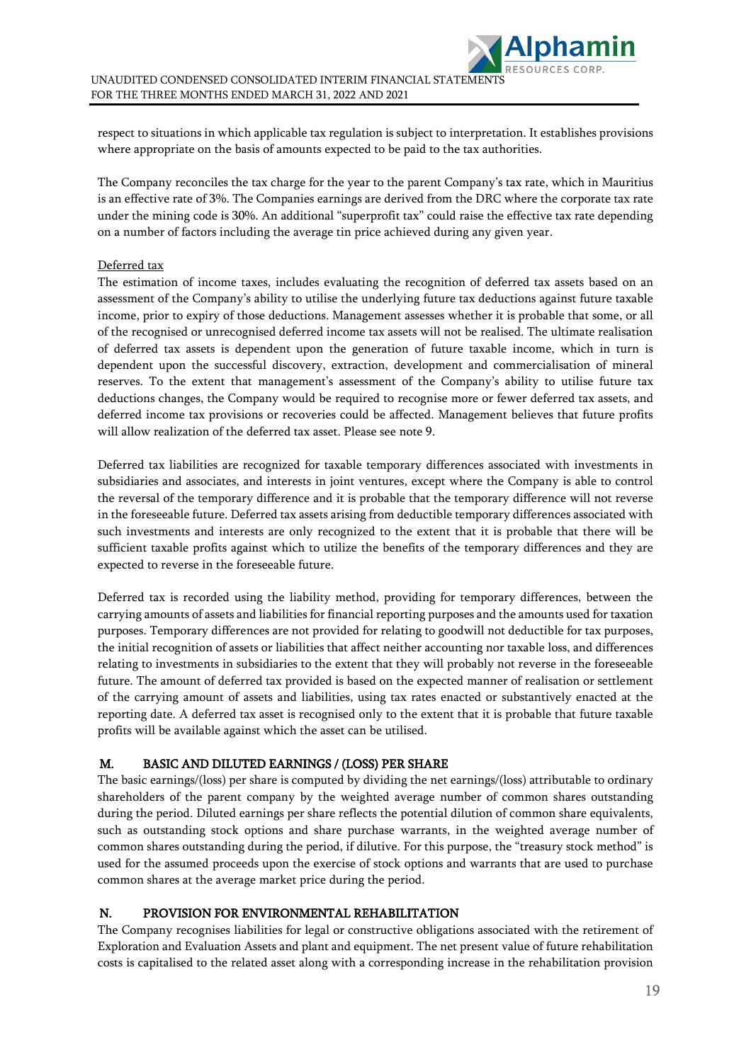respect to situations in which applicable tax regulation is subject to interpretation. It establishes provisions where appropriate on the basis of amounts expected to be paid to the tax authorities.

The Company reconciles the tax charge for the year to the parent Company's tax rate, which in Mauritius is an effective rate of 3%. The Companies earnings are derived from the DRC where the corporate tax rate under the mining code is 30%. An additional "superprofit tax" could raise the effective tax rate depending on a number of factors including the average tin price achieved during any given year.

Deferred tax

The estimation of income taxes, includes evaluating the recognition of deferred tax assets based on an assessment of the Company's ability to utilise the underlying future tax deductions against future taxable income, prior to expiry of those deductions. Management assesses whether it is probable that some, or all of the recognised or unrecognised deferred income tax assets will not be realised. The ultimate realisation of deferred tax assets is dependent upon the generation of future taxable income, which in turn is dependent upon the successful discovery, extraction, development and commercialisation of mineral reserves. To the extent that management's assessment of the Company's ability to utilise future tax deductions changes, the Company would be required to recognise more or fewer deferred tax assets, and deferred income tax provisions or recoveries could be affected. Management believes that future profits will allow realization of the deferred tax asset. Please see note 9.

Deferred tax liabilities are recognized for taxable temporary differences associated with investments in subsidiaries and associates, and interests in joint ventures, except where the Company is able to control the reversal of the temporary difference and it is probable that the temporary difference will not reverse in the foreseeable future. Deferred tax assets arising from deductible temporary differences associated with such investments and interests are only recognized to the extent that it is probable that there will be sufficient taxable profits against which to utilize the benefits of the temporary differences and they are expected to reverse in the foreseeable future.

Deferred tax is recorded using the liability method, providing for temporary differences, between the carrying amounts of assets and liabilities for financial reporting purposes and the amounts used for taxation purposes. Temporary differences are not provided for relating to goodwill not deductible for tax purposes, the initial recognition of assets or liabilities that affect neither accounting nor taxable loss, and differences relating to investments in subsidiaries to the extent that they will probably not reverse in the foreseeable future. The amount of deferred tax provided is based on the expected manner of realisation or settlement of the carrying amount of assets and liabilities, using tax rates enacted or substantively enacted at the reporting date. A deferred tax asset is recognised only to the extent that it is probable that future taxable profits will be available against which the asset can be utilised.

## M. BASIC AND DILUTED EARNINGS / (LOSS) PER SHARE

The basic earnings/(loss) per share is computed by dividing the net earnings/(loss) attributable to ordinary shareholders of the parent company by the weighted average number of common shares outstanding during the period. Diluted earnings per share reflects the potential dilution of common share equivalents, such as outstanding stock options and share purchase warrants, in the weighted average number of common shares outstanding during the period, if dilutive. For this purpose, the "treasury stock method" is used for the assumed proceeds upon the exercise of stock options and warrants that are used to purchase common shares at the average market price during the period.

## N. PROVISION FOR ENVIRONMENTAL REHABILITATION

The Company recognises liabilities for legal or constructive obligations associated with the retirement of Exploration and Evaluation Assets and plant and equipment. The net present value of future rehabilitation costs is capitalised to the related asset along with a corresponding increase in the rehabilitation provision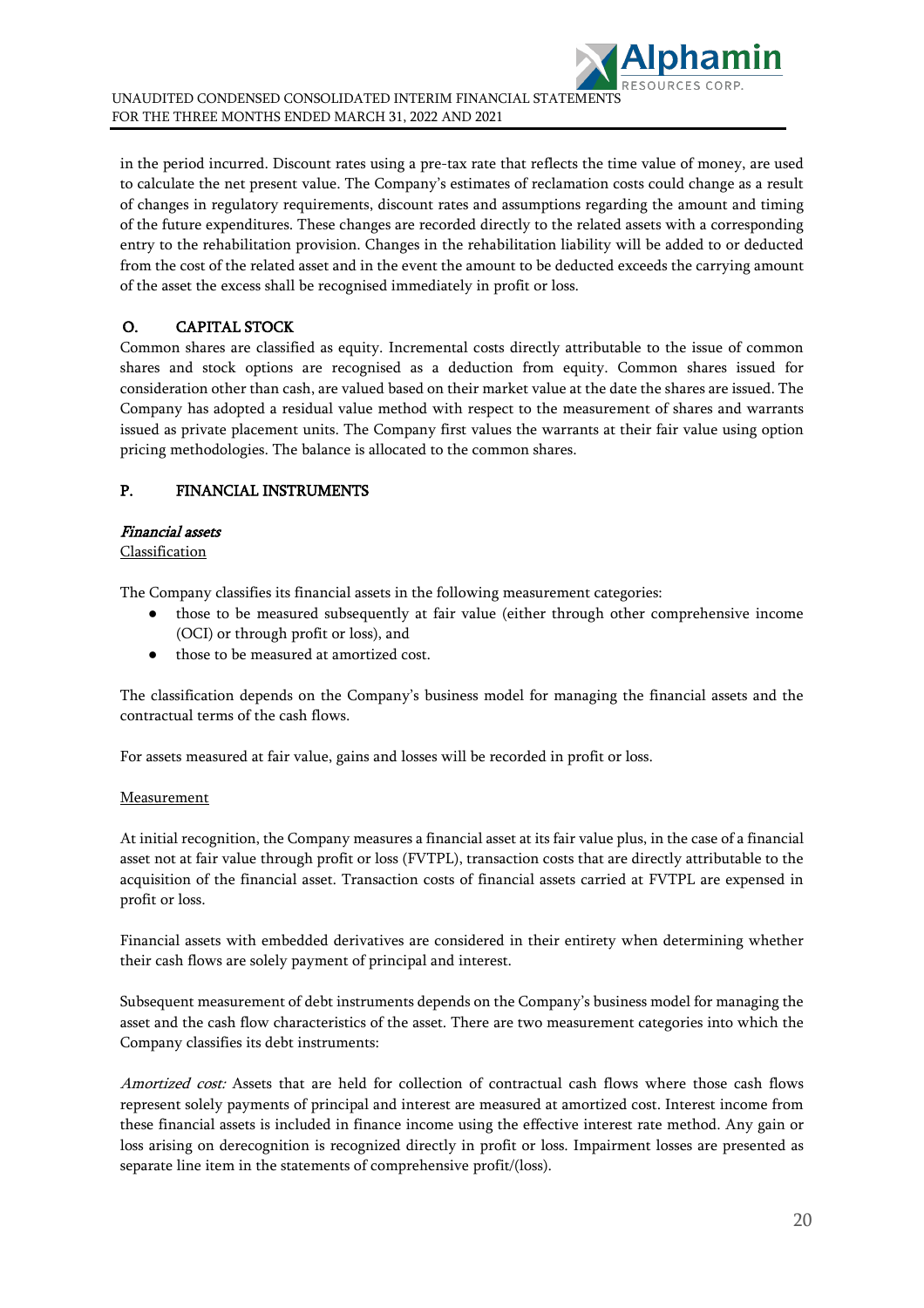in the period incurred. Discount rates using a pre-tax rate that reflects the time value of money, are used to calculate the net present value. The Company's estimates of reclamation costs could change as a result of changes in regulatory requirements, discount rates and assumptions regarding the amount and timing of the future expenditures. These changes are recorded directly to the related assets with a corresponding entry to the rehabilitation provision. Changes in the rehabilitation liability will be added to or deducted from the cost of the related asset and in the event the amount to be deducted exceeds the carrying amount of the asset the excess shall be recognised immediately in profit or loss.

## O. CAPITAL STOCK

Common shares are classified as equity. Incremental costs directly attributable to the issue of common shares and stock options are recognised as a deduction from equity. Common shares issued for consideration other than cash, are valued based on their market value at the date the shares are issued. The Company has adopted a residual value method with respect to the measurement of shares and warrants issued as private placement units. The Company first values the warrants at their fair value using option pricing methodologies. The balance is allocated to the common shares.

## P. FINANCIAL INSTRUMENTS

### *Financial assets*

Classification

The Company classifies its financial assets in the following measurement categories:

- those to be measured subsequently at fair value (either through other comprehensive income (OCI) or through profit or loss), and
- those to be measured at amortized cost.

The classification depends on the Company's business model for managing the financial assets and the contractual terms of the cash flows.

For assets measured at fair value, gains and losses will be recorded in profit or loss.

Measurement

At initial recognition, the Company measures a financial asset at its fair value plus, in the case of a financial asset not at fair value through profit or loss (FVTPL), transaction costs that are directly attributable to the acquisition of the financial asset. Transaction costs of financial assets carried at FVTPL are expensed in profit or loss.

Financial assets with embedded derivatives are considered in their entirety when determining whether their cash flows are solely payment of principal and interest.

Subsequent measurement of debt instruments depends on the Company's business model for managing the asset and the cash flow characteristics of the asset. There are two measurement categories into which the Company classifies its debt instruments:

*Amortized cost:* Assets that are held for collection of contractual cash flows where those cash flows represent solely payments of principal and interest are measured at amortized cost. Interest income from these financial assets is included in finance income using the effective interest rate method. Any gain or loss arising on derecognition is recognized directly in profit or loss. Impairment losses are presented as separate line item in the statements of comprehensive profit/(loss).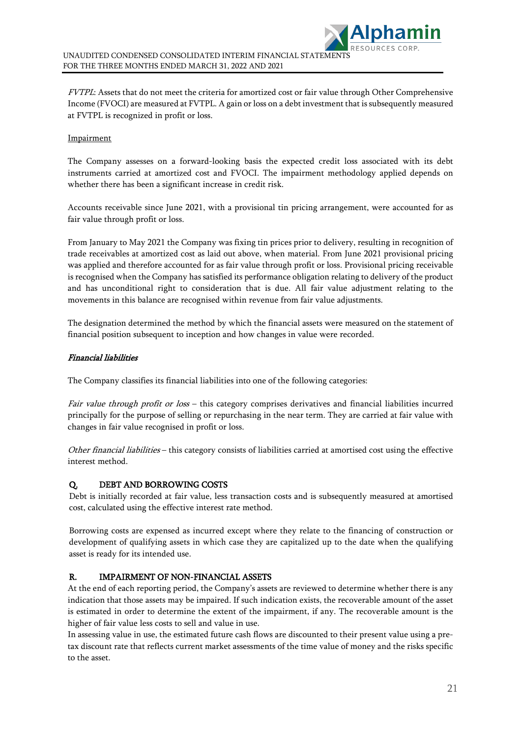*FVTPL*: Assets that do not meet the criteria for amortized cost or fair value through Other Comprehensive Income (FVOCI) are measured at FVTPL. A gain or loss on a debt investment that is subsequently measured at FVTPL is recognized in profit or loss.

Impairment

The Company assesses on a forward-looking basis the expected credit loss associated with its debt instruments carried at amortized cost and FVOCI. The impairment methodology applied depends on whether there has been a significant increase in credit risk.

Accounts receivable since June 2021, with a provisional tin pricing arrangement, were accounted for as fair value through profit or loss.

From January to May 2021 the Company was fixing tin prices prior to delivery, resulting in recognition of trade receivables at amortized cost as laid out above, when material. From June 2021 provisional pricing was applied and therefore accounted for as fair value through profit or loss. Provisional pricing receivable is recognised when the Company has satisfied its performance obligation relating to delivery of the product and has unconditional right to consideration that is due. All fair value adjustment relating to the movements in this balance are recognised within revenue from fair value adjustments.

The designation determined the method by which the financial assets were measured on the statement of financial position subsequent to inception and how changes in value were recorded.

***Financial liabilities***

The Company classifies its financial liabilities into one of the following categories:

*Fair value through profit or loss* – this category comprises derivatives and financial liabilities incurred principally for the purpose of selling or repurchasing in the near term. They are carried at fair value with changes in fair value recognised in profit or loss.

*Other financial liabilities* – this category consists of liabilities carried at amortised cost using the effective interest method.

## Q. DEBT AND BORROWING COSTS

Debt is initially recorded at fair value, less transaction costs and is subsequently measured at amortised cost, calculated using the effective interest rate method.

Borrowing costs are expensed as incurred except where they relate to the financing of construction or development of qualifying assets in which case they are capitalized up to the date when the qualifying asset is ready for its intended use.

## R. IMPAIRMENT OF NON-FINANCIAL ASSETS

At the end of each reporting period, the Company's assets are reviewed to determine whether there is any indication that those assets may be impaired. If such indication exists, the recoverable amount of the asset is estimated in order to determine the extent of the impairment, if any. The recoverable amount is the higher of fair value less costs to sell and value in use.

In assessing value in use, the estimated future cash flows are discounted to their present value using a pre-tax discount rate that reflects current market assessments of the time value of money and the risks specific to the asset.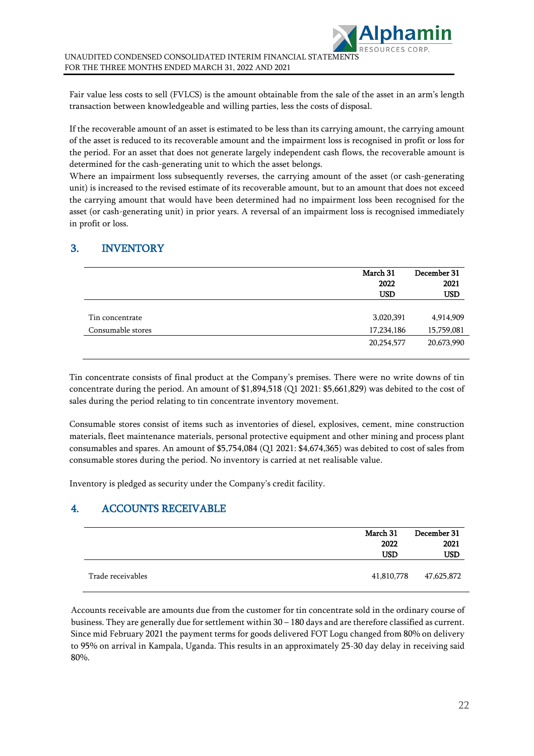Fair value less costs to sell (FVLCS) is the amount obtainable from the sale of the asset in an arm's length transaction between knowledgeable and willing parties, less the costs of disposal.

If the recoverable amount of an asset is estimated to be less than its carrying amount, the carrying amount of the asset is reduced to its recoverable amount and the impairment loss is recognised in profit or loss for the period. For an asset that does not generate largely independent cash flows, the recoverable amount is determined for the cash-generating unit to which the asset belongs.
Where an impairment loss subsequently reverses, the carrying amount of the asset (or cash-generating unit) is increased to the revised estimate of its recoverable amount, but to an amount that does not exceed the carrying amount that would have been determined had no impairment loss been recognised for the asset (or cash-generating unit) in prior years. A reversal of an impairment loss is recognised immediately in profit or loss.

## 3. INVENTORY

| | March 31 2022 USD | December 31 2021 USD |
|---|---|---|
| Tin concentrate | 3,020,391 | 4,914,909 |
| Consumable stores | 17,234,186 | 15,759,081 |
| | 20,254,577 | 20,673,990 |

Tin concentrate consists of final product at the Company's premises. There were no write downs of tin concentrate during the period. An amount of $1,894,518 (Q1 2021: $5,661,829) was debited to the cost of sales during the period relating to tin concentrate inventory movement.

Consumable stores consist of items such as inventories of diesel, explosives, cement, mine construction materials, fleet maintenance materials, personal protective equipment and other mining and process plant consumables and spares. An amount of $5,754,084 (Q1 2021: $4,674,365) was debited to cost of sales from consumable stores during the period. No inventory is carried at net realisable value.

Inventory is pledged as security under the Company's credit facility.

## 4. ACCOUNTS RECEIVABLE

| | March 31 2022 USD | December 31 2021 USD |
|---|---|---|
| Trade receivables | 41,810,778 | 47,625,872 |

Accounts receivable are amounts due from the customer for tin concentrate sold in the ordinary course of business. They are generally due for settlement within 30 – 180 days and are therefore classified as current. Since mid February 2021 the payment terms for goods delivered FOT Logu changed from 80% on delivery to 95% on arrival in Kampala, Uganda. This results in an approximately 25-30 day delay in receiving said 80%.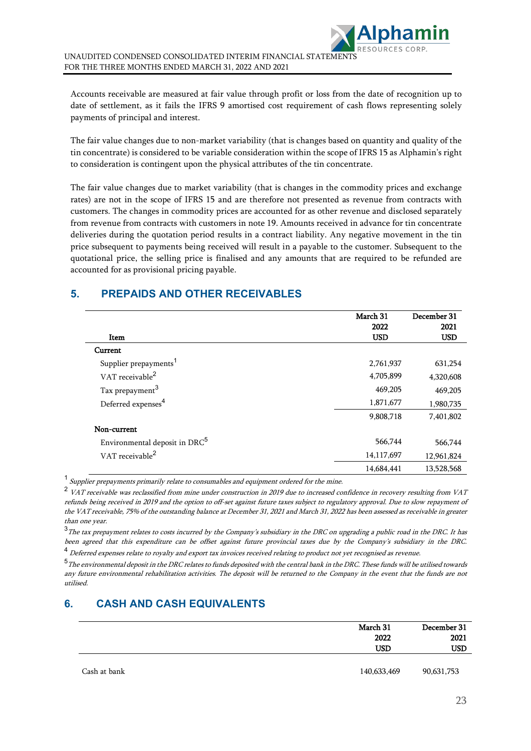Accounts receivable are measured at fair value through profit or loss from the date of recognition up to date of settlement, as it fails the IFRS 9 amortised cost requirement of cash flows representing solely payments of principal and interest.

The fair value changes due to non-market variability (that is changes based on quantity and quality of the tin concentrate) is considered to be variable consideration within the scope of IFRS 15 as Alphamin's right to consideration is contingent upon the physical attributes of the tin concentrate.

The fair value changes due to market variability (that is changes in the commodity prices and exchange rates) are not in the scope of IFRS 15 and are therefore not presented as revenue from contracts with customers. The changes in commodity prices are accounted for as other revenue and disclosed separately from revenue from contracts with customers in note 19. Amounts received in advance for tin concentrate deliveries during the quotation period results in a contract liability. Any negative movement in the tin price subsequent to payments being received will result in a payable to the customer. Subsequent to the quotational price, the selling price is finalised and any amounts that are required to be refunded are accounted for as provisional pricing payable.

## 5. PREPAIDS AND OTHER RECEIVABLES

| Item | March 31 2022 USD | December 31 2021 USD |
|---|---|---|
| **Current** | | |
| Supplier prepayments[1] | 2,761,937 | 631,254 |
| VAT receivable[2] | 4,705,899 | 4,320,608 |
| Tax prepayment[3] | 469,205 | 469,205 |
| Deferred expenses[4] | 1,871,677 | 1,980,735 |
| | 9,808,718 | 7,401,802 |
| **Non-current** | | |
| Environmental deposit in DRC[5] | 566,744 | 566,744 |
| VAT receivable[2] | 14,117,697 | 12,961,824 |
| | 14,684,441 | 13,528,568 |

[1] *Supplier prepayments primarily relate to consumables and equipment ordered for the mine.*

[2] *VAT receivable was reclassified from mine under construction in 2019 due to increased confidence in recovery resulting from VAT refunds being received in 2019 and the option to off-set against future taxes subject to regulatory approval. Due to slow repayment of the VAT receivable, 75% of the outstanding balance at December 31, 2021 and March 31, 2022 has been assessed as receivable in greater than one year.*

[3] *The tax prepayment relates to costs incurred by the Company's subsidiary in the DRC on upgrading a public road in the DRC. It has been agreed that this expenditure can be offset against future provincial taxes due by the Company's subsidiary in the DRC.*

[4] *Deferred expenses relate to royalty and export tax invoices received relating to product not yet recognised as revenue.*

[5] *The environmental deposit in the DRC relates to funds deposited with the central bank in the DRC. These funds will be utilised towards any future environmental rehabilitation activities. The deposit will be returned to the Company in the event that the funds are not utilised.*

## 6. CASH AND CASH EQUIVALENTS

| | March 31 2022 USD | December 31 2021 USD |
|---|---|---|
| Cash at bank | 140,633,469 | 90,631,753 |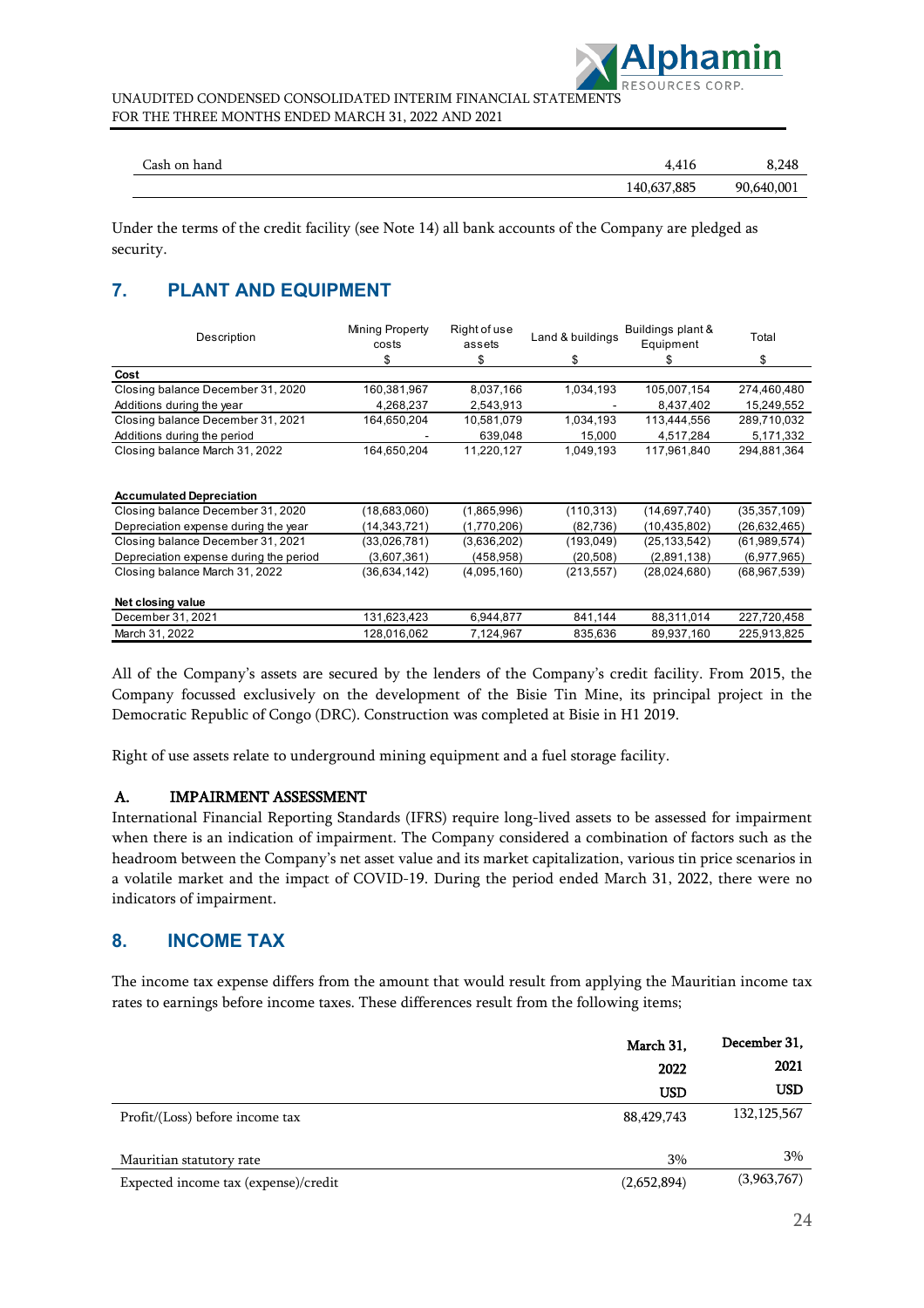| | | |
|---|---|---|
| Cash on hand | 4,416 | 8,248 |
| | 140,637,885 | 90,640,001 |

Under the terms of the credit facility (see Note 14) all bank accounts of the Company are pledged as security.

## 7. PLANT AND EQUIPMENT

| Description | Mining Property costs | Right of use assets | Land & buildings | Buildings plant & Equipment | Total |
|---|---|---|---|---|---|
| | $ | $ | $ | $ | $ |
| **Cost** | | | | | |
| Closing balance December 31, 2020 | 160,381,967 | 8,037,166 | 1,034,193 | 105,007,154 | 274,460,480 |
| Additions during the year | 4,268,237 | 2,543,913 | - | 8,437,402 | 15,249,552 |
| Closing balance December 31, 2021 | 164,650,204 | 10,581,079 | 1,034,193 | 113,444,556 | 289,710,032 |
| Additions during the period | - | 639,048 | 15,000 | 4,517,284 | 5,171,332 |
| Closing balance March 31, 2022 | 164,650,204 | 11,220,127 | 1,049,193 | 117,961,840 | 294,881,364 |
| | | | | | |
| **Accumulated Depreciation** | | | | | |
| Closing balance December 31, 2020 | (18,683,060) | (1,865,996) | (110,313) | (14,697,740) | (35,357,109) |
| Depreciation expense during the year | (14,343,721) | (1,770,206) | (82,736) | (10,435,802) | (26,632,465) |
| Closing balance December 31, 2021 | (33,026,781) | (3,636,202) | (193,049) | (25,133,542) | (61,989,574) |
| Depreciation expense during the period | (3,607,361) | (458,958) | (20,508) | (2,891,138) | (6,977,965) |
| Closing balance March 31, 2022 | (36,634,142) | (4,095,160) | (213,557) | (28,024,680) | (68,967,539) |
| | | | | | |
| **Net closing value** | | | | | |
| December 31, 2021 | 131,623,423 | 6,944,877 | 841,144 | 88,311,014 | 227,720,458 |
| March 31, 2022 | 128,016,062 | 7,124,967 | 835,636 | 89,937,160 | 225,913,825 |

All of the Company's assets are secured by the lenders of the Company's credit facility. From 2015, the Company focussed exclusively on the development of the Bisie Tin Mine, its principal project in the Democratic Republic of Congo (DRC). Construction was completed at Bisie in H1 2019.

Right of use assets relate to underground mining equipment and a fuel storage facility.

### A. IMPAIRMENT ASSESSMENT

International Financial Reporting Standards (IFRS) require long-lived assets to be assessed for impairment when there is an indication of impairment. The Company considered a combination of factors such as the headroom between the Company's net asset value and its market capitalization, various tin price scenarios in a volatile market and the impact of COVID-19. During the period ended March 31, 2022, there were no indicators of impairment.

## 8. INCOME TAX

The income tax expense differs from the amount that would result from applying the Mauritian income tax rates to earnings before income taxes. These differences result from the following items;

| | March 31, 2022 | December 31, 2021 |
|---|---|---|
| | USD | USD |
| Profit/(Loss) before income tax | 88,429,743 | 132,125,567 |
| | | |
| Mauritian statutory rate | 3% | 3% |
| Expected income tax (expense)/credit | (2,652,894) | (3,963,767) |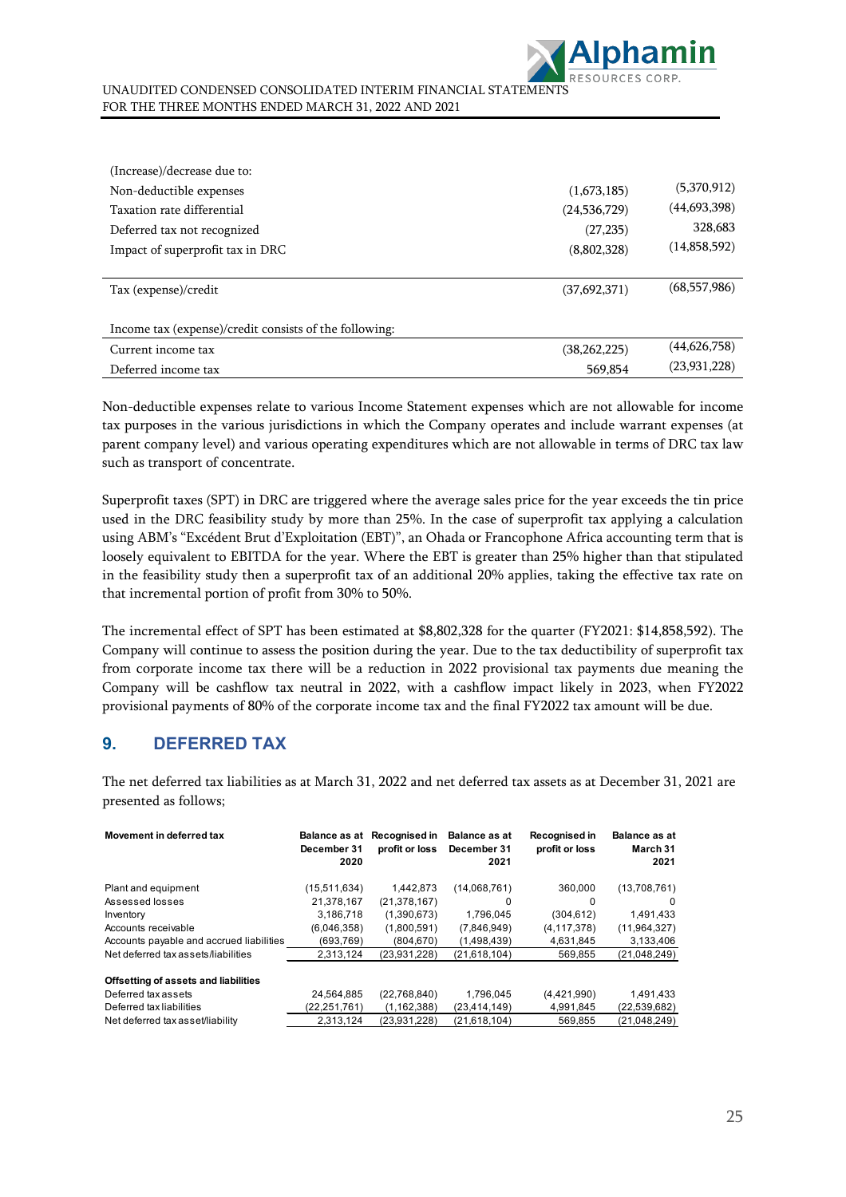| | | |
|---|---|---|
| (Increase)/decrease due to: | | |
| Non-deductible expenses | (1,673,185) | (5,370,912) |
| Taxation rate differential | (24,536,729) | (44,693,398) |
| Deferred tax not recognized | (27,235) | 328,683 |
| Impact of superprofit tax in DRC | (8,802,328) | (14,858,592) |
| Tax (expense)/credit | (37,692,371) | (68,557,986) |
| Income tax (expense)/credit consists of the following: | | |
| Current income tax | (38,262,225) | (44,626,758) |
| Deferred income tax | 569,854 | (23,931,228) |

Non-deductible expenses relate to various Income Statement expenses which are not allowable for income tax purposes in the various jurisdictions in which the Company operates and include warrant expenses (at parent company level) and various operating expenditures which are not allowable in terms of DRC tax law such as transport of concentrate.

Superprofit taxes (SPT) in DRC are triggered where the average sales price for the year exceeds the tin price used in the DRC feasibility study by more than 25%. In the case of superprofit tax applying a calculation using ABM's "Excédent Brut d'Exploitation (EBT)", an Ohada or Francophone Africa accounting term that is loosely equivalent to EBITDA for the year. Where the EBT is greater than 25% higher than that stipulated in the feasibility study then a superprofit tax of an additional 20% applies, taking the effective tax rate on that incremental portion of profit from 30% to 50%.

The incremental effect of SPT has been estimated at $8,802,328 for the quarter (FY2021: $14,858,592). The Company will continue to assess the position during the year. Due to the tax deductibility of superprofit tax from corporate income tax there will be a reduction in 2022 provisional tax payments due meaning the Company will be cashflow tax neutral in 2022, with a cashflow impact likely in 2023, when FY2022 provisional payments of 80% of the corporate income tax and the final FY2022 tax amount will be due.

## 9. DEFERRED TAX

The net deferred tax liabilities as at March 31, 2022 and net deferred tax assets as at December 31, 2021 are presented as follows;

| Movement in deferred tax | Balance as at December 31 2020 | Recognised in profit or loss | Balance as at December 31 2021 | Recognised in profit or loss | Balance as at March 31 2021 |
|---|---|---|---|---|---|
| Plant and equipment | (15,511,634) | 1,442,873 | (14,068,761) | 360,000 | (13,708,761) |
| Assessed losses | 21,378,167 | (21,378,167) | 0 | 0 | 0 |
| Inventory | 3,186,718 | (1,390,673) | 1,796,045 | (304,612) | 1,491,433 |
| Accounts receivable | (6,046,358) | (1,800,591) | (7,846,949) | (4,117,378) | (11,964,327) |
| Accounts payable and accrued liabilities | (693,769) | (804,670) | (1,498,439) | 4,631,845 | 3,133,406 |
| Net deferred tax assets/liabilities | 2,313,124 | (23,931,228) | (21,618,104) | 569,855 | (21,048,249) |
| **Offsetting of assets and liabilities** | | | | | |
| Deferred tax assets | 24,564,885 | (22,768,840) | 1,796,045 | (4,421,990) | 1,491,433 |
| Deferred tax liabilities | (22,251,761) | (1,162,388) | (23,414,149) | 4,991,845 | (22,539,682) |
| Net deferred tax asset/liability | 2,313,124 | (23,931,228) | (21,618,104) | 569,855 | (21,048,249) |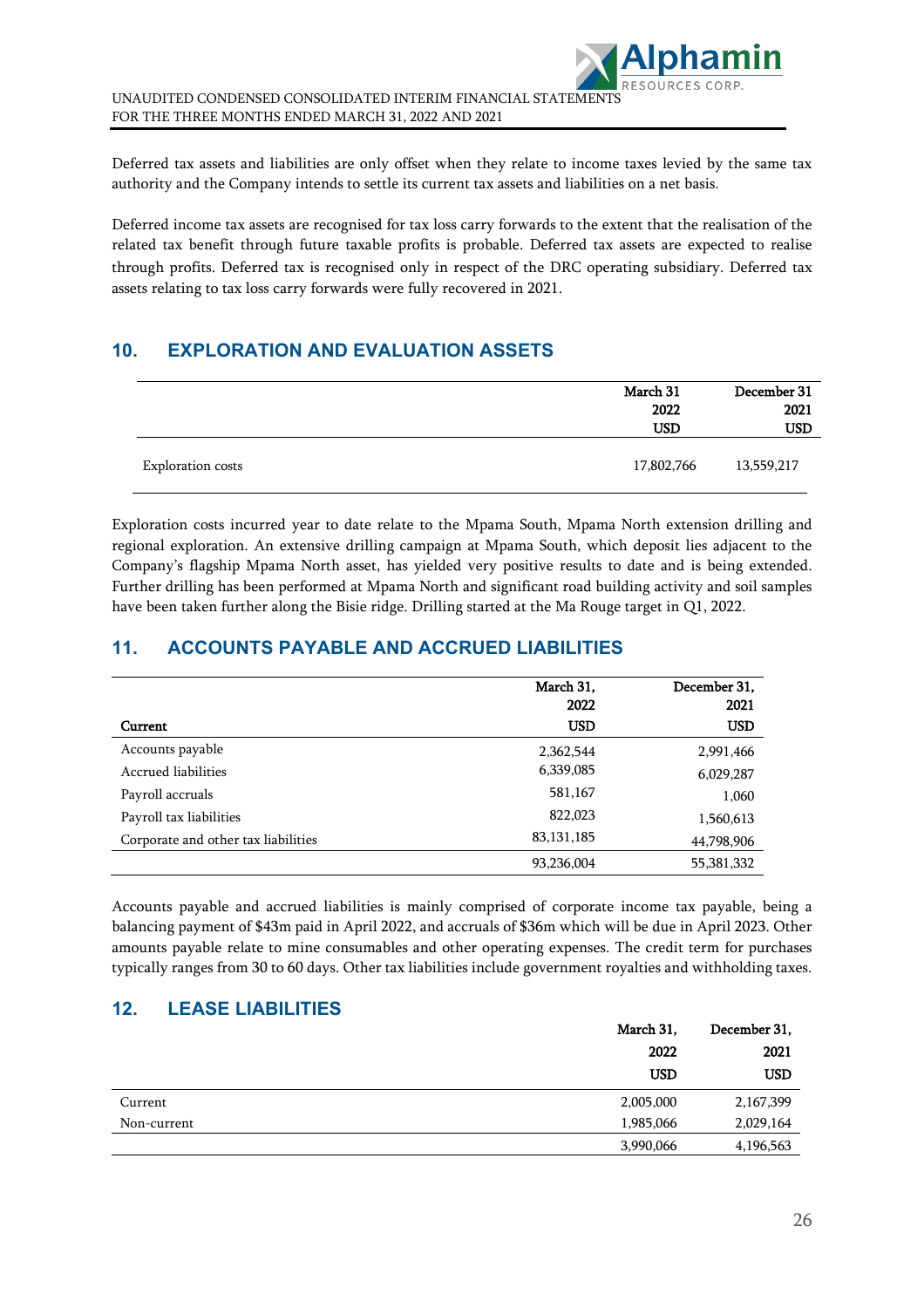Deferred tax assets and liabilities are only offset when they relate to income taxes levied by the same tax authority and the Company intends to settle its current tax assets and liabilities on a net basis.

Deferred income tax assets are recognised for tax loss carry forwards to the extent that the realisation of the related tax benefit through future taxable profits is probable. Deferred tax assets are expected to realise through profits. Deferred tax is recognised only in respect of the DRC operating subsidiary. Deferred tax assets relating to tax loss carry forwards were fully recovered in 2021.

## 10. EXPLORATION AND EVALUATION ASSETS

| | March 31 2022 USD | December 31 2021 USD |
|---|---|---|
| Exploration costs | 17,802,766 | 13,559,217 |

Exploration costs incurred year to date relate to the Mpama South, Mpama North extension drilling and regional exploration. An extensive drilling campaign at Mpama South, which deposit lies adjacent to the Company's flagship Mpama North asset, has yielded very positive results to date and is being extended. Further drilling has been performed at Mpama North and significant road building activity and soil samples have been taken further along the Bisie ridge. Drilling started at the Ma Rouge target in Q1, 2022.

## 11. ACCOUNTS PAYABLE AND ACCRUED LIABILITIES

| Current | March 31, 2022 USD | December 31, 2021 USD |
|---|---|---|
| Accounts payable | 2,362,544 | 2,991,466 |
| Accrued liabilities | 6,339,085 | 6,029,287 |
| Payroll accruals | 581,167 | 1,060 |
| Payroll tax liabilities | 822,023 | 1,560,613 |
| Corporate and other tax liabilities | 83,131,185 | 44,798,906 |
| | 93,236,004 | 55,381,332 |

Accounts payable and accrued liabilities is mainly comprised of corporate income tax payable, being a balancing payment of $43m paid in April 2022, and accruals of $36m which will be due in April 2023. Other amounts payable relate to mine consumables and other operating expenses. The credit term for purchases typically ranges from 30 to 60 days. Other tax liabilities include government royalties and withholding taxes.

## 12. LEASE LIABILITIES

| | March 31, 2022 USD | December 31, 2021 USD |
|---|---|---|
| Current | 2,005,000 | 2,167,399 |
| Non-current | 1,985,066 | 2,029,164 |
| | 3,990,066 | 4,196,563 |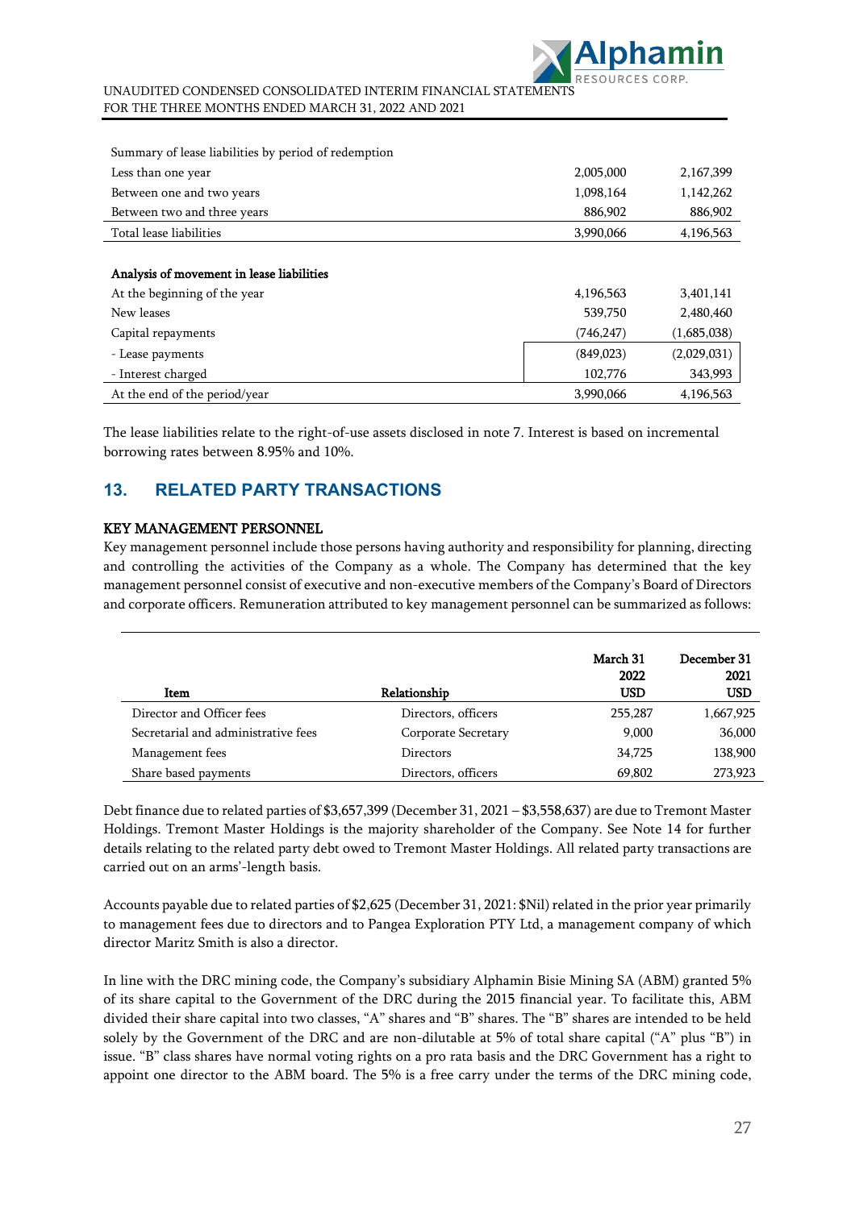| Summary of lease liabilities by period of redemption | | |
|---|---|---|
| Less than one year | 2,005,000 | 2,167,399 |
| Between one and two years | 1,098,164 | 1,142,262 |
| Between two and three years | 886,902 | 886,902 |
| Total lease liabilities | 3,990,066 | 4,196,563 |

| **Analysis of movement in lease liabilities** | | |
|---|---|---|
| At the beginning of the year | 4,196,563 | 3,401,141 |
| New leases | 539,750 | 2,480,460 |
| Capital repayments | (746,247) | (1,685,038) |
| - Lease payments | (849,023) | (2,029,031) |
| - Interest charged | 102,776 | 343,993 |
| At the end of the period/year | 3,990,066 | 4,196,563 |

The lease liabilities relate to the right-of-use assets disclosed in note 7. Interest is based on incremental borrowing rates between 8.95% and 10%.

## 13. RELATED PARTY TRANSACTIONS

**KEY MANAGEMENT PERSONNEL**

Key management personnel include those persons having authority and responsibility for planning, directing and controlling the activities of the Company as a whole. The Company has determined that the key management personnel consist of executive and non-executive members of the Company's Board of Directors and corporate officers. Remuneration attributed to key management personnel can be summarized as follows:

| Item | Relationship | March 31 2022 USD | December 31 2021 USD |
|---|---|---|---|
| Director and Officer fees | Directors, officers | 255,287 | 1,667,925 |
| Secretarial and administrative fees | Corporate Secretary | 9,000 | 36,000 |
| Management fees | Directors | 34,725 | 138,900 |
| Share based payments | Directors, officers | 69,802 | 273,923 |

Debt finance due to related parties of $3,657,399 (December 31, 2021 – $3,558,637) are due to Tremont Master Holdings. Tremont Master Holdings is the majority shareholder of the Company. See Note 14 for further details relating to the related party debt owed to Tremont Master Holdings. All related party transactions are carried out on an arms'-length basis.

Accounts payable due to related parties of $2,625 (December 31, 2021: $Nil) related in the prior year primarily to management fees due to directors and to Pangea Exploration PTY Ltd, a management company of which director Maritz Smith is also a director.

In line with the DRC mining code, the Company's subsidiary Alphamin Bisie Mining SA (ABM) granted 5% of its share capital to the Government of the DRC during the 2015 financial year. To facilitate this, ABM divided their share capital into two classes, "A" shares and "B" shares. The "B" shares are intended to be held solely by the Government of the DRC and are non-dilutable at 5% of total share capital ("A" plus "B") in issue. "B" class shares have normal voting rights on a pro rata basis and the DRC Government has a right to appoint one director to the ABM board. The 5% is a free carry under the terms of the DRC mining code,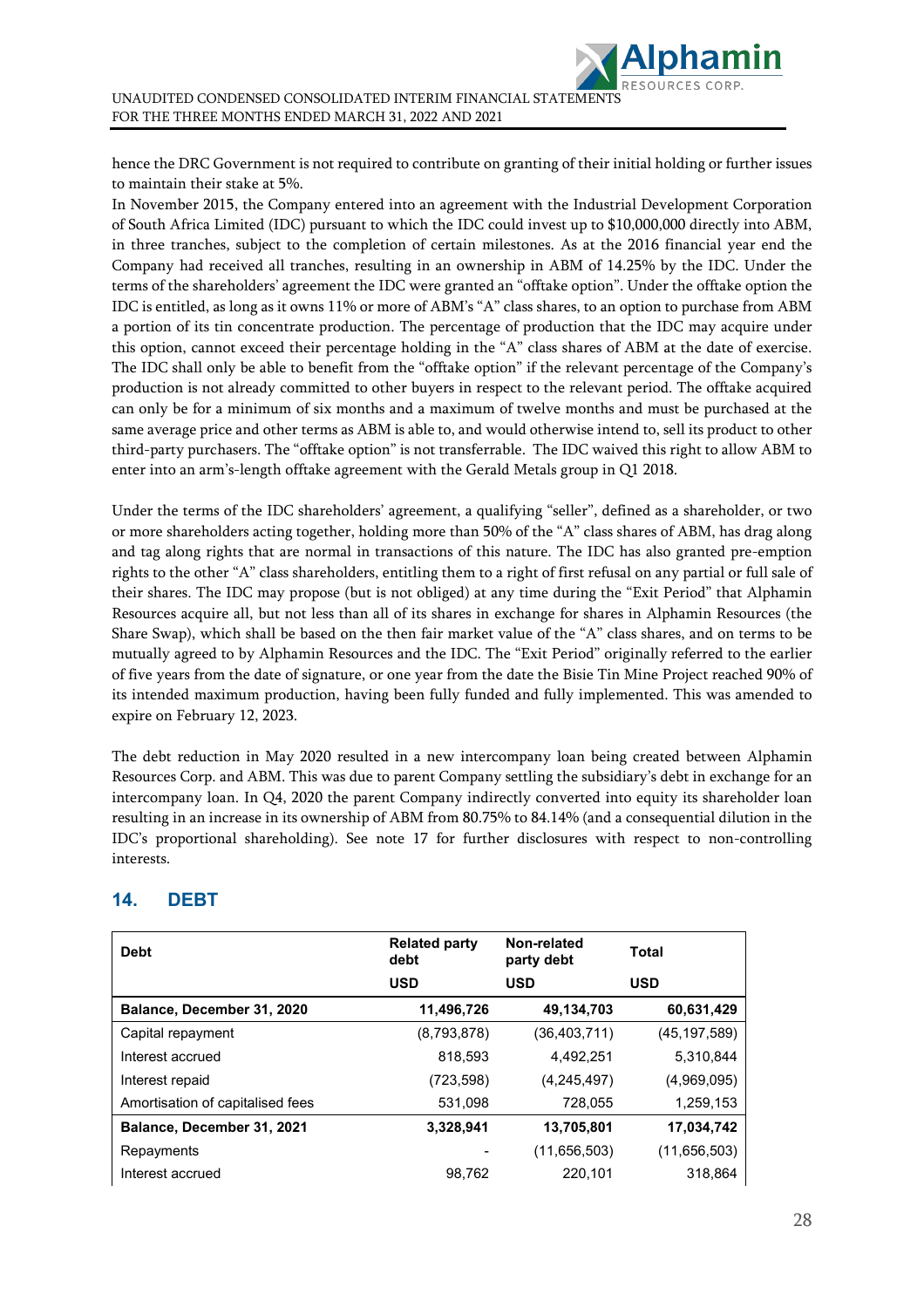hence the DRC Government is not required to contribute on granting of their initial holding or further issues to maintain their stake at 5%.

In November 2015, the Company entered into an agreement with the Industrial Development Corporation of South Africa Limited (IDC) pursuant to which the IDC could invest up to $10,000,000 directly into ABM, in three tranches, subject to the completion of certain milestones. As at the 2016 financial year end the Company had received all tranches, resulting in an ownership in ABM of 14.25% by the IDC. Under the terms of the shareholders' agreement the IDC were granted an "offtake option". Under the offtake option the IDC is entitled, as long as it owns 11% or more of ABM's "A" class shares, to an option to purchase from ABM a portion of its tin concentrate production. The percentage of production that the IDC may acquire under this option, cannot exceed their percentage holding in the "A" class shares of ABM at the date of exercise. The IDC shall only be able to benefit from the "offtake option" if the relevant percentage of the Company's production is not already committed to other buyers in respect to the relevant period. The offtake acquired can only be for a minimum of six months and a maximum of twelve months and must be purchased at the same average price and other terms as ABM is able to, and would otherwise intend to, sell its product to other third-party purchasers. The "offtake option" is not transferrable. The IDC waived this right to allow ABM to enter into an arm's-length offtake agreement with the Gerald Metals group in Q1 2018.

Under the terms of the IDC shareholders' agreement, a qualifying "seller", defined as a shareholder, or two or more shareholders acting together, holding more than 50% of the "A" class shares of ABM, has drag along and tag along rights that are normal in transactions of this nature. The IDC has also granted pre-emption rights to the other "A" class shareholders, entitling them to a right of first refusal on any partial or full sale of their shares. The IDC may propose (but is not obliged) at any time during the "Exit Period" that Alphamin Resources acquire all, but not less than all of its shares in exchange for shares in Alphamin Resources (the Share Swap), which shall be based on the then fair market value of the "A" class shares, and on terms to be mutually agreed to by Alphamin Resources and the IDC. The "Exit Period" originally referred to the earlier of five years from the date of signature, or one year from the date the Bisie Tin Mine Project reached 90% of its intended maximum production, having been fully funded and fully implemented. This was amended to expire on February 12, 2023.

The debt reduction in May 2020 resulted in a new intercompany loan being created between Alphamin Resources Corp. and ABM. This was due to parent Company settling the subsidiary's debt in exchange for an intercompany loan. In Q4, 2020 the parent Company indirectly converted into equity its shareholder loan resulting in an increase in its ownership of ABM from 80.75% to 84.14% (and a consequential dilution in the IDC's proportional shareholding). See note 17 for further disclosures with respect to non-controlling interests.

## 14. DEBT

| Debt | Related party debt | Non-related party debt | Total |
|---|---|---|---|
| | USD | USD | USD |
| **Balance, December 31, 2020** | **11,496,726** | **49,134,703** | **60,631,429** |
| Capital repayment | (8,793,878) | (36,403,711) | (45,197,589) |
| Interest accrued | 818,593 | 4,492,251 | 5,310,844 |
| Interest repaid | (723,598) | (4,245,497) | (4,969,095) |
| Amortisation of capitalised fees | 531,098 | 728,055 | 1,259,153 |
| **Balance, December 31, 2021** | **3,328,941** | **13,705,801** | **17,034,742** |
| Repayments | - | (11,656,503) | (11,656,503) |
| Interest accrued | 98,762 | 220,101 | 318,864 |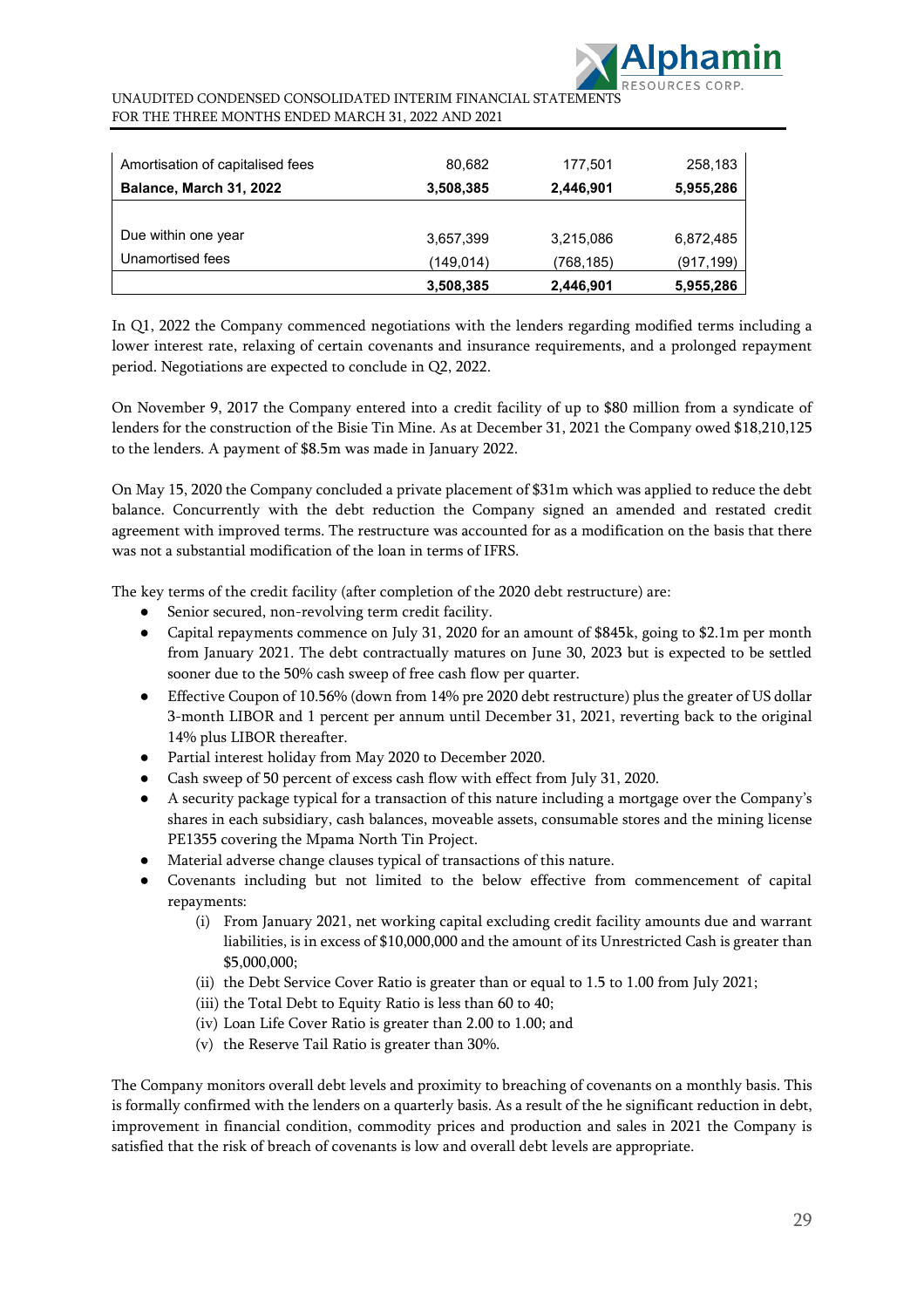| | | | |
|---|---|---|---|
| Amortisation of capitalised fees | 80,682 | 177,501 | 258,183 |
| **Balance, March 31, 2022** | **3,508,385** | **2,446,901** | **5,955,286** |
| | | | |
| Due within one year | 3,657,399 | 3,215,086 | 6,872,485 |
| Unamortised fees | (149,014) | (768,185) | (917,199) |
| | **3,508,385** | **2,446,901** | **5,955,286** |

In Q1, 2022 the Company commenced negotiations with the lenders regarding modified terms including a lower interest rate, relaxing of certain covenants and insurance requirements, and a prolonged repayment period. Negotiations are expected to conclude in Q2, 2022.

On November 9, 2017 the Company entered into a credit facility of up to $80 million from a syndicate of lenders for the construction of the Bisie Tin Mine. As at December 31, 2021 the Company owed $18,210,125 to the lenders. A payment of $8.5m was made in January 2022.

On May 15, 2020 the Company concluded a private placement of $31m which was applied to reduce the debt balance. Concurrently with the debt reduction the Company signed an amended and restated credit agreement with improved terms. The restructure was accounted for as a modification on the basis that there was not a substantial modification of the loan in terms of IFRS.

The key terms of the credit facility (after completion of the 2020 debt restructure) are:

- Senior secured, non-revolving term credit facility.
- Capital repayments commence on July 31, 2020 for an amount of $845k, going to $2.1m per month from January 2021. The debt contractually matures on June 30, 2023 but is expected to be settled sooner due to the 50% cash sweep of free cash flow per quarter.
- Effective Coupon of 10.56% (down from 14% pre 2020 debt restructure) plus the greater of US dollar 3-month LIBOR and 1 percent per annum until December 31, 2021, reverting back to the original 14% plus LIBOR thereafter.
- Partial interest holiday from May 2020 to December 2020.
- Cash sweep of 50 percent of excess cash flow with effect from July 31, 2020.
- A security package typical for a transaction of this nature including a mortgage over the Company's shares in each subsidiary, cash balances, moveable assets, consumable stores and the mining license PE1355 covering the Mpama North Tin Project.
- Material adverse change clauses typical of transactions of this nature.
- Covenants including but not limited to the below effective from commencement of capital repayments:
  - (i) From January 2021, net working capital excluding credit facility amounts due and warrant liabilities, is in excess of $10,000,000 and the amount of its Unrestricted Cash is greater than $5,000,000;
  - (ii) the Debt Service Cover Ratio is greater than or equal to 1.5 to 1.00 from July 2021;
  - (iii) the Total Debt to Equity Ratio is less than 60 to 40;
  - (iv) Loan Life Cover Ratio is greater than 2.00 to 1.00; and
  - (v) the Reserve Tail Ratio is greater than 30%.

The Company monitors overall debt levels and proximity to breaching of covenants on a monthly basis. This is formally confirmed with the lenders on a quarterly basis. As a result of the he significant reduction in debt, improvement in financial condition, commodity prices and production and sales in 2021 the Company is satisfied that the risk of breach of covenants is low and overall debt levels are appropriate.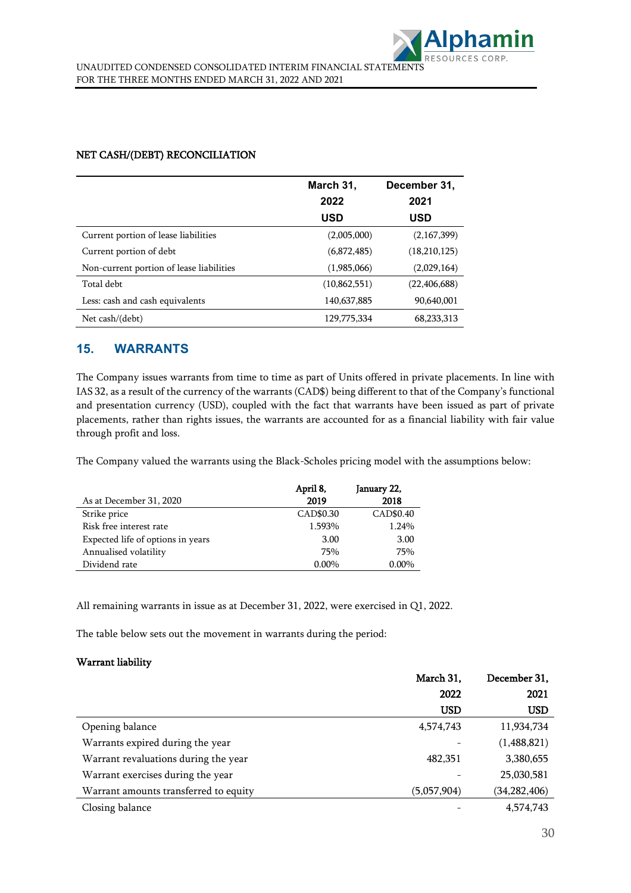NET CASH/(DEBT) RECONCILIATION

| | March 31, 2022 USD | December 31, 2021 USD |
|---|---|---|
| Current portion of lease liabilities | (2,005,000) | (2,167,399) |
| Current portion of debt | (6,872,485) | (18,210,125) |
| Non-current portion of lease liabilities | (1,985,066) | (2,029,164) |
| Total debt | (10,862,551) | (22,406,688) |
| Less: cash and cash equivalents | 140,637,885 | 90,640,001 |
| Net cash/(debt) | 129,775,334 | 68,233,313 |

## 15. WARRANTS

The Company issues warrants from time to time as part of Units offered in private placements. In line with IAS 32, as a result of the currency of the warrants (CAD$) being different to that of the Company's functional and presentation currency (USD), coupled with the fact that warrants have been issued as part of private placements, rather than rights issues, the warrants are accounted for as a financial liability with fair value through profit and loss.

The Company valued the warrants using the Black-Scholes pricing model with the assumptions below:

| As at December 31, 2020 | April 8, 2019 | January 22, 2018 |
|---|---|---|
| Strike price | CAD$0.30 | CAD$0.40 |
| Risk free interest rate | 1.593% | 1.24% |
| Expected life of options in years | 3.00 | 3.00 |
| Annualised volatility | 75% | 75% |
| Dividend rate | 0.00% | 0.00% |

All remaining warrants in issue as at December 31, 2022, were exercised in Q1, 2022.

The table below sets out the movement in warrants during the period:

**Warrant liability**

| | March 31, 2022 USD | December 31, 2021 USD |
|---|---|---|
| Opening balance | 4,574,743 | 11,934,734 |
| Warrants expired during the year | - | (1,488,821) |
| Warrant revaluations during the year | 482,351 | 3,380,655 |
| Warrant exercises during the year | - | 25,030,581 |
| Warrant amounts transferred to equity | (5,057,904) | (34,282,406) |
| Closing balance | - | 4,574,743 |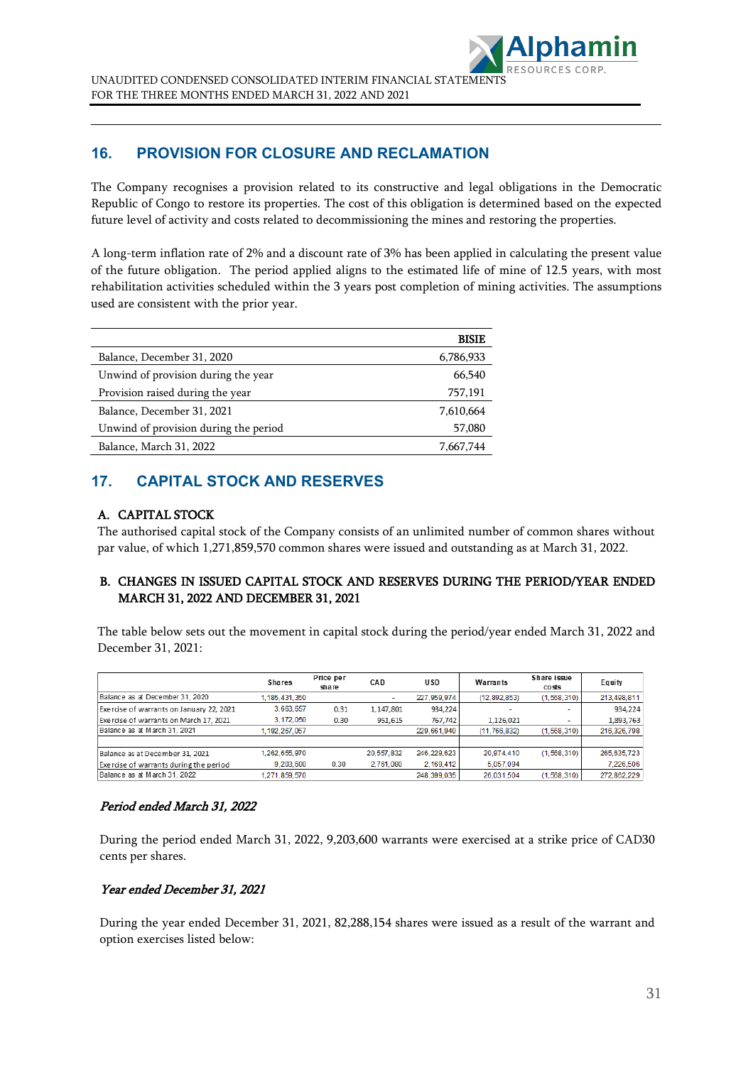## 16. PROVISION FOR CLOSURE AND RECLAMATION

The Company recognises a provision related to its constructive and legal obligations in the Democratic Republic of Congo to restore its properties. The cost of this obligation is determined based on the expected future level of activity and costs related to decommissioning the mines and restoring the properties.

A long-term inflation rate of 2% and a discount rate of 3% has been applied in calculating the present value of the future obligation. The period applied aligns to the estimated life of mine of 12.5 years, with most rehabilitation activities scheduled within the 3 years post completion of mining activities. The assumptions used are consistent with the prior year.

| | BISIE |
|---|---|
| Balance, December 31, 2020 | 6,786,933 |
| Unwind of provision during the year | 66,540 |
| Provision raised during the year | 757,191 |
| Balance, December 31, 2021 | 7,610,664 |
| Unwind of provision during the period | 57,080 |
| Balance, March 31, 2022 | 7,667,744 |

## 17. CAPITAL STOCK AND RESERVES

### A. CAPITAL STOCK

The authorised capital stock of the Company consists of an unlimited number of common shares without par value, of which 1,271,859,570 common shares were issued and outstanding as at March 31, 2022.

### B. CHANGES IN ISSUED CAPITAL STOCK AND RESERVES DURING THE PERIOD/YEAR ENDED MARCH 31, 2022 AND DECEMBER 31, 2021

The table below sets out the movement in capital stock during the period/year ended March 31, 2022 and December 31, 2021:

| | Shares | Price per share | CAD | USD | Warrants | Share issue costs | Equity |
|---|---|---|---|---|---|---|---|
| Balance as at December 31, 2020 | 1,185,431,350 | | - | 227,959,974 | (12,892,853) | (1,568,310) | 213,498,811 |
| Exercise of warrants on January 22, 2021 | 3,663,657 | 0.31 | 1,147,801 | 934,224 | - | - | 934,224 |
| Exercise of warrants on March 17, 2021 | 3,172,050 | 0.30 | 951,615 | 767,742 | 1,126,021 | - | 1,893,763 |
| Balance as at March 31, 2021 | 1,192,267,057 | | | 229,661,940 | (11,766,832) | (1,568,310) | 216,326,798 |
| | | | | | | | |
| Balance as at December 31, 2021 | 1,262,655,970 | | 20,557,832 | 246,229,623 | 20,974,410 | (1,568,310) | 265,635,723 |
| Exercise of warrants during the period | 9,203,600 | 0.30 | 2,761,080 | 2,169,412 | 5,057,094 | | 7,226,506 |
| Balance as at March 31, 2022 | 1,271,859,570 | | | 248,399,035 | 26,031,504 | (1,568,310) | 272,862,229 |

*Period ended March 31, 2022*

During the period ended March 31, 2022, 9,203,600 warrants were exercised at a strike price of CAD30 cents per shares.

*Year ended December 31, 2021*

During the year ended December 31, 2021, 82,288,154 shares were issued as a result of the warrant and option exercises listed below: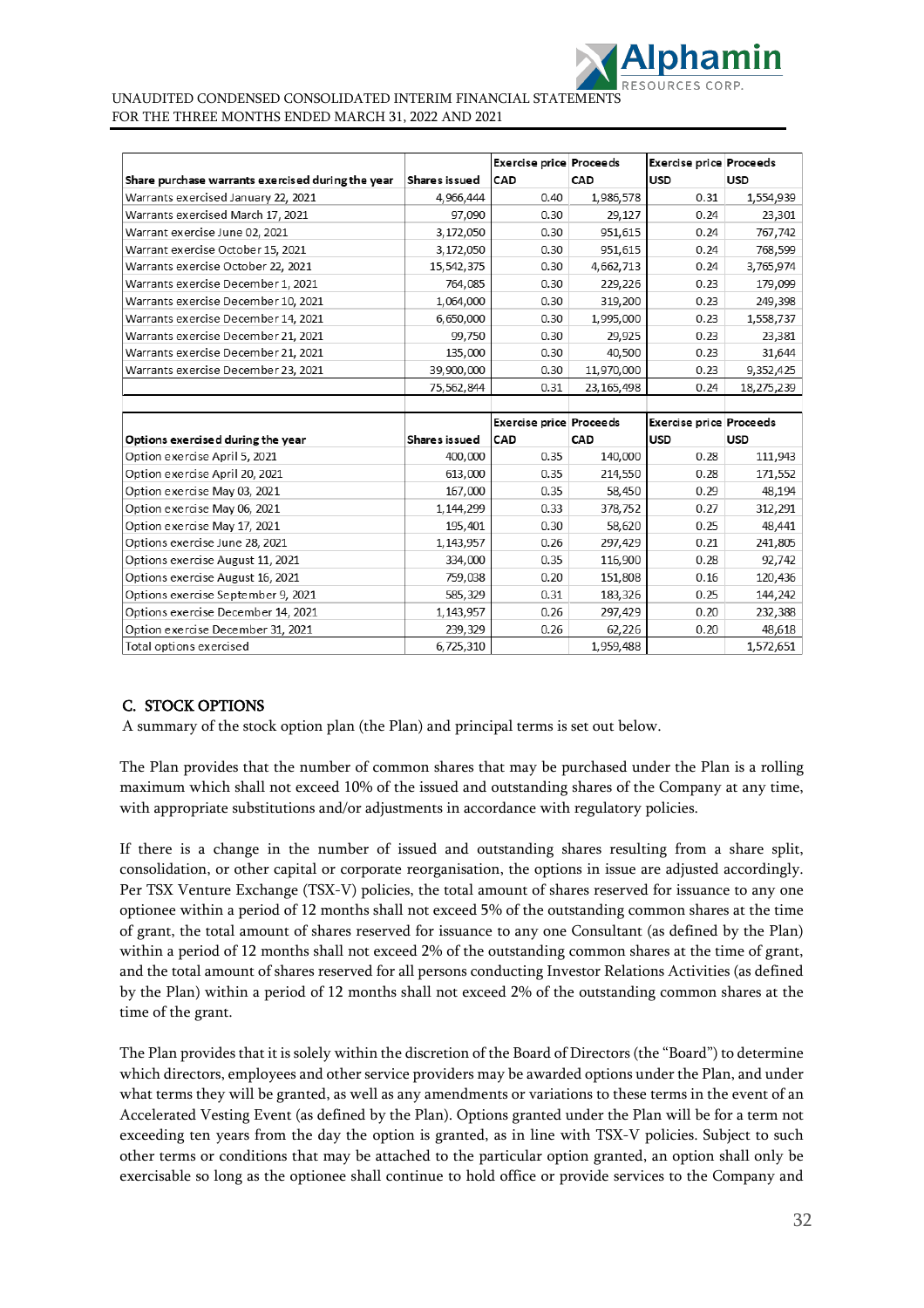| Share purchase warrants exercised during the year | Shares issued | Exercise price CAD | Proceeds CAD | Exercise price USD | Proceeds USD |
|---|---|---|---|---|---|
| Warrants exercised January 22, 2021 | 4,966,444 | 0.40 | 1,986,578 | 0.31 | 1,554,939 |
| Warrants exercised March 17, 2021 | 97,090 | 0.30 | 29,127 | 0.24 | 23,301 |
| Warrant exercise June 02, 2021 | 3,172,050 | 0.30 | 951,615 | 0.24 | 767,742 |
| Warrant exercise October 15, 2021 | 3,172,050 | 0.30 | 951,615 | 0.24 | 768,599 |
| Warrants exercise October 22, 2021 | 15,542,375 | 0.30 | 4,662,713 | 0.24 | 3,765,974 |
| Warrants exercise December 1, 2021 | 764,085 | 0.30 | 229,226 | 0.23 | 179,099 |
| Warrants exercise December 10, 2021 | 1,064,000 | 0.30 | 319,200 | 0.23 | 249,398 |
| Warrants exercise December 14, 2021 | 6,650,000 | 0.30 | 1,995,000 | 0.23 | 1,558,737 |
| Warrants exercise December 21, 2021 | 99,750 | 0.30 | 29,925 | 0.23 | 23,381 |
| Warrants exercise December 21, 2021 | 135,000 | 0.30 | 40,500 | 0.23 | 31,644 |
| Warrants exercise December 23, 2021 | 39,900,000 | 0.30 | 11,970,000 | 0.23 | 9,352,425 |
| | 75,562,844 | 0.31 | 23,165,498 | 0.24 | 18,275,239 |

| Options exercised during the year | Shares issued | Exercise price CAD | Proceeds CAD | Exercise price USD | Proceeds USD |
|---|---|---|---|---|---|
| Option exercise April 5, 2021 | 400,000 | 0.35 | 140,000 | 0.28 | 111,943 |
| Option exercise April 20, 2021 | 613,000 | 0.35 | 214,550 | 0.28 | 171,552 |
| Option exercise May 03, 2021 | 167,000 | 0.35 | 58,450 | 0.29 | 48,194 |
| Option exercise May 06, 2021 | 1,144,299 | 0.33 | 378,752 | 0.27 | 312,291 |
| Option exercise May 17, 2021 | 195,401 | 0.30 | 58,620 | 0.25 | 48,441 |
| Options exercise June 28, 2021 | 1,143,957 | 0.26 | 297,429 | 0.21 | 241,805 |
| Options exercise August 11, 2021 | 334,000 | 0.35 | 116,900 | 0.28 | 92,742 |
| Options exercise August 16, 2021 | 759,038 | 0.20 | 151,808 | 0.16 | 120,436 |
| Options exercise September 9, 2021 | 585,329 | 0.31 | 183,326 | 0.25 | 144,242 |
| Options exercise December 14, 2021 | 1,143,957 | 0.26 | 297,429 | 0.20 | 232,388 |
| Option exercise December 31, 2021 | 239,329 | 0.26 | 62,226 | 0.20 | 48,618 |
| Total options exercised | 6,725,310 | | 1,959,488 | | 1,572,651 |

## C. STOCK OPTIONS

A summary of the stock option plan (the Plan) and principal terms is set out below.

The Plan provides that the number of common shares that may be purchased under the Plan is a rolling maximum which shall not exceed 10% of the issued and outstanding shares of the Company at any time, with appropriate substitutions and/or adjustments in accordance with regulatory policies.

If there is a change in the number of issued and outstanding shares resulting from a share split, consolidation, or other capital or corporate reorganisation, the options in issue are adjusted accordingly. Per TSX Venture Exchange (TSX-V) policies, the total amount of shares reserved for issuance to any one optionee within a period of 12 months shall not exceed 5% of the outstanding common shares at the time of grant, the total amount of shares reserved for issuance to any one Consultant (as defined by the Plan) within a period of 12 months shall not exceed 2% of the outstanding common shares at the time of grant, and the total amount of shares reserved for all persons conducting Investor Relations Activities (as defined by the Plan) within a period of 12 months shall not exceed 2% of the outstanding common shares at the time of the grant.

The Plan provides that it is solely within the discretion of the Board of Directors (the "Board") to determine which directors, employees and other service providers may be awarded options under the Plan, and under what terms they will be granted, as well as any amendments or variations to these terms in the event of an Accelerated Vesting Event (as defined by the Plan). Options granted under the Plan will be for a term not exceeding ten years from the day the option is granted, as in line with TSX-V policies. Subject to such other terms or conditions that may be attached to the particular option granted, an option shall only be exercisable so long as the optionee shall continue to hold office or provide services to the Company and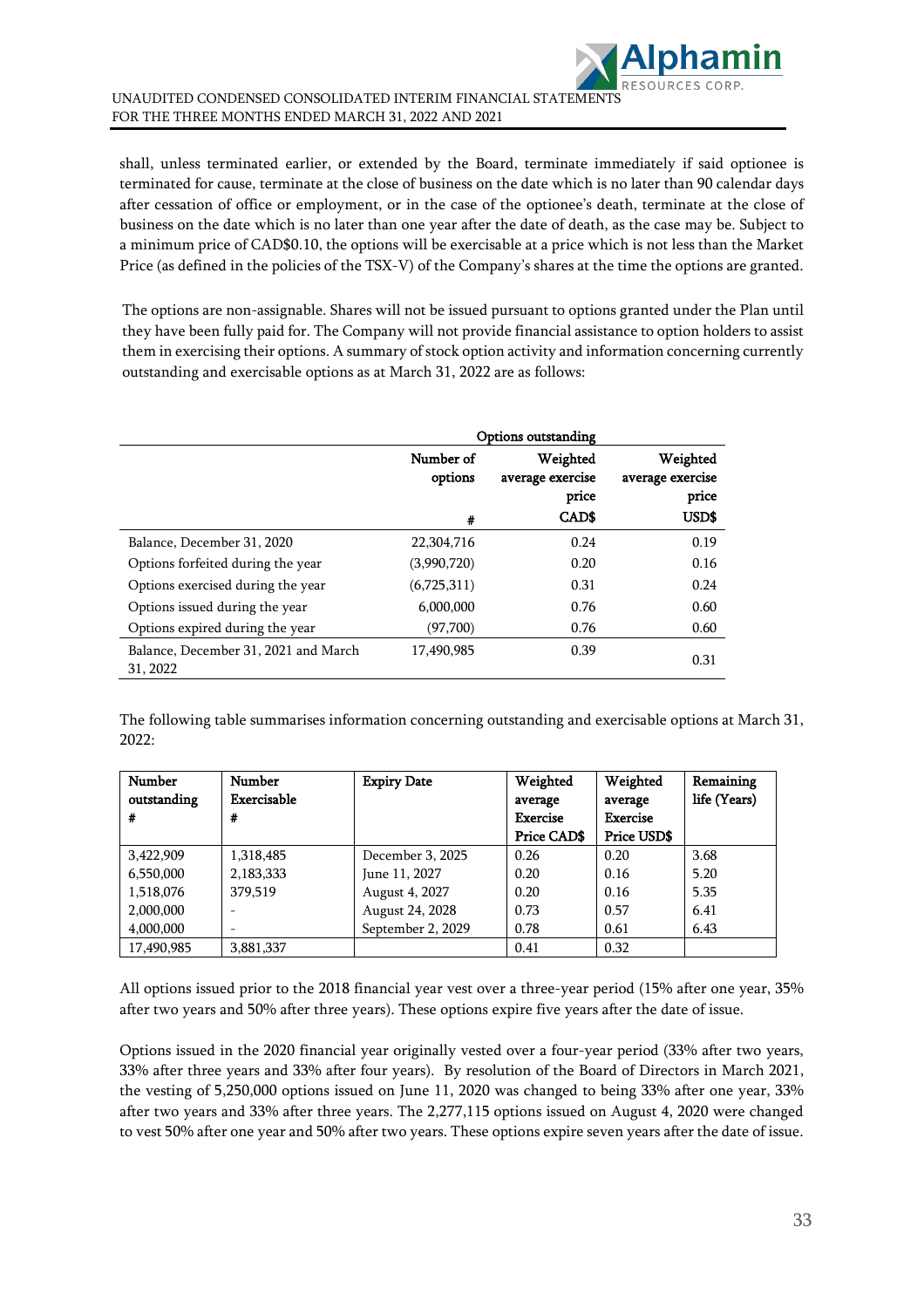shall, unless terminated earlier, or extended by the Board, terminate immediately if said optionee is terminated for cause, terminate at the close of business on the date which is no later than 90 calendar days after cessation of office or employment, or in the case of the optionee's death, terminate at the close of business on the date which is no later than one year after the date of death, as the case may be. Subject to a minimum price of CAD$0.10, the options will be exercisable at a price which is not less than the Market Price (as defined in the policies of the TSX-V) of the Company's shares at the time the options are granted.

The options are non-assignable. Shares will not be issued pursuant to options granted under the Plan until they have been fully paid for. The Company will not provide financial assistance to option holders to assist them in exercising their options. A summary of stock option activity and information concerning currently outstanding and exercisable options as at March 31, 2022 are as follows:

| | Options outstanding | | |
|---|---|---|---|
| | Number of options<br>**#** | Weighted average exercise price<br>**CAD$** | Weighted average exercise price<br>**USD$** |
| Balance, December 31, 2020 | 22,304,716 | 0.24 | 0.19 |
| Options forfeited during the year | (3,990,720) | 0.20 | 0.16 |
| Options exercised during the year | (6,725,311) | 0.31 | 0.24 |
| Options issued during the year | 6,000,000 | 0.76 | 0.60 |
| Options expired during the year | (97,700) | 0.76 | 0.60 |
| Balance, December 31, 2021 and March 31, 2022 | 17,490,985 | 0.39 | 0.31 |

The following table summarises information concerning outstanding and exercisable options at March 31, 2022:

| Number outstanding # | Number Exercisable # | Expiry Date | Weighted average Exercise Price CAD$ | Weighted average Exercise Price USD$ | Remaining life (Years) |
|---|---|---|---|---|---|
| 3,422,909 | 1,318,485 | December 3, 2025 | 0.26 | 0.20 | 3.68 |
| 6,550,000 | 2,183,333 | June 11, 2027 | 0.20 | 0.16 | 5.20 |
| 1,518,076 | 379,519 | August 4, 2027 | 0.20 | 0.16 | 5.35 |
| 2,000,000 | - | August 24, 2028 | 0.73 | 0.57 | 6.41 |
| 4,000,000 | - | September 2, 2029 | 0.78 | 0.61 | 6.43 |
| 17,490,985 | 3,881,337 | | 0.41 | 0.32 | |

All options issued prior to the 2018 financial year vest over a three-year period (15% after one year, 35% after two years and 50% after three years). These options expire five years after the date of issue.

Options issued in the 2020 financial year originally vested over a four-year period (33% after two years, 33% after three years and 33% after four years). By resolution of the Board of Directors in March 2021, the vesting of 5,250,000 options issued on June 11, 2020 was changed to being 33% after one year, 33% after two years and 33% after three years. The 2,277,115 options issued on August 4, 2020 were changed to vest 50% after one year and 50% after two years. These options expire seven years after the date of issue.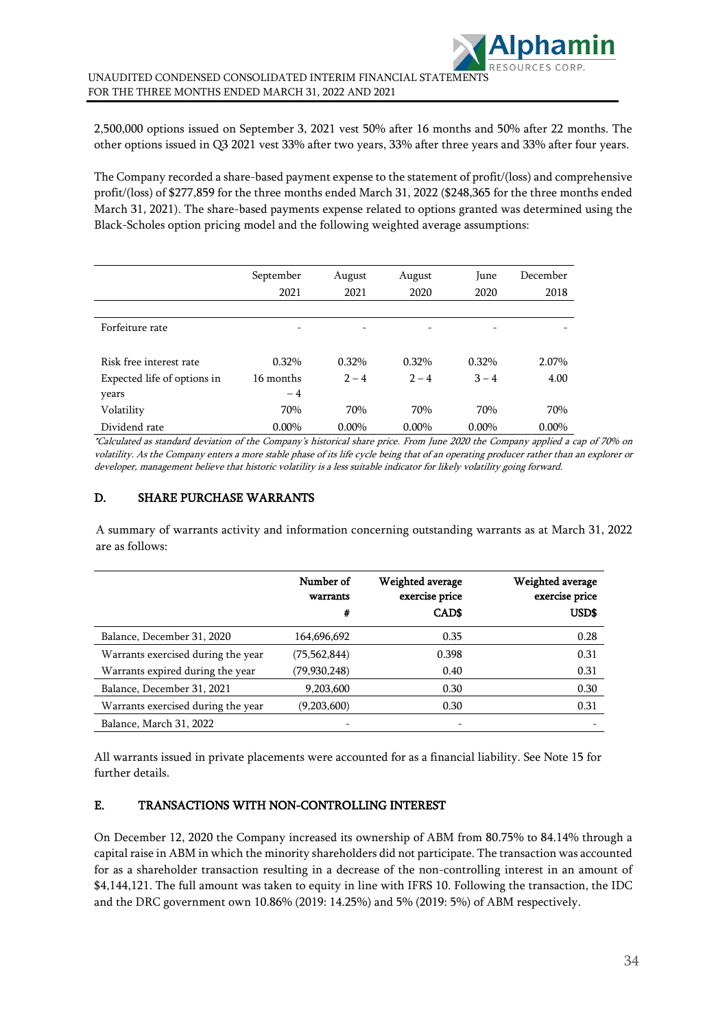2,500,000 options issued on September 3, 2021 vest 50% after 16 months and 50% after 22 months. The other options issued in Q3 2021 vest 33% after two years, 33% after three years and 33% after four years.

The Company recorded a share-based payment expense to the statement of profit/(loss) and comprehensive profit/(loss) of $277,859 for the three months ended March 31, 2022 ($248,365 for the three months ended March 31, 2021). The share-based payments expense related to options granted was determined using the Black-Scholes option pricing model and the following weighted average assumptions:

| | September 2021 | August 2021 | August 2020 | June 2020 | December 2018 |
|---|---|---|---|---|---|
| Forfeiture rate | - | - | - | - | - |
| Risk free interest rate | 0.32% | 0.32% | 0.32% | 0.32% | 2.07% |
| Expected life of options in years | 16 months – 4 | 2 – 4 | 2 – 4 | 3 – 4 | 4.00 |
| Volatility | 70% | 70% | 70% | 70% | 70% |
| Dividend rate | 0.00% | 0.00% | 0.00% | 0.00% | 0.00% |

*\*Calculated as standard deviation of the Company's historical share price. From June 2020 the Company applied a cap of 70% on volatility. As the Company enters a more stable phase of its life cycle being that of an operating producer rather than an explorer or developer, management believe that historic volatility is a less suitable indicator for likely volatility going forward.*

### D. SHARE PURCHASE WARRANTS

A summary of warrants activity and information concerning outstanding warrants as at March 31, 2022 are as follows:

| | Number of warrants # | Weighted average exercise price CAD$ | Weighted average exercise price USD$ |
|---|---|---|---|
| Balance, December 31, 2020 | 164,696,692 | 0.35 | 0.28 |
| Warrants exercised during the year | (75,562,844) | 0.398 | 0.31 |
| Warrants expired during the year | (79,930,248) | 0.40 | 0.31 |
| Balance, December 31, 2021 | 9,203,600 | 0.30 | 0.30 |
| Warrants exercised during the year | (9,203,600) | 0.30 | 0.31 |
| Balance, March 31, 2022 | - | - | - |

All warrants issued in private placements were accounted for as a financial liability. See Note 15 for further details.

### E. TRANSACTIONS WITH NON-CONTROLLING INTEREST

On December 12, 2020 the Company increased its ownership of ABM from 80.75% to 84.14% through a capital raise in ABM in which the minority shareholders did not participate. The transaction was accounted for as a shareholder transaction resulting in a decrease of the non-controlling interest in an amount of $4,144,121. The full amount was taken to equity in line with IFRS 10. Following the transaction, the IDC and the DRC government own 10.86% (2019: 14.25%) and 5% (2019: 5%) of ABM respectively.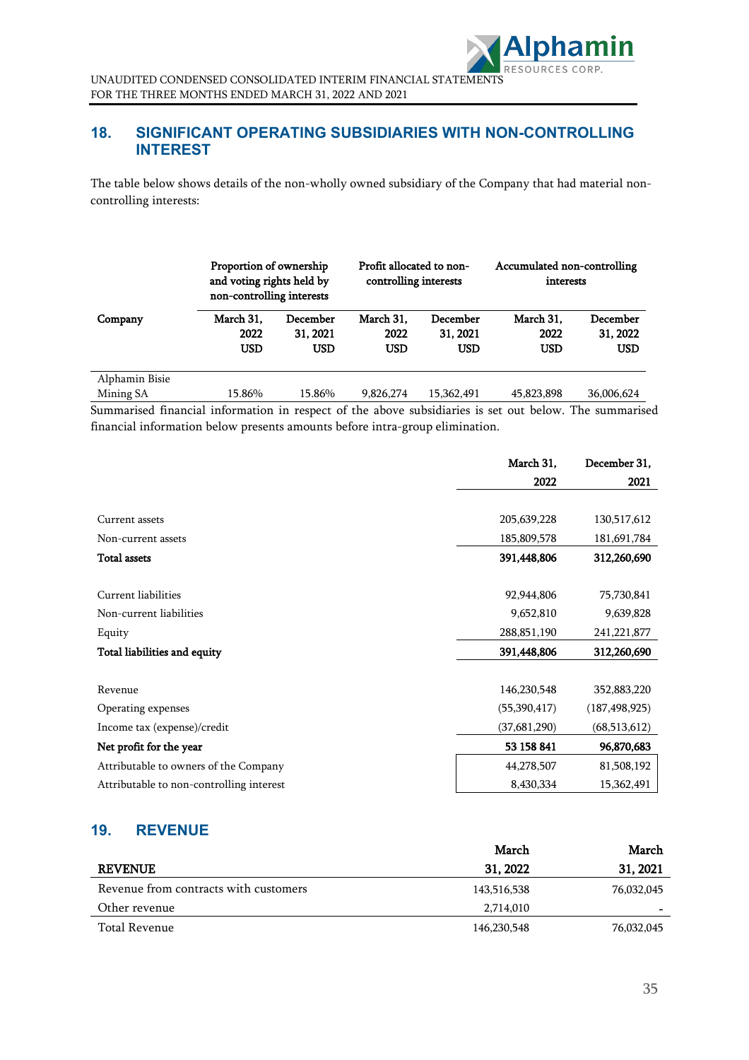## 18. SIGNIFICANT OPERATING SUBSIDIARIES WITH NON-CONTROLLING INTEREST

The table below shows details of the non-wholly owned subsidiary of the Company that had material non-controlling interests:

| Company | Proportion of ownership and voting rights held by non-controlling interests | | Profit allocated to non-controlling interests | | Accumulated non-controlling interests | |
|---|---|---|---|---|---|---|
| | March 31, 2022 USD | December 31, 2021 USD | March 31, 2022 USD | December 31, 2021 USD | March 31, 2022 USD | December 31, 2022 USD |
| Alphamin Bisie Mining SA | 15.86% | 15.86% | 9,826,274 | 15,362,491 | 45,823,898 | 36,006,624 |

Summarised financial information in respect of the above subsidiaries is set out below. The summarised financial information below presents amounts before intra-group elimination.

| | March 31, 2022 | December 31, 2021 |
|---|---|---|
| Current assets | 205,639,228 | 130,517,612 |
| Non-current assets | 185,809,578 | 181,691,784 |
| **Total assets** | **391,448,806** | **312,260,690** |
| Current liabilities | 92,944,806 | 75,730,841 |
| Non-current liabilities | 9,652,810 | 9,639,828 |
| Equity | 288,851,190 | 241,221,877 |
| **Total liabilities and equity** | **391,448,806** | **312,260,690** |
| Revenue | 146,230,548 | 352,883,220 |
| Operating expenses | (55,390,417) | (187,498,925) |
| Income tax (expense)/credit | (37,681,290) | (68,513,612) |
| **Net profit for the year** | **53 158 841** | **96,870,683** |
| Attributable to owners of the Company | 44,278,507 | 81,508,192 |
| Attributable to non-controlling interest | 8,430,334 | 15,362,491 |

## 19. REVENUE

| REVENUE | March 31, 2022 | March 31, 2021 |
|---|---|---|
| Revenue from contracts with customers | 143,516,538 | 76,032,045 |
| Other revenue | 2,714,010 | - |
| Total Revenue | 146,230,548 | 76,032,045 |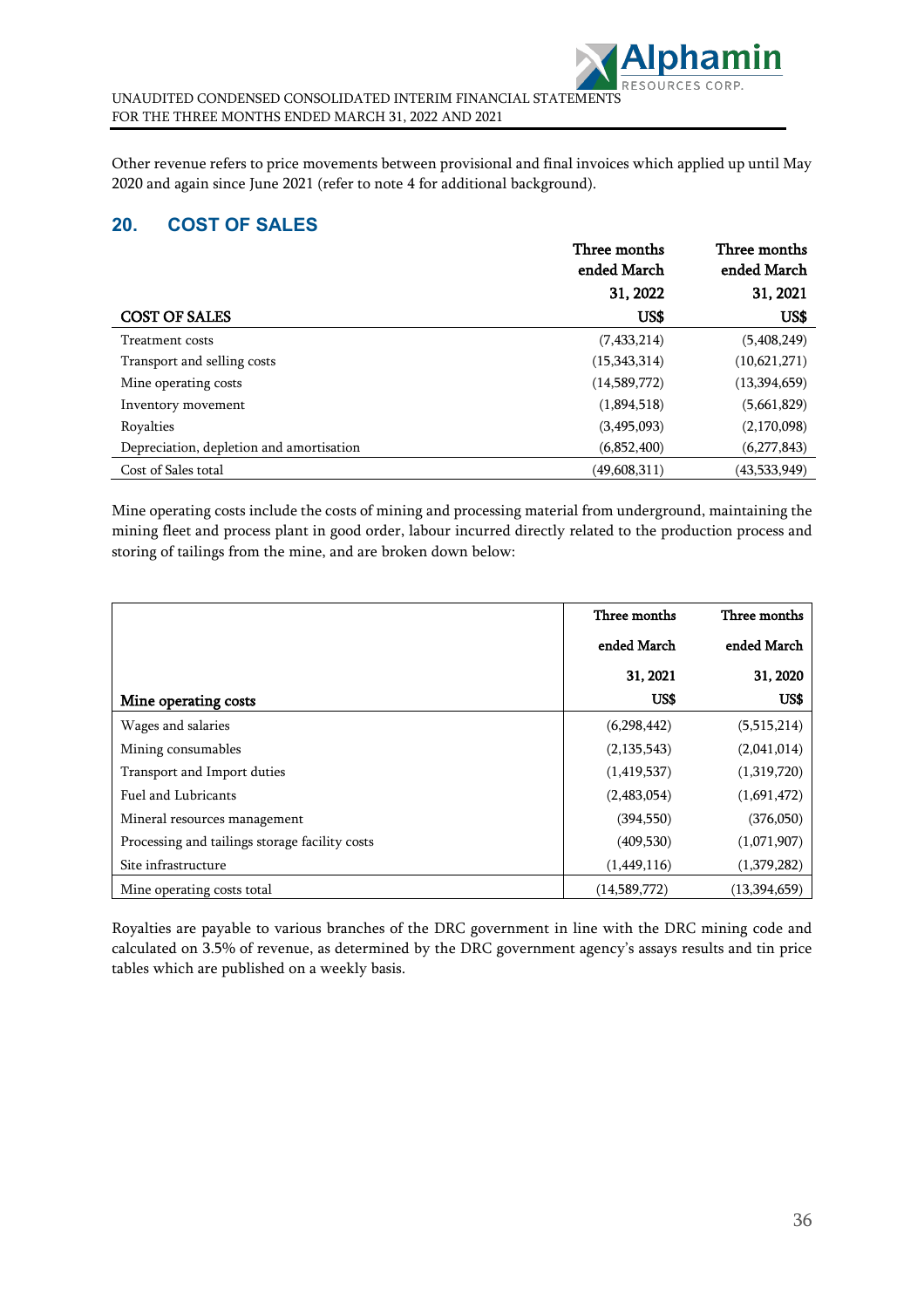Other revenue refers to price movements between provisional and final invoices which applied up until May 2020 and again since June 2021 (refer to note 4 for additional background).

## 20. COST OF SALES

| COST OF SALES | Three months ended March 31, 2022 US$ | Three months ended March 31, 2021 US$ |
|---|---|---|
| Treatment costs | (7,433,214) | (5,408,249) |
| Transport and selling costs | (15,343,314) | (10,621,271) |
| Mine operating costs | (14,589,772) | (13,394,659) |
| Inventory movement | (1,894,518) | (5,661,829) |
| Royalties | (3,495,093) | (2,170,098) |
| Depreciation, depletion and amortisation | (6,852,400) | (6,277,843) |
| Cost of Sales total | (49,608,311) | (43,533,949) |

Mine operating costs include the costs of mining and processing material from underground, maintaining the mining fleet and process plant in good order, labour incurred directly related to the production process and storing of tailings from the mine, and are broken down below:

| Mine operating costs | Three months ended March 31, 2021 US$ | Three months ended March 31, 2020 US$ |
|---|---|---|
| Wages and salaries | (6,298,442) | (5,515,214) |
| Mining consumables | (2,135,543) | (2,041,014) |
| Transport and Import duties | (1,419,537) | (1,319,720) |
| Fuel and Lubricants | (2,483,054) | (1,691,472) |
| Mineral resources management | (394,550) | (376,050) |
| Processing and tailings storage facility costs | (409,530) | (1,071,907) |
| Site infrastructure | (1,449,116) | (1,379,282) |
| Mine operating costs total | (14,589,772) | (13,394,659) |

Royalties are payable to various branches of the DRC government in line with the DRC mining code and calculated on 3.5% of revenue, as determined by the DRC government agency's assays results and tin price tables which are published on a weekly basis.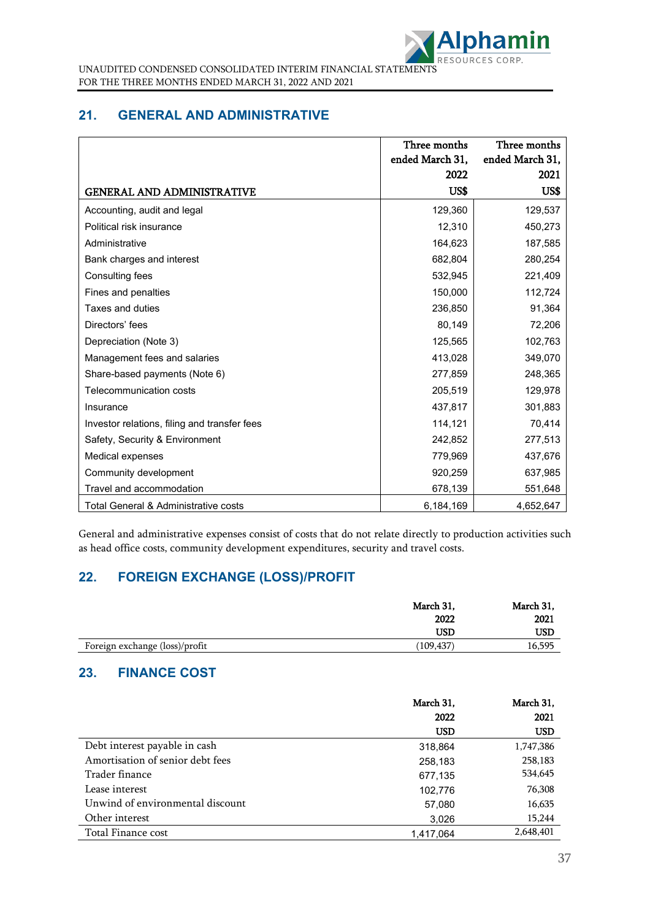## 21. GENERAL AND ADMINISTRATIVE

| GENERAL AND ADMINISTRATIVE | Three months ended March 31, 2022 US$ | Three months ended March 31, 2021 US$ |
|---|---|---|
| Accounting, audit and legal | 129,360 | 129,537 |
| Political risk insurance | 12,310 | 450,273 |
| Administrative | 164,623 | 187,585 |
| Bank charges and interest | 682,804 | 280,254 |
| Consulting fees | 532,945 | 221,409 |
| Fines and penalties | 150,000 | 112,724 |
| Taxes and duties | 236,850 | 91,364 |
| Directors' fees | 80,149 | 72,206 |
| Depreciation (Note 3) | 125,565 | 102,763 |
| Management fees and salaries | 413,028 | 349,070 |
| Share-based payments (Note 6) | 277,859 | 248,365 |
| Telecommunication costs | 205,519 | 129,978 |
| Insurance | 437,817 | 301,883 |
| Investor relations, filing and transfer fees | 114,121 | 70,414 |
| Safety, Security & Environment | 242,852 | 277,513 |
| Medical expenses | 779,969 | 437,676 |
| Community development | 920,259 | 637,985 |
| Travel and accommodation | 678,139 | 551,648 |
| Total General & Administrative costs | 6,184,169 | 4,652,647 |

General and administrative expenses consist of costs that do not relate directly to production activities such as head office costs, community development expenditures, security and travel costs.

## 22. FOREIGN EXCHANGE (LOSS)/PROFIT

| | March 31, 2022 USD | March 31, 2021 USD |
|---|---|---|
| Foreign exchange (loss)/profit | (109,437) | 16,595 |

## 23. FINANCE COST

| | March 31, 2022 USD | March 31, 2021 USD |
|---|---|---|
| Debt interest payable in cash | 318,864 | 1,747,386 |
| Amortisation of senior debt fees | 258,183 | 258,183 |
| Trader finance | 677,135 | 534,645 |
| Lease interest | 102,776 | 76,308 |
| Unwind of environmental discount | 57,080 | 16,635 |
| Other interest | 3,026 | 15,244 |
| Total Finance cost | 1,417,064 | 2,648,401 |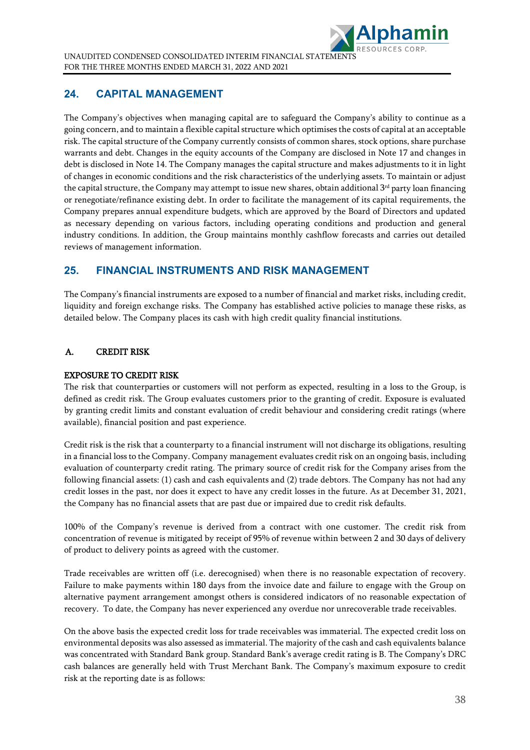## 24. CAPITAL MANAGEMENT

The Company's objectives when managing capital are to safeguard the Company's ability to continue as a going concern, and to maintain a flexible capital structure which optimises the costs of capital at an acceptable risk. The capital structure of the Company currently consists of common shares, stock options, share purchase warrants and debt. Changes in the equity accounts of the Company are disclosed in Note 17 and changes in debt is disclosed in Note 14. The Company manages the capital structure and makes adjustments to it in light of changes in economic conditions and the risk characteristics of the underlying assets. To maintain or adjust the capital structure, the Company may attempt to issue new shares, obtain additional 3rd party loan financing or renegotiate/refinance existing debt. In order to facilitate the management of its capital requirements, the Company prepares annual expenditure budgets, which are approved by the Board of Directors and updated as necessary depending on various factors, including operating conditions and production and general industry conditions. In addition, the Group maintains monthly cashflow forecasts and carries out detailed reviews of management information.

## 25. FINANCIAL INSTRUMENTS AND RISK MANAGEMENT

The Company's financial instruments are exposed to a number of financial and market risks, including credit, liquidity and foreign exchange risks. The Company has established active policies to manage these risks, as detailed below. The Company places its cash with high credit quality financial institutions.

### A. CREDIT RISK

**EXPOSURE TO CREDIT RISK**

The risk that counterparties or customers will not perform as expected, resulting in a loss to the Group, is defined as credit risk. The Group evaluates customers prior to the granting of credit. Exposure is evaluated by granting credit limits and constant evaluation of credit behaviour and considering credit ratings (where available), financial position and past experience.

Credit risk is the risk that a counterparty to a financial instrument will not discharge its obligations, resulting in a financial loss to the Company. Company management evaluates credit risk on an ongoing basis, including evaluation of counterparty credit rating. The primary source of credit risk for the Company arises from the following financial assets: (1) cash and cash equivalents and (2) trade debtors. The Company has not had any credit losses in the past, nor does it expect to have any credit losses in the future. As at December 31, 2021, the Company has no financial assets that are past due or impaired due to credit risk defaults.

100% of the Company's revenue is derived from a contract with one customer. The credit risk from concentration of revenue is mitigated by receipt of 95% of revenue within between 2 and 30 days of delivery of product to delivery points as agreed with the customer.

Trade receivables are written off (i.e. derecognised) when there is no reasonable expectation of recovery. Failure to make payments within 180 days from the invoice date and failure to engage with the Group on alternative payment arrangement amongst others is considered indicators of no reasonable expectation of recovery. To date, the Company has never experienced any overdue nor unrecoverable trade receivables.

On the above basis the expected credit loss for trade receivables was immaterial. The expected credit loss on environmental deposits was also assessed as immaterial. The majority of the cash and cash equivalents balance was concentrated with Standard Bank group. Standard Bank's average credit rating is B. The Company's DRC cash balances are generally held with Trust Merchant Bank. The Company's maximum exposure to credit risk at the reporting date is as follows: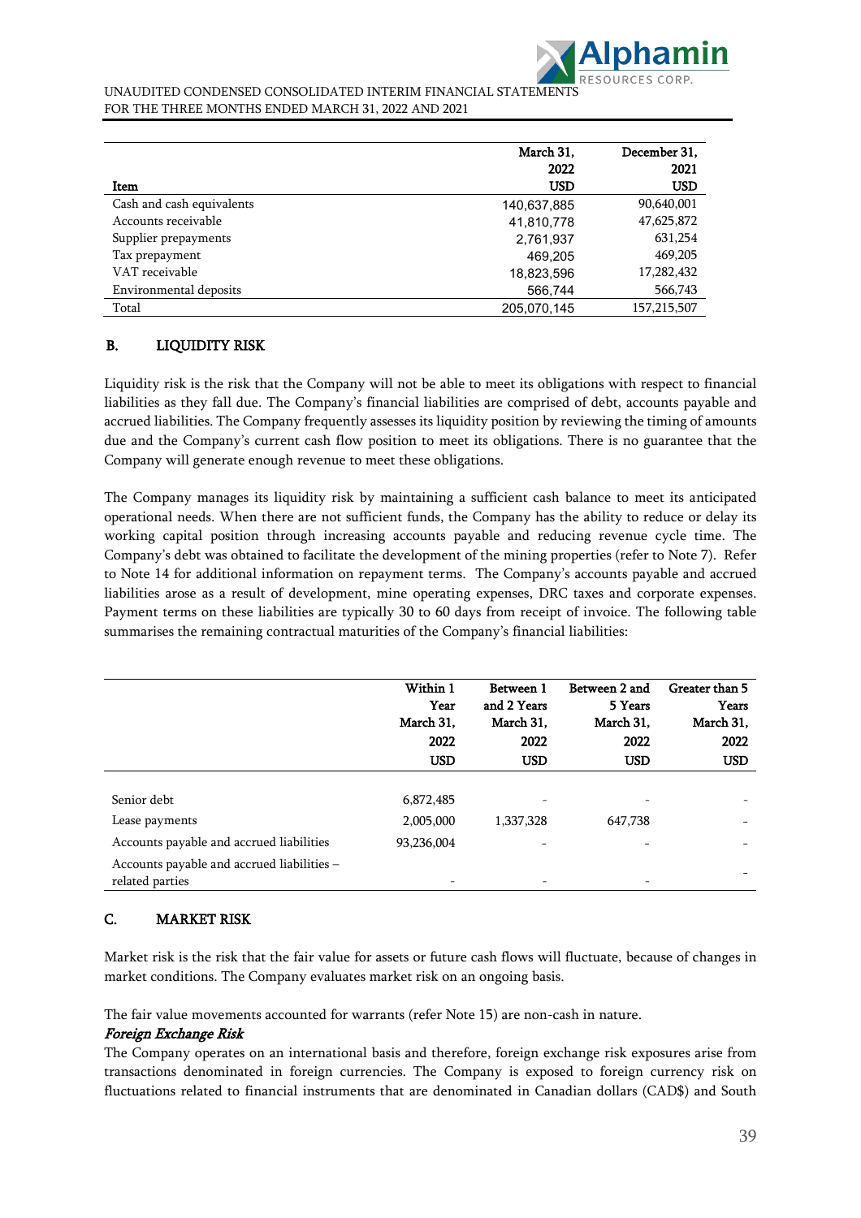| Item | March 31, 2022 USD | December 31, 2021 USD |
|---|---|---|
| Cash and cash equivalents | 140,637,885 | 90,640,001 |
| Accounts receivable | 41,810,778 | 47,625,872 |
| Supplier prepayments | 2,761,937 | 631,254 |
| Tax prepayment | 469,205 | 469,205 |
| VAT receivable | 18,823,596 | 17,282,432 |
| Environmental deposits | 566,744 | 566,743 |
| Total | 205,070,145 | 157,215,507 |

### B. LIQUIDITY RISK

Liquidity risk is the risk that the Company will not be able to meet its obligations with respect to financial liabilities as they fall due. The Company's financial liabilities are comprised of debt, accounts payable and accrued liabilities. The Company frequently assesses its liquidity position by reviewing the timing of amounts due and the Company's current cash flow position to meet its obligations. There is no guarantee that the Company will generate enough revenue to meet these obligations.

The Company manages its liquidity risk by maintaining a sufficient cash balance to meet its anticipated operational needs. When there are not sufficient funds, the Company has the ability to reduce or delay its working capital position through increasing accounts payable and reducing revenue cycle time. The Company's debt was obtained to facilitate the development of the mining properties (refer to Note 7). Refer to Note 14 for additional information on repayment terms. The Company's accounts payable and accrued liabilities arose as a result of development, mine operating expenses, DRC taxes and corporate expenses. Payment terms on these liabilities are typically 30 to 60 days from receipt of invoice. The following table summarises the remaining contractual maturities of the Company's financial liabilities:

| | Within 1 Year March 31, 2022 USD | Between 1 and 2 Years March 31, 2022 USD | Between 2 and 5 Years March 31, 2022 USD | Greater than 5 Years March 31, 2022 USD |
|---|---|---|---|---|
| Senior debt | 6,872,485 | - | - | - |
| Lease payments | 2,005,000 | 1,337,328 | 647,738 | - |
| Accounts payable and accrued liabilities | 93,236,004 | - | - | - |
| Accounts payable and accrued liabilities – related parties | - | - | - | - |

### C. MARKET RISK

Market risk is the risk that the fair value for assets or future cash flows will fluctuate, because of changes in market conditions. The Company evaluates market risk on an ongoing basis.

The fair value movements accounted for warrants (refer Note 15) are non-cash in nature.

*Foreign Exchange Risk*

The Company operates on an international basis and therefore, foreign exchange risk exposures arise from transactions denominated in foreign currencies. The Company is exposed to foreign currency risk on fluctuations related to financial instruments that are denominated in Canadian dollars (CAD$) and South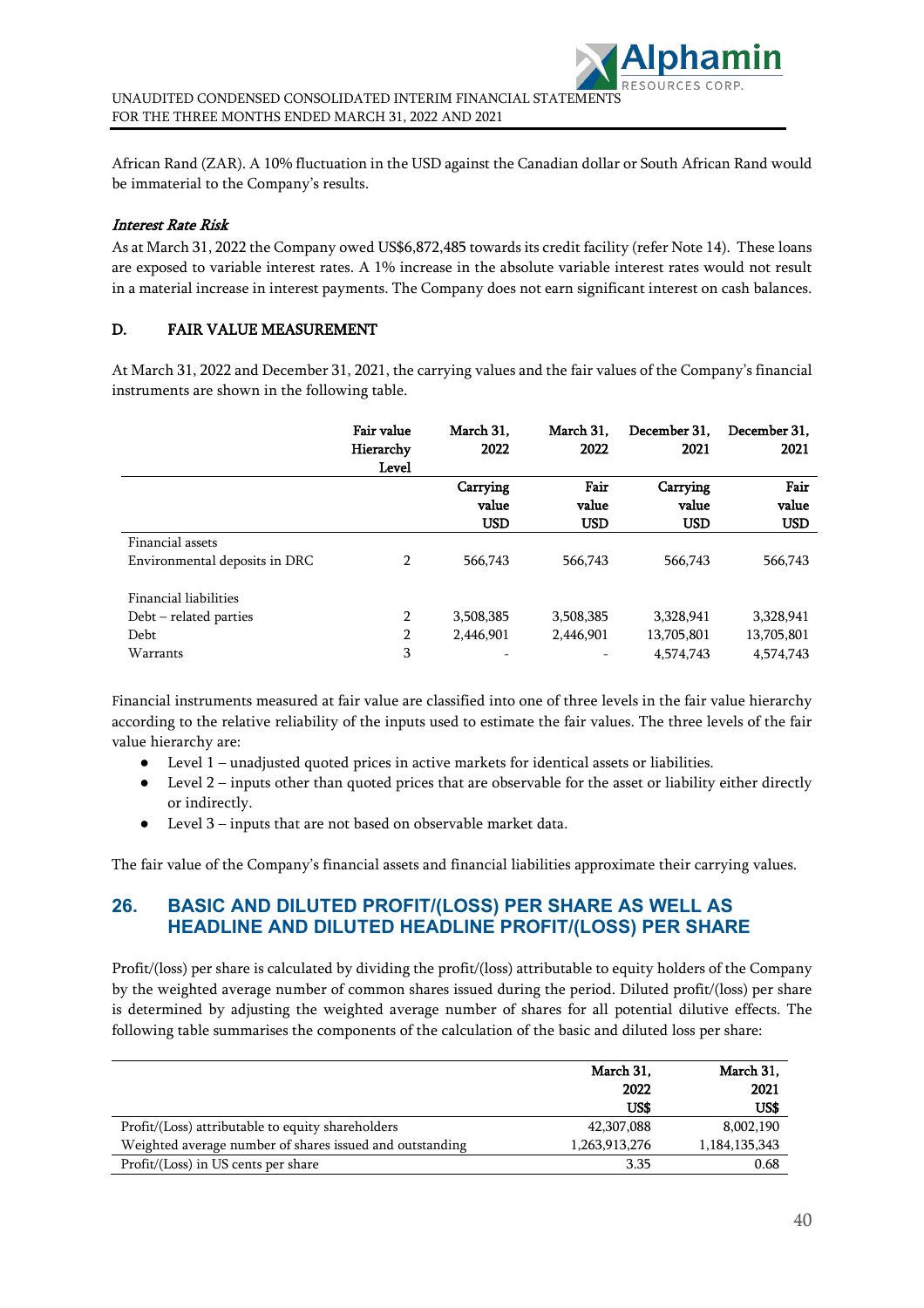African Rand (ZAR). A 10% fluctuation in the USD against the Canadian dollar or South African Rand would be immaterial to the Company's results.

*Interest Rate Risk*

As at March 31, 2022 the Company owed US$6,872,485 towards its credit facility (refer Note 14). These loans are exposed to variable interest rates. A 1% increase in the absolute variable interest rates would not result in a material increase in interest payments. The Company does not earn significant interest on cash balances.

### D. FAIR VALUE MEASUREMENT

At March 31, 2022 and December 31, 2021, the carrying values and the fair values of the Company's financial instruments are shown in the following table.

| | Fair value Hierarchy Level | March 31, 2022 | March 31, 2022 | December 31, 2021 | December 31, 2021 |
|---|---|---|---|---|---|
| | | Carrying value USD | Fair value USD | Carrying value USD | Fair value USD |
| Financial assets | | | | | |
| Environmental deposits in DRC | 2 | 566,743 | 566,743 | 566,743 | 566,743 |
| | | | | | |
| Financial liabilities | | | | | |
| Debt – related parties | 2 | 3,508,385 | 3,508,385 | 3,328,941 | 3,328,941 |
| Debt | 2 | 2,446,901 | 2,446,901 | 13,705,801 | 13,705,801 |
| Warrants | 3 | - | - | 4,574,743 | 4,574,743 |

Financial instruments measured at fair value are classified into one of three levels in the fair value hierarchy according to the relative reliability of the inputs used to estimate the fair values. The three levels of the fair value hierarchy are:

- Level 1 – unadjusted quoted prices in active markets for identical assets or liabilities.
- Level 2 – inputs other than quoted prices that are observable for the asset or liability either directly or indirectly.
- Level 3 – inputs that are not based on observable market data.

The fair value of the Company's financial assets and financial liabilities approximate their carrying values.

## 26. BASIC AND DILUTED PROFIT/(LOSS) PER SHARE AS WELL AS HEADLINE AND DILUTED HEADLINE PROFIT/(LOSS) PER SHARE

Profit/(loss) per share is calculated by dividing the profit/(loss) attributable to equity holders of the Company by the weighted average number of common shares issued during the period. Diluted profit/(loss) per share is determined by adjusting the weighted average number of shares for all potential dilutive effects. The following table summarises the components of the calculation of the basic and diluted loss per share:

| | March 31, 2022 US$ | March 31, 2021 US$ |
|---|---|---|
| Profit/(Loss) attributable to equity shareholders | 42,307,088 | 8,002,190 |
| Weighted average number of shares issued and outstanding | 1,263,913,276 | 1,184,135,343 |
| Profit/(Loss) in US cents per share | 3.35 | 0.68 |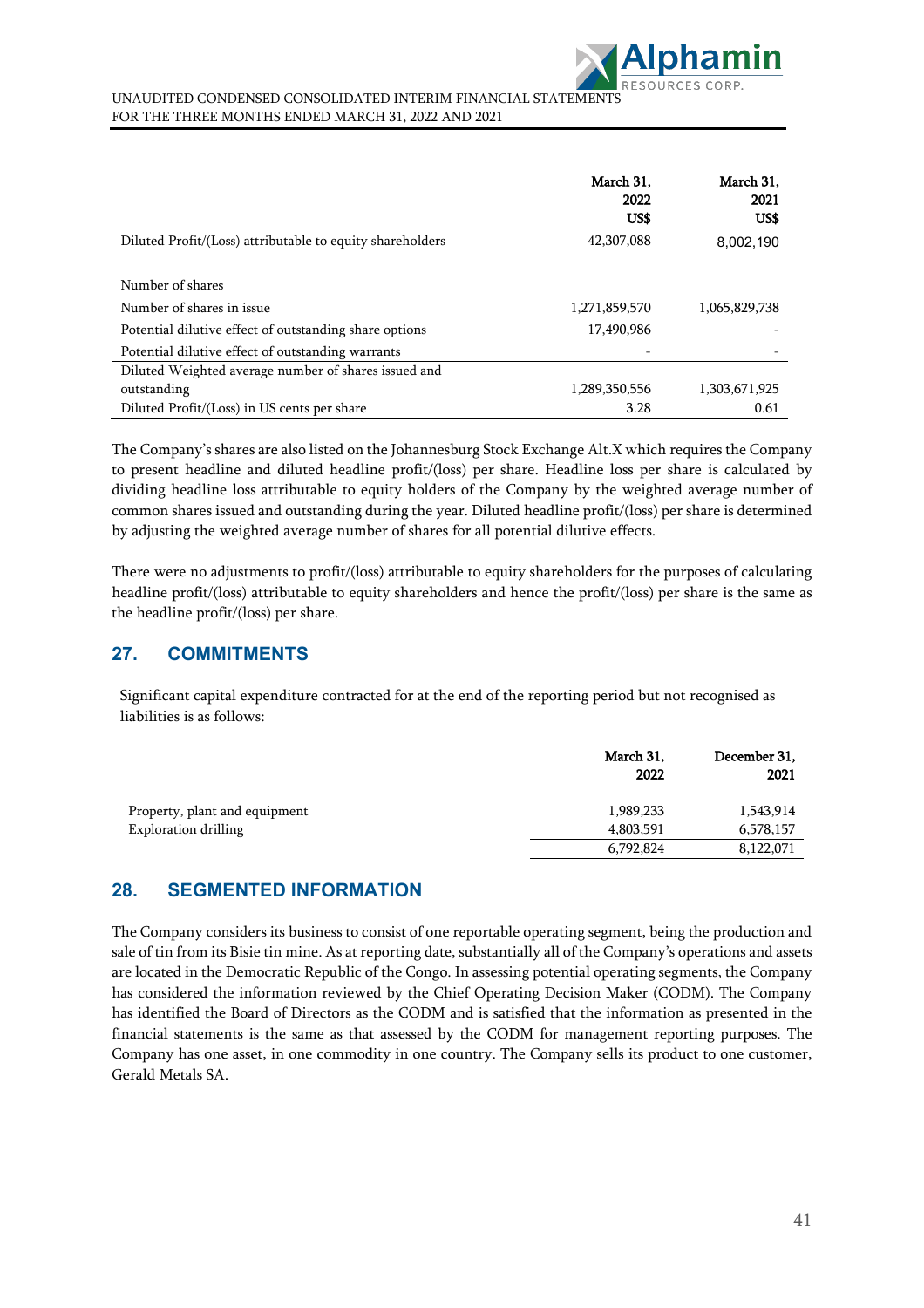| | March 31, 2022 US$ | March 31, 2021 US$ |
|---|---|---|
| Diluted Profit/(Loss) attributable to equity shareholders | 42,307,088 | 8,002,190 |
| | | |
| Number of shares | | |
| Number of shares in issue | 1,271,859,570 | 1,065,829,738 |
| Potential dilutive effect of outstanding share options | 17,490,986 | - |
| Potential dilutive effect of outstanding warrants | - | - |
| Diluted Weighted average number of shares issued and outstanding | 1,289,350,556 | 1,303,671,925 |
| Diluted Profit/(Loss) in US cents per share | 3.28 | 0.61 |

The Company's shares are also listed on the Johannesburg Stock Exchange Alt.X which requires the Company to present headline and diluted headline profit/(loss) per share. Headline loss per share is calculated by dividing headline loss attributable to equity holders of the Company by the weighted average number of common shares issued and outstanding during the year. Diluted headline profit/(loss) per share is determined by adjusting the weighted average number of shares for all potential dilutive effects.

There were no adjustments to profit/(loss) attributable to equity shareholders for the purposes of calculating headline profit/(loss) attributable to equity shareholders and hence the profit/(loss) per share is the same as the headline profit/(loss) per share.

## 27. COMMITMENTS

Significant capital expenditure contracted for at the end of the reporting period but not recognised as liabilities is as follows:

| | March 31, 2022 | December 31, 2021 |
|---|---|---|
| Property, plant and equipment | 1,989,233 | 1,543,914 |
| Exploration drilling | 4,803,591 | 6,578,157 |
| | 6,792,824 | 8,122,071 |

## 28. SEGMENTED INFORMATION

The Company considers its business to consist of one reportable operating segment, being the production and sale of tin from its Bisie tin mine. As at reporting date, substantially all of the Company's operations and assets are located in the Democratic Republic of the Congo. In assessing potential operating segments, the Company has considered the information reviewed by the Chief Operating Decision Maker (CODM). The Company has identified the Board of Directors as the CODM and is satisfied that the information as presented in the financial statements is the same as that assessed by the CODM for management reporting purposes. The Company has one asset, in one commodity in one country. The Company sells its product to one customer, Gerald Metals SA.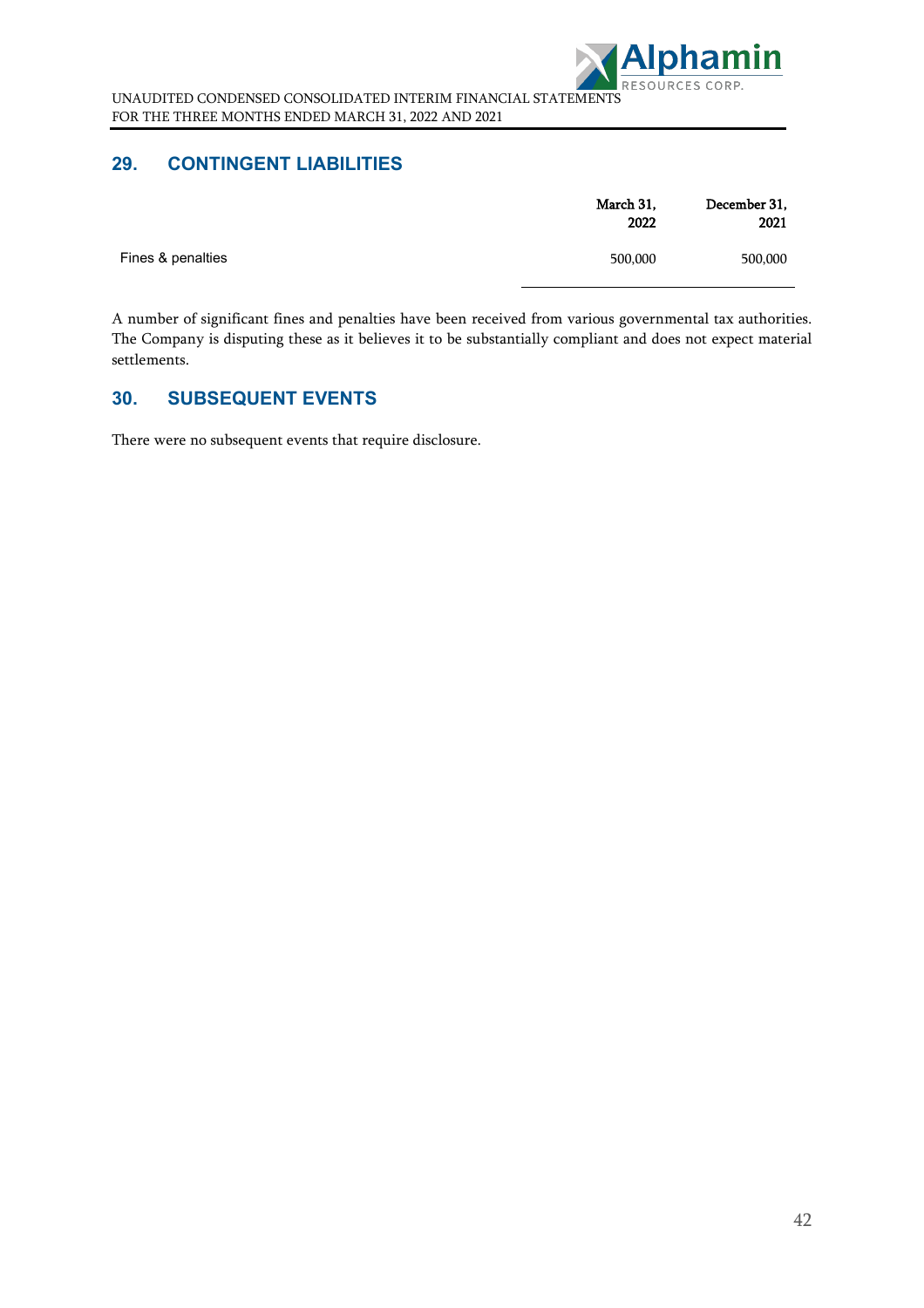## 29. CONTINGENT LIABILITIES

| | March 31, 2022 | December 31, 2021 |
|---|---|---|
| Fines & penalties | 500,000 | 500,000 |

A number of significant fines and penalties have been received from various governmental tax authorities. The Company is disputing these as it believes it to be substantially compliant and does not expect material settlements.

## 30. SUBSEQUENT EVENTS

There were no subsequent events that require disclosure.